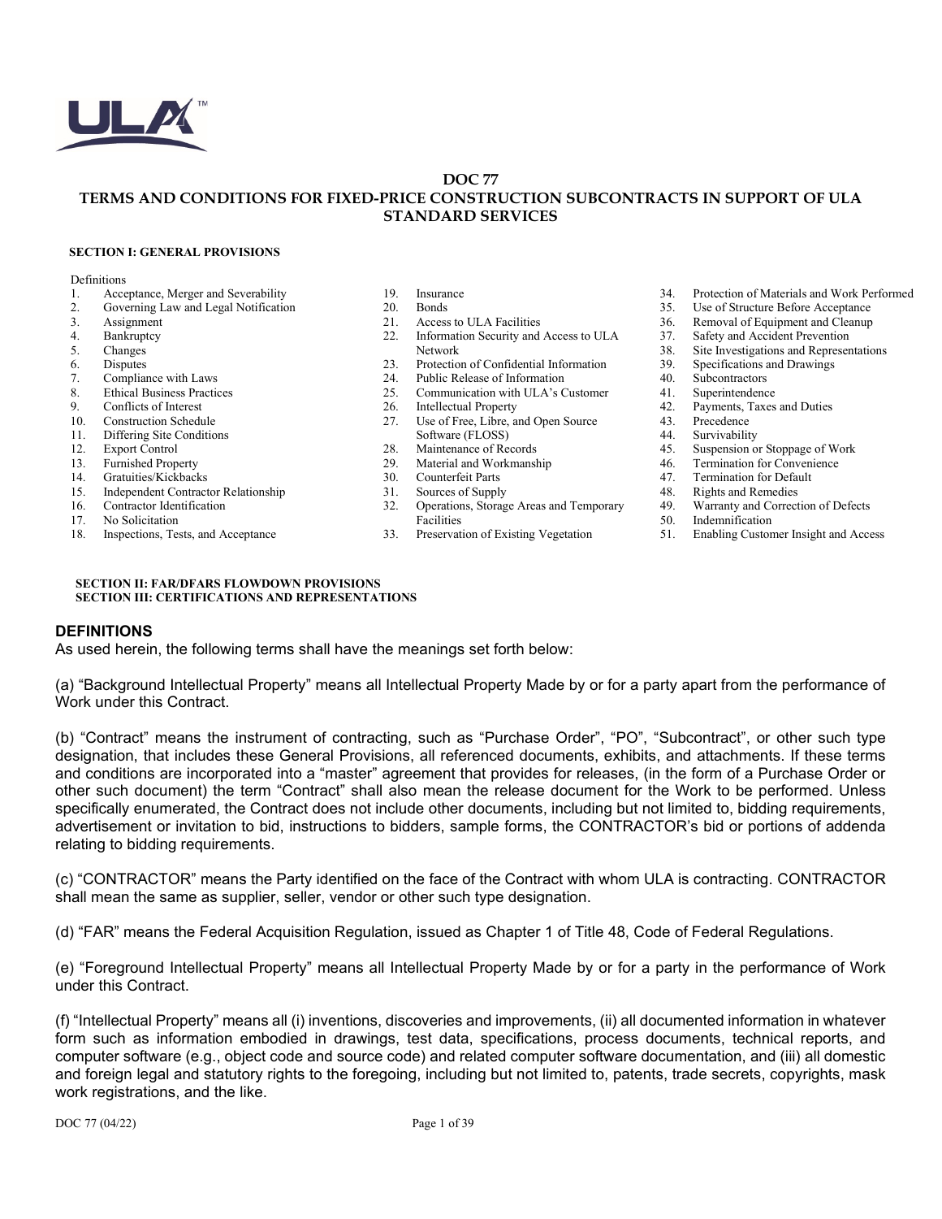# DOC 77

## TERMS AND CONDITIONS FOR FIXED-PRICE CONSTRUCTION SUBCONTRACTS IN SUPPORT OF ULA STANDARD SERVICES

### SECTION I: GENERAL PROVISIONS

Definitions
1. Acceptance, Merger and Severability
2. Governing Law and Legal Notification
3. Assignment
4. Bankruptcy
5. Changes
6. Disputes
7. Compliance with Laws
8. Ethical Business Practices
9. Conflicts of Interest
10. Construction Schedule
11. Differing Site Conditions
12. Export Control
13. Furnished Property
14. Gratuities/Kickbacks
15. Independent Contractor Relationship
16. Contractor Identification
17. No Solicitation
18. Inspections, Tests, and Acceptance
19. Insurance
20. Bonds
21. Access to ULA Facilities
22. Information Security and Access to ULA Network
23. Protection of Confidential Information
24. Public Release of Information
25. Communication with ULA's Customer
26. Intellectual Property
27. Use of Free, Libre, and Open Source Software (FLOSS)
28. Maintenance of Records
29. Material and Workmanship
30. Counterfeit Parts
31. Sources of Supply
32. Operations, Storage Areas and Temporary Facilities
33. Preservation of Existing Vegetation
34. Protection of Materials and Work Performed
35. Use of Structure Before Acceptance
36. Removal of Equipment and Cleanup
37. Safety and Accident Prevention
38. Site Investigations and Representations
39. Specifications and Drawings
40. Subcontractors
41. Superintendence
42. Payments, Taxes and Duties
43. Precedence
44. Survivability
45. Suspension or Stoppage of Work
46. Termination for Convenience
47. Termination for Default
48. Rights and Remedies
49. Warranty and Correction of Defects
50. Indemnification
51. Enabling Customer Insight and Access

### SECTION II: FAR/DFARS FLOWDOWN PROVISIONS
### SECTION III: CERTIFICATIONS AND REPRESENTATIONS

## DEFINITIONS

As used herein, the following terms shall have the meanings set forth below:

(a) "Background Intellectual Property" means all Intellectual Property Made by or for a party apart from the performance of Work under this Contract.

(b) "Contract" means the instrument of contracting, such as "Purchase Order", "PO", "Subcontract", or other such type designation, that includes these General Provisions, all referenced documents, exhibits, and attachments. If these terms and conditions are incorporated into a "master" agreement that provides for releases, (in the form of a Purchase Order or other such document) the term "Contract" shall also mean the release document for the Work to be performed. Unless specifically enumerated, the Contract does not include other documents, including but not limited to, bidding requirements, advertisement or invitation to bid, instructions to bidders, sample forms, the CONTRACTOR's bid or portions of addenda relating to bidding requirements.

(c) "CONTRACTOR" means the Party identified on the face of the Contract with whom ULA is contracting. CONTRACTOR shall mean the same as supplier, seller, vendor or other such type designation.

(d) "FAR" means the Federal Acquisition Regulation, issued as Chapter 1 of Title 48, Code of Federal Regulations.

(e) "Foreground Intellectual Property" means all Intellectual Property Made by or for a party in the performance of Work under this Contract.

(f) "Intellectual Property" means all (i) inventions, discoveries and improvements, (ii) all documented information in whatever form such as information embodied in drawings, test data, specifications, process documents, technical reports, and computer software (e.g., object code and source code) and related computer software documentation, and (iii) all domestic and foreign legal and statutory rights to the foregoing, including but not limited to, patents, trade secrets, copyrights, mask work registrations, and the like.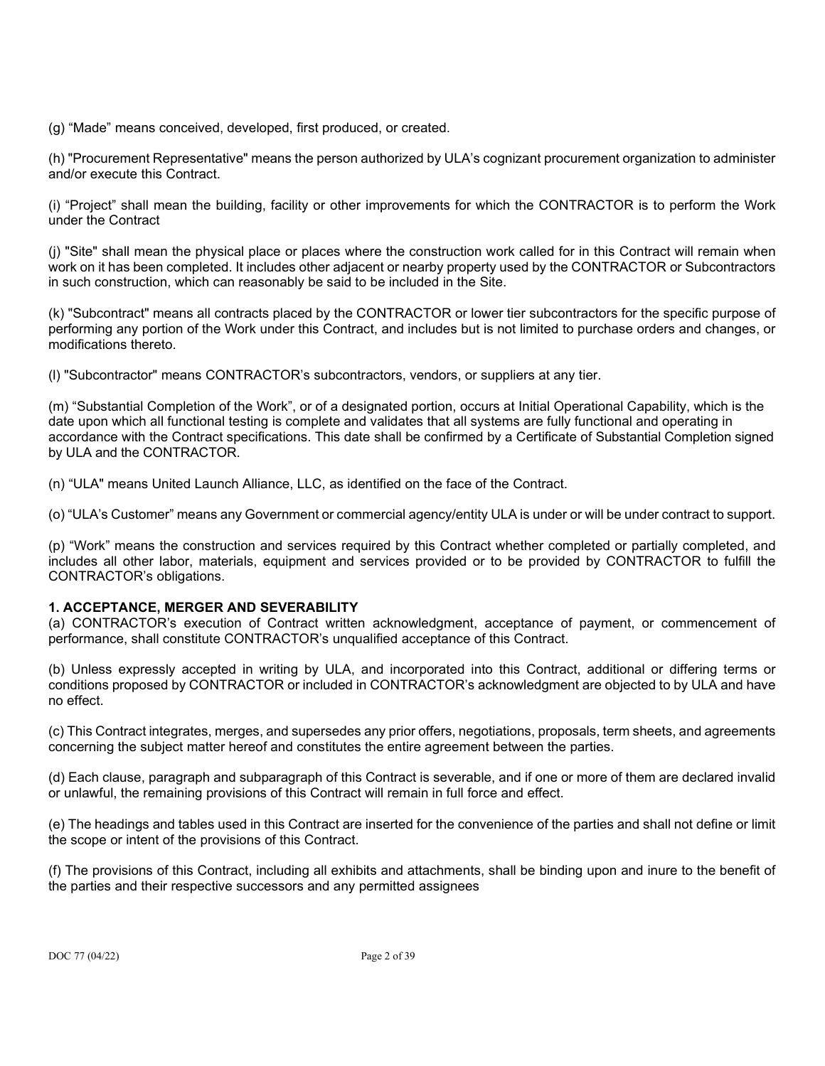(g) “Made” means conceived, developed, first produced, or created.

(h) "Procurement Representative" means the person authorized by ULA’s cognizant procurement organization to administer and/or execute this Contract.

(i) “Project” shall mean the building, facility or other improvements for which the CONTRACTOR is to perform the Work under the Contract

(j) "Site" shall mean the physical place or places where the construction work called for in this Contract will remain when work on it has been completed. It includes other adjacent or nearby property used by the CONTRACTOR or Subcontractors in such construction, which can reasonably be said to be included in the Site.

(k) "Subcontract" means all contracts placed by the CONTRACTOR or lower tier subcontractors for the specific purpose of performing any portion of the Work under this Contract, and includes but is not limited to purchase orders and changes, or modifications thereto.

(l) "Subcontractor" means CONTRACTOR’s subcontractors, vendors, or suppliers at any tier.

(m) “Substantial Completion of the Work”, or of a designated portion, occurs at Initial Operational Capability, which is the date upon which all functional testing is complete and validates that all systems are fully functional and operating in accordance with the Contract specifications. This date shall be confirmed by a Certificate of Substantial Completion signed by ULA and the CONTRACTOR.

(n) “ULA" means United Launch Alliance, LLC, as identified on the face of the Contract.

(o) “ULA’s Customer” means any Government or commercial agency/entity ULA is under or will be under contract to support.

(p) “Work” means the construction and services required by this Contract whether completed or partially completed, and includes all other labor, materials, equipment and services provided or to be provided by CONTRACTOR to fulfill the CONTRACTOR’s obligations.

**1. ACCEPTANCE, MERGER AND SEVERABILITY**

(a) CONTRACTOR’s execution of Contract written acknowledgment, acceptance of payment, or commencement of performance, shall constitute CONTRACTOR’s unqualified acceptance of this Contract.

(b) Unless expressly accepted in writing by ULA, and incorporated into this Contract, additional or differing terms or conditions proposed by CONTRACTOR or included in CONTRACTOR’s acknowledgment are objected to by ULA and have no effect.

(c) This Contract integrates, merges, and supersedes any prior offers, negotiations, proposals, term sheets, and agreements concerning the subject matter hereof and constitutes the entire agreement between the parties.

(d) Each clause, paragraph and subparagraph of this Contract is severable, and if one or more of them are declared invalid or unlawful, the remaining provisions of this Contract will remain in full force and effect.

(e) The headings and tables used in this Contract are inserted for the convenience of the parties and shall not define or limit the scope or intent of the provisions of this Contract.

(f) The provisions of this Contract, including all exhibits and attachments, shall be binding upon and inure to the benefit of the parties and their respective successors and any permitted assignees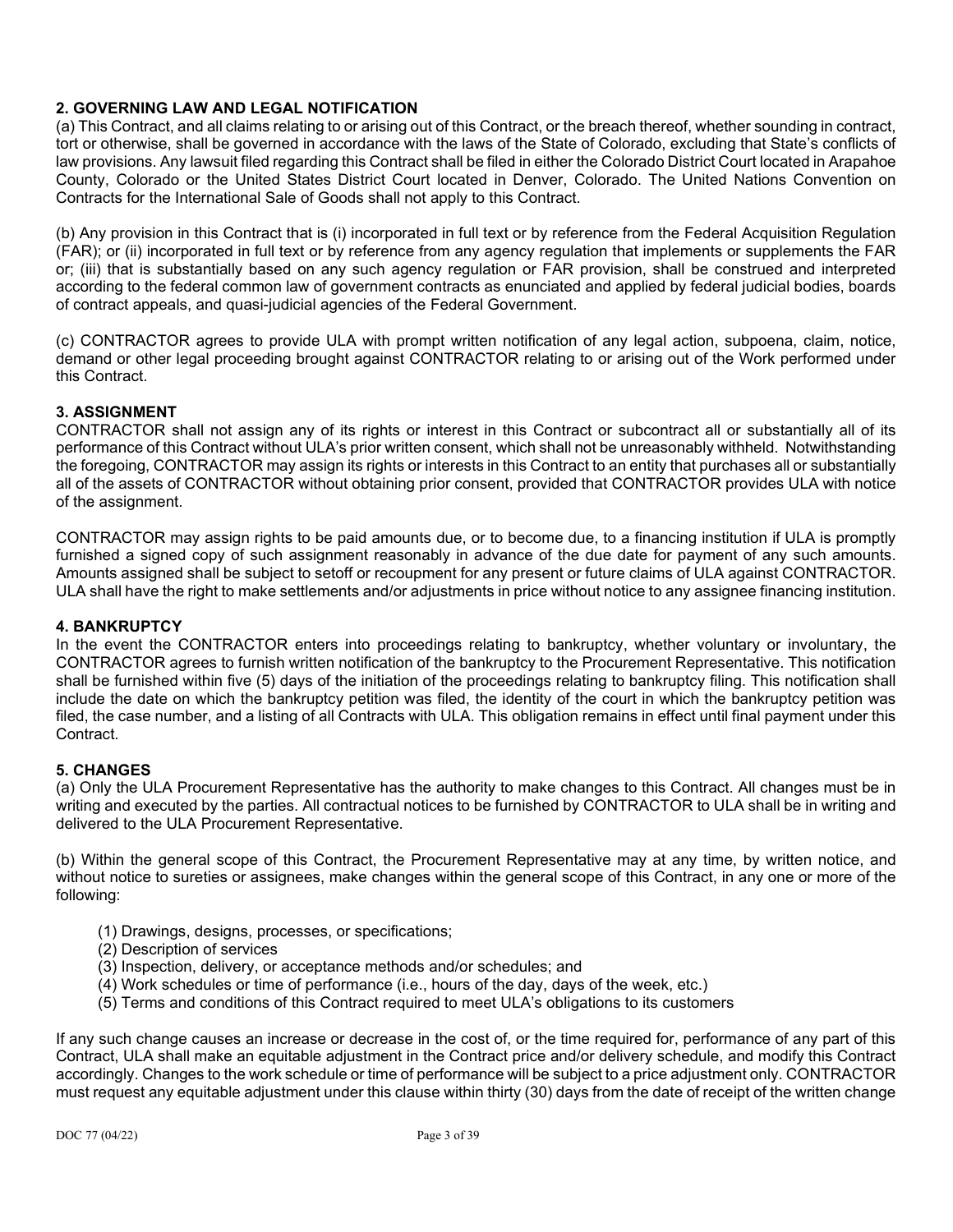## 2. GOVERNING LAW AND LEGAL NOTIFICATION

(a) This Contract, and all claims relating to or arising out of this Contract, or the breach thereof, whether sounding in contract, tort or otherwise, shall be governed in accordance with the laws of the State of Colorado, excluding that State's conflicts of law provisions. Any lawsuit filed regarding this Contract shall be filed in either the Colorado District Court located in Arapahoe County, Colorado or the United States District Court located in Denver, Colorado. The United Nations Convention on Contracts for the International Sale of Goods shall not apply to this Contract.

(b) Any provision in this Contract that is (i) incorporated in full text or by reference from the Federal Acquisition Regulation (FAR); or (ii) incorporated in full text or by reference from any agency regulation that implements or supplements the FAR or; (iii) that is substantially based on any such agency regulation or FAR provision, shall be construed and interpreted according to the federal common law of government contracts as enunciated and applied by federal judicial bodies, boards of contract appeals, and quasi-judicial agencies of the Federal Government.

(c) CONTRACTOR agrees to provide ULA with prompt written notification of any legal action, subpoena, claim, notice, demand or other legal proceeding brought against CONTRACTOR relating to or arising out of the Work performed under this Contract.

## 3. ASSIGNMENT

CONTRACTOR shall not assign any of its rights or interest in this Contract or subcontract all or substantially all of its performance of this Contract without ULA's prior written consent, which shall not be unreasonably withheld. Notwithstanding the foregoing, CONTRACTOR may assign its rights or interests in this Contract to an entity that purchases all or substantially all of the assets of CONTRACTOR without obtaining prior consent, provided that CONTRACTOR provides ULA with notice of the assignment.

CONTRACTOR may assign rights to be paid amounts due, or to become due, to a financing institution if ULA is promptly furnished a signed copy of such assignment reasonably in advance of the due date for payment of any such amounts. Amounts assigned shall be subject to setoff or recoupment for any present or future claims of ULA against CONTRACTOR. ULA shall have the right to make settlements and/or adjustments in price without notice to any assignee financing institution.

## 4. BANKRUPTCY

In the event the CONTRACTOR enters into proceedings relating to bankruptcy, whether voluntary or involuntary, the CONTRACTOR agrees to furnish written notification of the bankruptcy to the Procurement Representative. This notification shall be furnished within five (5) days of the initiation of the proceedings relating to bankruptcy filing. This notification shall include the date on which the bankruptcy petition was filed, the identity of the court in which the bankruptcy petition was filed, the case number, and a listing of all Contracts with ULA. This obligation remains in effect until final payment under this Contract.

## 5. CHANGES

(a) Only the ULA Procurement Representative has the authority to make changes to this Contract. All changes must be in writing and executed by the parties. All contractual notices to be furnished by CONTRACTOR to ULA shall be in writing and delivered to the ULA Procurement Representative.

(b) Within the general scope of this Contract, the Procurement Representative may at any time, by written notice, and without notice to sureties or assignees, make changes within the general scope of this Contract, in any one or more of the following:

(1) Drawings, designs, processes, or specifications;
(2) Description of services
(3) Inspection, delivery, or acceptance methods and/or schedules; and
(4) Work schedules or time of performance (i.e., hours of the day, days of the week, etc.)
(5) Terms and conditions of this Contract required to meet ULA's obligations to its customers

If any such change causes an increase or decrease in the cost of, or the time required for, performance of any part of this Contract, ULA shall make an equitable adjustment in the Contract price and/or delivery schedule, and modify this Contract accordingly. Changes to the work schedule or time of performance will be subject to a price adjustment only. CONTRACTOR must request any equitable adjustment under this clause within thirty (30) days from the date of receipt of the written change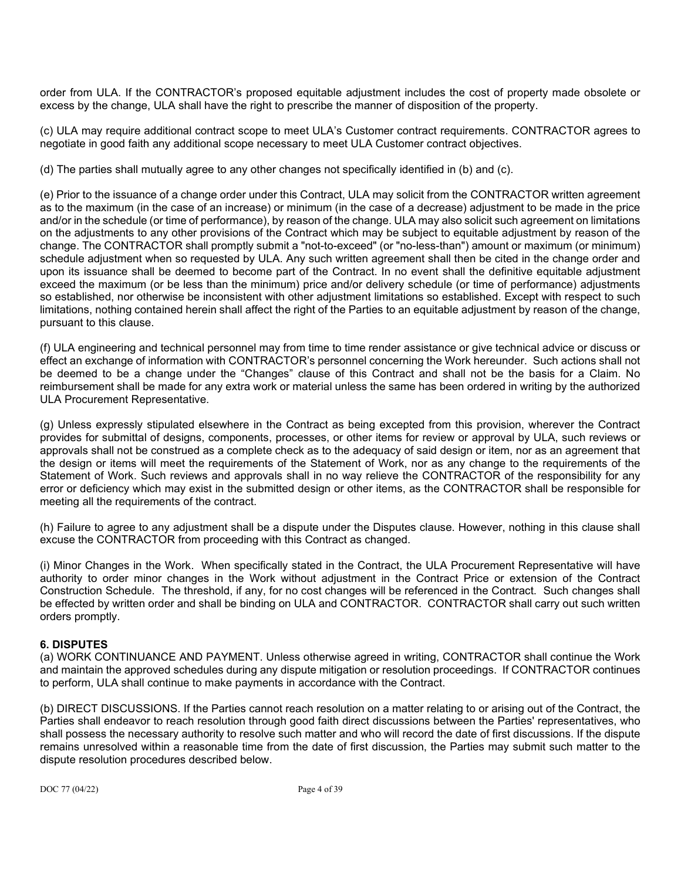order from ULA. If the CONTRACTOR's proposed equitable adjustment includes the cost of property made obsolete or excess by the change, ULA shall have the right to prescribe the manner of disposition of the property.

(c) ULA may require additional contract scope to meet ULA's Customer contract requirements. CONTRACTOR agrees to negotiate in good faith any additional scope necessary to meet ULA Customer contract objectives.

(d) The parties shall mutually agree to any other changes not specifically identified in (b) and (c).

(e) Prior to the issuance of a change order under this Contract, ULA may solicit from the CONTRACTOR written agreement as to the maximum (in the case of an increase) or minimum (in the case of a decrease) adjustment to be made in the price and/or in the schedule (or time of performance), by reason of the change. ULA may also solicit such agreement on limitations on the adjustments to any other provisions of the Contract which may be subject to equitable adjustment by reason of the change. The CONTRACTOR shall promptly submit a "not-to-exceed" (or "no-less-than") amount or maximum (or minimum) schedule adjustment when so requested by ULA. Any such written agreement shall then be cited in the change order and upon its issuance shall be deemed to become part of the Contract. In no event shall the definitive equitable adjustment exceed the maximum (or be less than the minimum) price and/or delivery schedule (or time of performance) adjustments so established, nor otherwise be inconsistent with other adjustment limitations so established. Except with respect to such limitations, nothing contained herein shall affect the right of the Parties to an equitable adjustment by reason of the change, pursuant to this clause.

(f) ULA engineering and technical personnel may from time to time render assistance or give technical advice or discuss or effect an exchange of information with CONTRACTOR's personnel concerning the Work hereunder. Such actions shall not be deemed to be a change under the "Changes" clause of this Contract and shall not be the basis for a Claim. No reimbursement shall be made for any extra work or material unless the same has been ordered in writing by the authorized ULA Procurement Representative.

(g) Unless expressly stipulated elsewhere in the Contract as being excepted from this provision, wherever the Contract provides for submittal of designs, components, processes, or other items for review or approval by ULA, such reviews or approvals shall not be construed as a complete check as to the adequacy of said design or item, nor as an agreement that the design or items will meet the requirements of the Statement of Work, nor as any change to the requirements of the Statement of Work. Such reviews and approvals shall in no way relieve the CONTRACTOR of the responsibility for any error or deficiency which may exist in the submitted design or other items, as the CONTRACTOR shall be responsible for meeting all the requirements of the contract.

(h) Failure to agree to any adjustment shall be a dispute under the Disputes clause. However, nothing in this clause shall excuse the CONTRACTOR from proceeding with this Contract as changed.

(i) Minor Changes in the Work. When specifically stated in the Contract, the ULA Procurement Representative will have authority to order minor changes in the Work without adjustment in the Contract Price or extension of the Contract Construction Schedule. The threshold, if any, for no cost changes will be referenced in the Contract. Such changes shall be effected by written order and shall be binding on ULA and CONTRACTOR. CONTRACTOR shall carry out such written orders promptly.

## 6. DISPUTES

(a) WORK CONTINUANCE AND PAYMENT. Unless otherwise agreed in writing, CONTRACTOR shall continue the Work and maintain the approved schedules during any dispute mitigation or resolution proceedings. If CONTRACTOR continues to perform, ULA shall continue to make payments in accordance with the Contract.

(b) DIRECT DISCUSSIONS. If the Parties cannot reach resolution on a matter relating to or arising out of the Contract, the Parties shall endeavor to reach resolution through good faith direct discussions between the Parties' representatives, who shall possess the necessary authority to resolve such matter and who will record the date of first discussions. If the dispute remains unresolved within a reasonable time from the date of first discussion, the Parties may submit such matter to the dispute resolution procedures described below.

DOC 77 (04/22)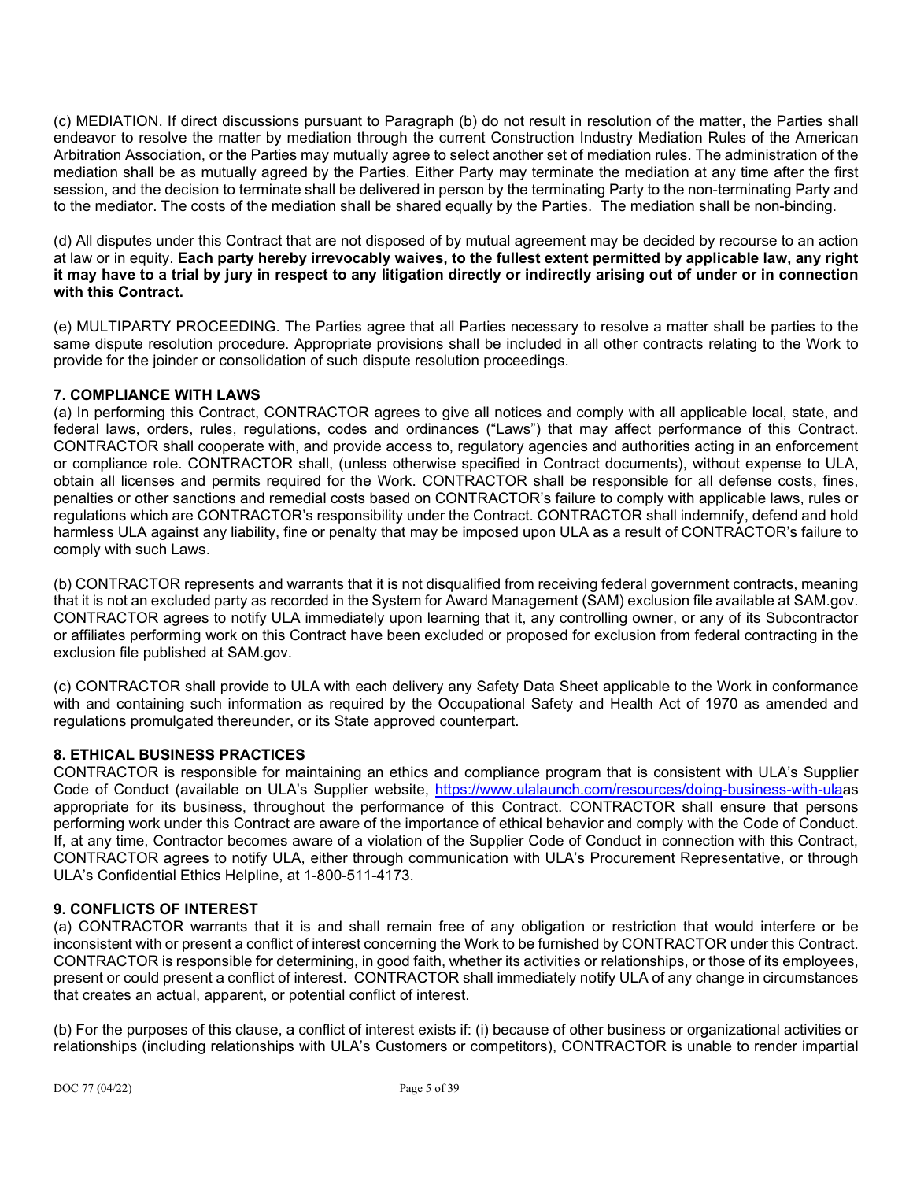(c) MEDIATION. If direct discussions pursuant to Paragraph (b) do not result in resolution of the matter, the Parties shall endeavor to resolve the matter by mediation through the current Construction Industry Mediation Rules of the American Arbitration Association, or the Parties may mutually agree to select another set of mediation rules. The administration of the mediation shall be as mutually agreed by the Parties. Either Party may terminate the mediation at any time after the first session, and the decision to terminate shall be delivered in person by the terminating Party to the non-terminating Party and to the mediator. The costs of the mediation shall be shared equally by the Parties. The mediation shall be non-binding.

(d) All disputes under this Contract that are not disposed of by mutual agreement may be decided by recourse to an action at law or in equity. **Each party hereby irrevocably waives, to the fullest extent permitted by applicable law, any right it may have to a trial by jury in respect to any litigation directly or indirectly arising out of under or in connection with this Contract.**

(e) MULTIPARTY PROCEEDING. The Parties agree that all Parties necessary to resolve a matter shall be parties to the same dispute resolution procedure. Appropriate provisions shall be included in all other contracts relating to the Work to provide for the joinder or consolidation of such dispute resolution proceedings.

## 7. COMPLIANCE WITH LAWS

(a) In performing this Contract, CONTRACTOR agrees to give all notices and comply with all applicable local, state, and federal laws, orders, rules, regulations, codes and ordinances ("Laws") that may affect performance of this Contract. CONTRACTOR shall cooperate with, and provide access to, regulatory agencies and authorities acting in an enforcement or compliance role. CONTRACTOR shall, (unless otherwise specified in Contract documents), without expense to ULA, obtain all licenses and permits required for the Work. CONTRACTOR shall be responsible for all defense costs, fines, penalties or other sanctions and remedial costs based on CONTRACTOR's failure to comply with applicable laws, rules or regulations which are CONTRACTOR's responsibility under the Contract. CONTRACTOR shall indemnify, defend and hold harmless ULA against any liability, fine or penalty that may be imposed upon ULA as a result of CONTRACTOR's failure to comply with such Laws.

(b) CONTRACTOR represents and warrants that it is not disqualified from receiving federal government contracts, meaning that it is not an excluded party as recorded in the System for Award Management (SAM) exclusion file available at SAM.gov. CONTRACTOR agrees to notify ULA immediately upon learning that it, any controlling owner, or any of its Subcontractor or affiliates performing work on this Contract have been excluded or proposed for exclusion from federal contracting in the exclusion file published at SAM.gov.

(c) CONTRACTOR shall provide to ULA with each delivery any Safety Data Sheet applicable to the Work in conformance with and containing such information as required by the Occupational Safety and Health Act of 1970 as amended and regulations promulgated thereunder, or its State approved counterpart.

## 8. ETHICAL BUSINESS PRACTICES

CONTRACTOR is responsible for maintaining an ethics and compliance program that is consistent with ULA's Supplier Code of Conduct (available on ULA's Supplier website, [https://www.ulalaunch.com/resources/doing-business-with-ula](https://www.ulalaunch.com/resources/doing-business-with-ula)as appropriate for its business, throughout the performance of this Contract. CONTRACTOR shall ensure that persons performing work under this Contract are aware of the importance of ethical behavior and comply with the Code of Conduct. If, at any time, Contractor becomes aware of a violation of the Supplier Code of Conduct in connection with this Contract, CONTRACTOR agrees to notify ULA, either through communication with ULA's Procurement Representative, or through ULA's Confidential Ethics Helpline, at 1-800-511-4173.

## 9. CONFLICTS OF INTEREST

(a) CONTRACTOR warrants that it is and shall remain free of any obligation or restriction that would interfere or be inconsistent with or present a conflict of interest concerning the Work to be furnished by CONTRACTOR under this Contract. CONTRACTOR is responsible for determining, in good faith, whether its activities or relationships, or those of its employees, present or could present a conflict of interest. CONTRACTOR shall immediately notify ULA of any change in circumstances that creates an actual, apparent, or potential conflict of interest.

(b) For the purposes of this clause, a conflict of interest exists if: (i) because of other business or organizational activities or relationships (including relationships with ULA's Customers or competitors), CONTRACTOR is unable to render impartial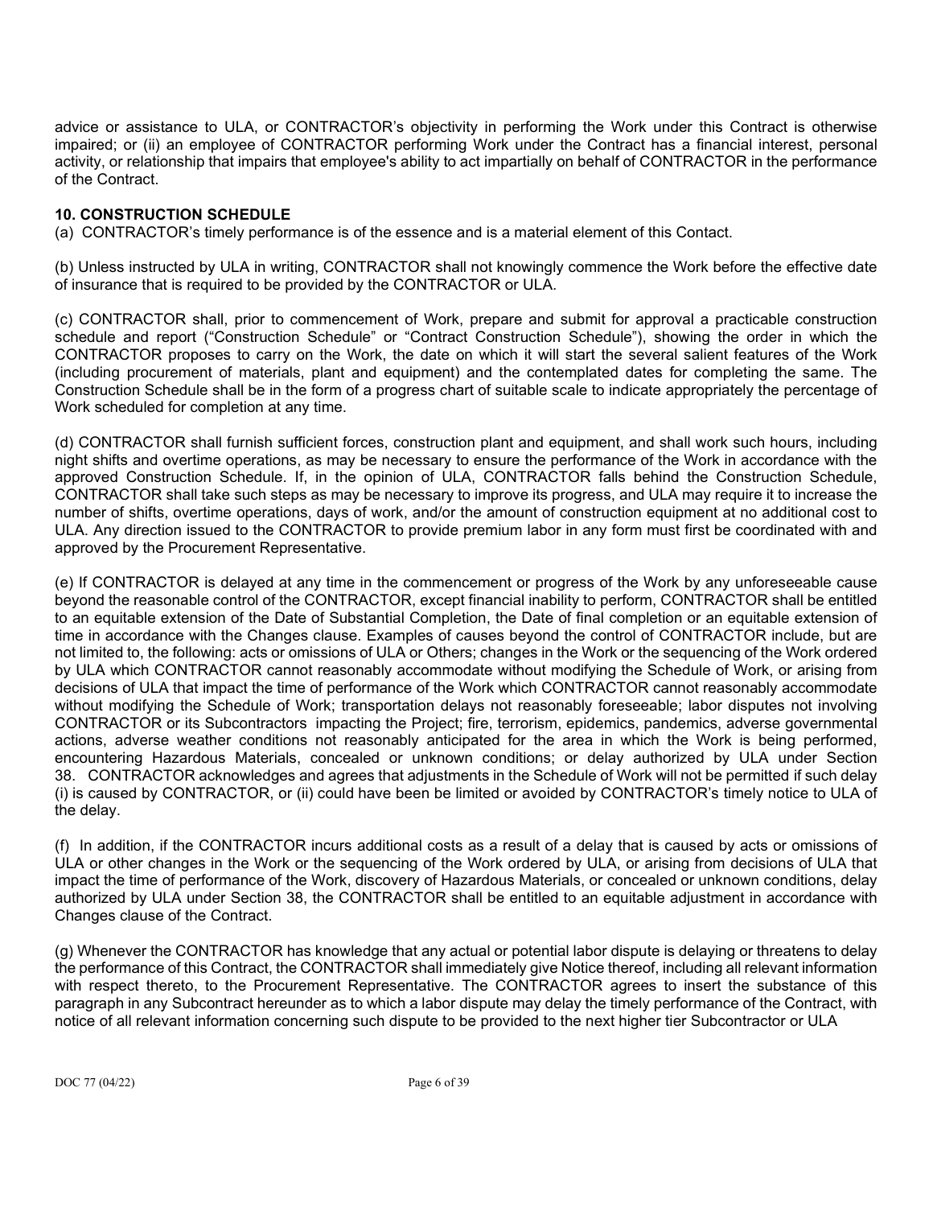advice or assistance to ULA, or CONTRACTOR's objectivity in performing the Work under this Contract is otherwise impaired; or (ii) an employee of CONTRACTOR performing Work under the Contract has a financial interest, personal activity, or relationship that impairs that employee's ability to act impartially on behalf of CONTRACTOR in the performance of the Contract.

**10. CONSTRUCTION SCHEDULE**

(a) CONTRACTOR's timely performance is of the essence and is a material element of this Contact.

(b) Unless instructed by ULA in writing, CONTRACTOR shall not knowingly commence the Work before the effective date of insurance that is required to be provided by the CONTRACTOR or ULA.

(c) CONTRACTOR shall, prior to commencement of Work, prepare and submit for approval a practicable construction schedule and report ("Construction Schedule" or "Contract Construction Schedule"), showing the order in which the CONTRACTOR proposes to carry on the Work, the date on which it will start the several salient features of the Work (including procurement of materials, plant and equipment) and the contemplated dates for completing the same. The Construction Schedule shall be in the form of a progress chart of suitable scale to indicate appropriately the percentage of Work scheduled for completion at any time.

(d) CONTRACTOR shall furnish sufficient forces, construction plant and equipment, and shall work such hours, including night shifts and overtime operations, as may be necessary to ensure the performance of the Work in accordance with the approved Construction Schedule. If, in the opinion of ULA, CONTRACTOR falls behind the Construction Schedule, CONTRACTOR shall take such steps as may be necessary to improve its progress, and ULA may require it to increase the number of shifts, overtime operations, days of work, and/or the amount of construction equipment at no additional cost to ULA. Any direction issued to the CONTRACTOR to provide premium labor in any form must first be coordinated with and approved by the Procurement Representative.

(e) If CONTRACTOR is delayed at any time in the commencement or progress of the Work by any unforeseeable cause beyond the reasonable control of the CONTRACTOR, except financial inability to perform, CONTRACTOR shall be entitled to an equitable extension of the Date of Substantial Completion, the Date of final completion or an equitable extension of time in accordance with the Changes clause. Examples of causes beyond the control of CONTRACTOR include, but are not limited to, the following: acts or omissions of ULA or Others; changes in the Work or the sequencing of the Work ordered by ULA which CONTRACTOR cannot reasonably accommodate without modifying the Schedule of Work, or arising from decisions of ULA that impact the time of performance of the Work which CONTRACTOR cannot reasonably accommodate without modifying the Schedule of Work; transportation delays not reasonably foreseeable; labor disputes not involving CONTRACTOR or its Subcontractors impacting the Project; fire, terrorism, epidemics, pandemics, adverse governmental actions, adverse weather conditions not reasonably anticipated for the area in which the Work is being performed, encountering Hazardous Materials, concealed or unknown conditions; or delay authorized by ULA under Section 38. CONTRACTOR acknowledges and agrees that adjustments in the Schedule of Work will not be permitted if such delay (i) is caused by CONTRACTOR, or (ii) could have been be limited or avoided by CONTRACTOR's timely notice to ULA of the delay.

(f) In addition, if the CONTRACTOR incurs additional costs as a result of a delay that is caused by acts or omissions of ULA or other changes in the Work or the sequencing of the Work ordered by ULA, or arising from decisions of ULA that impact the time of performance of the Work, discovery of Hazardous Materials, or concealed or unknown conditions, delay authorized by ULA under Section 38, the CONTRACTOR shall be entitled to an equitable adjustment in accordance with Changes clause of the Contract.

(g) Whenever the CONTRACTOR has knowledge that any actual or potential labor dispute is delaying or threatens to delay the performance of this Contract, the CONTRACTOR shall immediately give Notice thereof, including all relevant information with respect thereto, to the Procurement Representative. The CONTRACTOR agrees to insert the substance of this paragraph in any Subcontract hereunder as to which a labor dispute may delay the timely performance of the Contract, with notice of all relevant information concerning such dispute to be provided to the next higher tier Subcontractor or ULA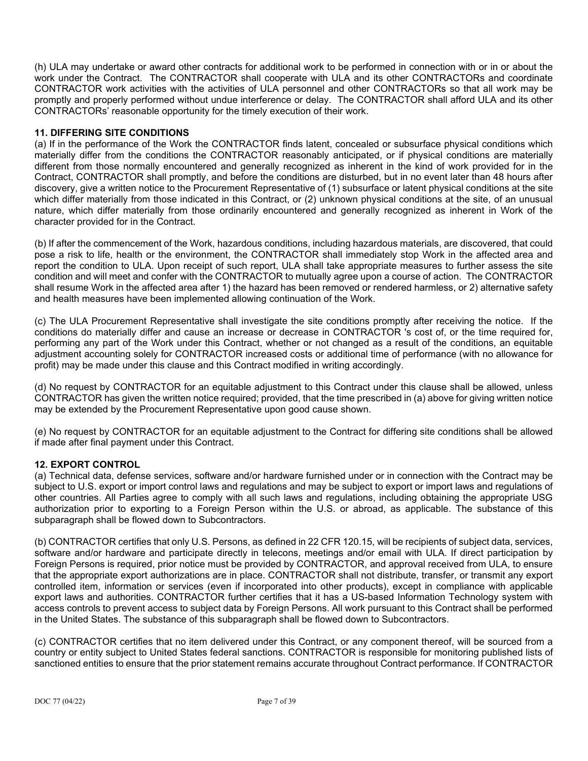(h) ULA may undertake or award other contracts for additional work to be performed in connection with or in or about the work under the Contract. The CONTRACTOR shall cooperate with ULA and its other CONTRACTORs and coordinate CONTRACTOR work activities with the activities of ULA personnel and other CONTRACTORs so that all work may be promptly and properly performed without undue interference or delay. The CONTRACTOR shall afford ULA and its other CONTRACTORs' reasonable opportunity for the timely execution of their work.

**11. DIFFERING SITE CONDITIONS**

(a) If in the performance of the Work the CONTRACTOR finds latent, concealed or subsurface physical conditions which materially differ from the conditions the CONTRACTOR reasonably anticipated, or if physical conditions are materially different from those normally encountered and generally recognized as inherent in the kind of work provided for in the Contract, CONTRACTOR shall promptly, and before the conditions are disturbed, but in no event later than 48 hours after discovery, give a written notice to the Procurement Representative of (1) subsurface or latent physical conditions at the site which differ materially from those indicated in this Contract, or (2) unknown physical conditions at the site, of an unusual nature, which differ materially from those ordinarily encountered and generally recognized as inherent in Work of the character provided for in the Contract.

(b) If after the commencement of the Work, hazardous conditions, including hazardous materials, are discovered, that could pose a risk to life, health or the environment, the CONTRACTOR shall immediately stop Work in the affected area and report the condition to ULA. Upon receipt of such report, ULA shall take appropriate measures to further assess the site condition and will meet and confer with the CONTRACTOR to mutually agree upon a course of action. The CONTRACTOR shall resume Work in the affected area after 1) the hazard has been removed or rendered harmless, or 2) alternative safety and health measures have been implemented allowing continuation of the Work.

(c) The ULA Procurement Representative shall investigate the site conditions promptly after receiving the notice. If the conditions do materially differ and cause an increase or decrease in CONTRACTOR 's cost of, or the time required for, performing any part of the Work under this Contract, whether or not changed as a result of the conditions, an equitable adjustment accounting solely for CONTRACTOR increased costs or additional time of performance (with no allowance for profit) may be made under this clause and this Contract modified in writing accordingly.

(d) No request by CONTRACTOR for an equitable adjustment to this Contract under this clause shall be allowed, unless CONTRACTOR has given the written notice required; provided, that the time prescribed in (a) above for giving written notice may be extended by the Procurement Representative upon good cause shown.

(e) No request by CONTRACTOR for an equitable adjustment to the Contract for differing site conditions shall be allowed if made after final payment under this Contract.

**12. EXPORT CONTROL**

(a) Technical data, defense services, software and/or hardware furnished under or in connection with the Contract may be subject to U.S. export or import control laws and regulations and may be subject to export or import laws and regulations of other countries. All Parties agree to comply with all such laws and regulations, including obtaining the appropriate USG authorization prior to exporting to a Foreign Person within the U.S. or abroad, as applicable. The substance of this subparagraph shall be flowed down to Subcontractors.

(b) CONTRACTOR certifies that only U.S. Persons, as defined in 22 CFR 120.15, will be recipients of subject data, services, software and/or hardware and participate directly in telecons, meetings and/or email with ULA. If direct participation by Foreign Persons is required, prior notice must be provided by CONTRACTOR, and approval received from ULA, to ensure that the appropriate export authorizations are in place. CONTRACTOR shall not distribute, transfer, or transmit any export controlled item, information or services (even if incorporated into other products), except in compliance with applicable export laws and authorities. CONTRACTOR further certifies that it has a US-based Information Technology system with access controls to prevent access to subject data by Foreign Persons. All work pursuant to this Contract shall be performed in the United States. The substance of this subparagraph shall be flowed down to Subcontractors.

(c) CONTRACTOR certifies that no item delivered under this Contract, or any component thereof, will be sourced from a country or entity subject to United States federal sanctions. CONTRACTOR is responsible for monitoring published lists of sanctioned entities to ensure that the prior statement remains accurate throughout Contract performance. If CONTRACTOR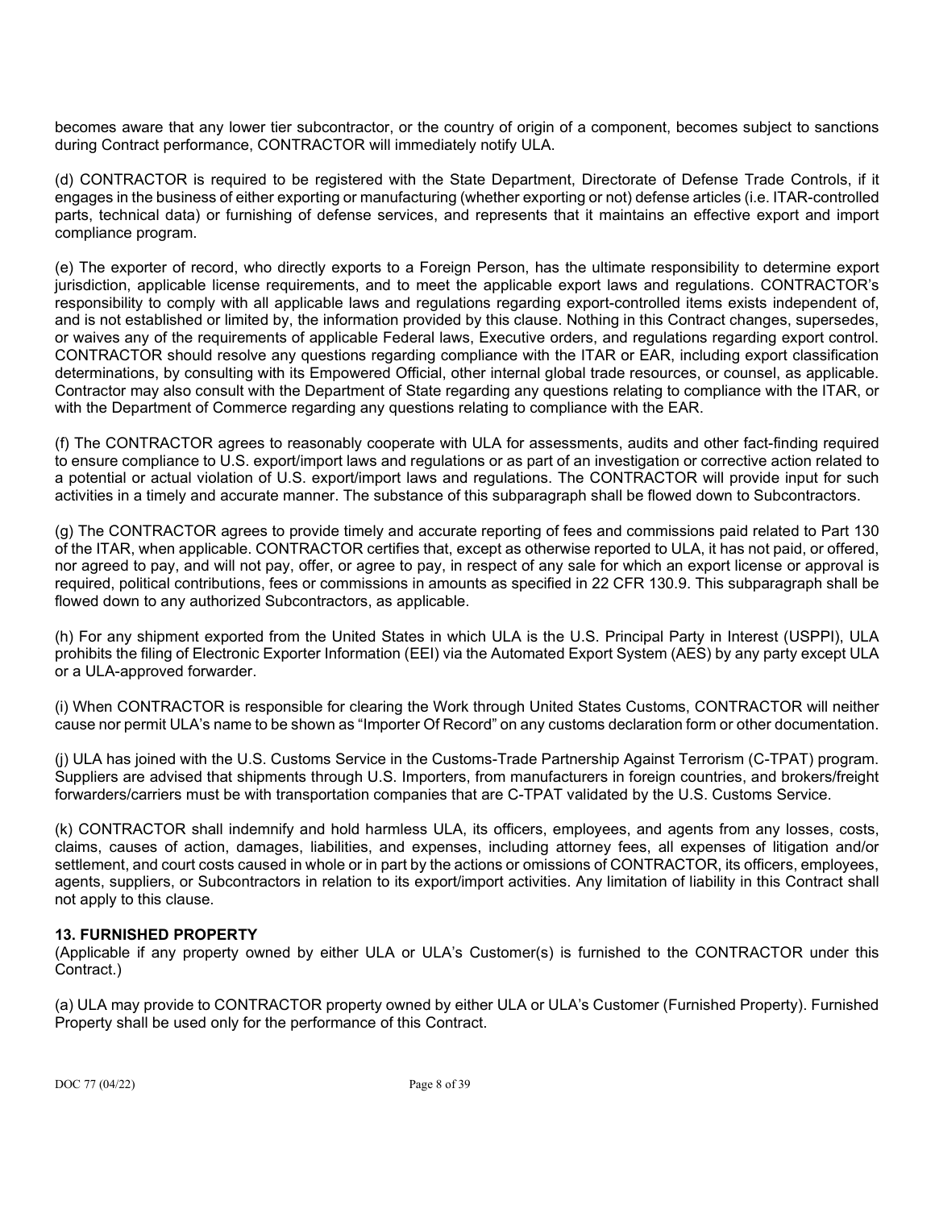becomes aware that any lower tier subcontractor, or the country of origin of a component, becomes subject to sanctions during Contract performance, CONTRACTOR will immediately notify ULA.

(d) CONTRACTOR is required to be registered with the State Department, Directorate of Defense Trade Controls, if it engages in the business of either exporting or manufacturing (whether exporting or not) defense articles (i.e. ITAR-controlled parts, technical data) or furnishing of defense services, and represents that it maintains an effective export and import compliance program.

(e) The exporter of record, who directly exports to a Foreign Person, has the ultimate responsibility to determine export jurisdiction, applicable license requirements, and to meet the applicable export laws and regulations. CONTRACTOR's responsibility to comply with all applicable laws and regulations regarding export-controlled items exists independent of, and is not established or limited by, the information provided by this clause. Nothing in this Contract changes, supersedes, or waives any of the requirements of applicable Federal laws, Executive orders, and regulations regarding export control. CONTRACTOR should resolve any questions regarding compliance with the ITAR or EAR, including export classification determinations, by consulting with its Empowered Official, other internal global trade resources, or counsel, as applicable. Contractor may also consult with the Department of State regarding any questions relating to compliance with the ITAR, or with the Department of Commerce regarding any questions relating to compliance with the EAR.

(f) The CONTRACTOR agrees to reasonably cooperate with ULA for assessments, audits and other fact-finding required to ensure compliance to U.S. export/import laws and regulations or as part of an investigation or corrective action related to a potential or actual violation of U.S. export/import laws and regulations. The CONTRACTOR will provide input for such activities in a timely and accurate manner. The substance of this subparagraph shall be flowed down to Subcontractors.

(g) The CONTRACTOR agrees to provide timely and accurate reporting of fees and commissions paid related to Part 130 of the ITAR, when applicable. CONTRACTOR certifies that, except as otherwise reported to ULA, it has not paid, or offered, nor agreed to pay, and will not pay, offer, or agree to pay, in respect of any sale for which an export license or approval is required, political contributions, fees or commissions in amounts as specified in 22 CFR 130.9. This subparagraph shall be flowed down to any authorized Subcontractors, as applicable.

(h) For any shipment exported from the United States in which ULA is the U.S. Principal Party in Interest (USPPI), ULA prohibits the filing of Electronic Exporter Information (EEI) via the Automated Export System (AES) by any party except ULA or a ULA-approved forwarder.

(i) When CONTRACTOR is responsible for clearing the Work through United States Customs, CONTRACTOR will neither cause nor permit ULA's name to be shown as "Importer Of Record" on any customs declaration form or other documentation.

(j) ULA has joined with the U.S. Customs Service in the Customs-Trade Partnership Against Terrorism (C-TPAT) program. Suppliers are advised that shipments through U.S. Importers, from manufacturers in foreign countries, and brokers/freight forwarders/carriers must be with transportation companies that are C-TPAT validated by the U.S. Customs Service.

(k) CONTRACTOR shall indemnify and hold harmless ULA, its officers, employees, and agents from any losses, costs, claims, causes of action, damages, liabilities, and expenses, including attorney fees, all expenses of litigation and/or settlement, and court costs caused in whole or in part by the actions or omissions of CONTRACTOR, its officers, employees, agents, suppliers, or Subcontractors in relation to its export/import activities. Any limitation of liability in this Contract shall not apply to this clause.

## 13. FURNISHED PROPERTY

(Applicable if any property owned by either ULA or ULA's Customer(s) is furnished to the CONTRACTOR under this Contract.)

(a) ULA may provide to CONTRACTOR property owned by either ULA or ULA's Customer (Furnished Property). Furnished Property shall be used only for the performance of this Contract.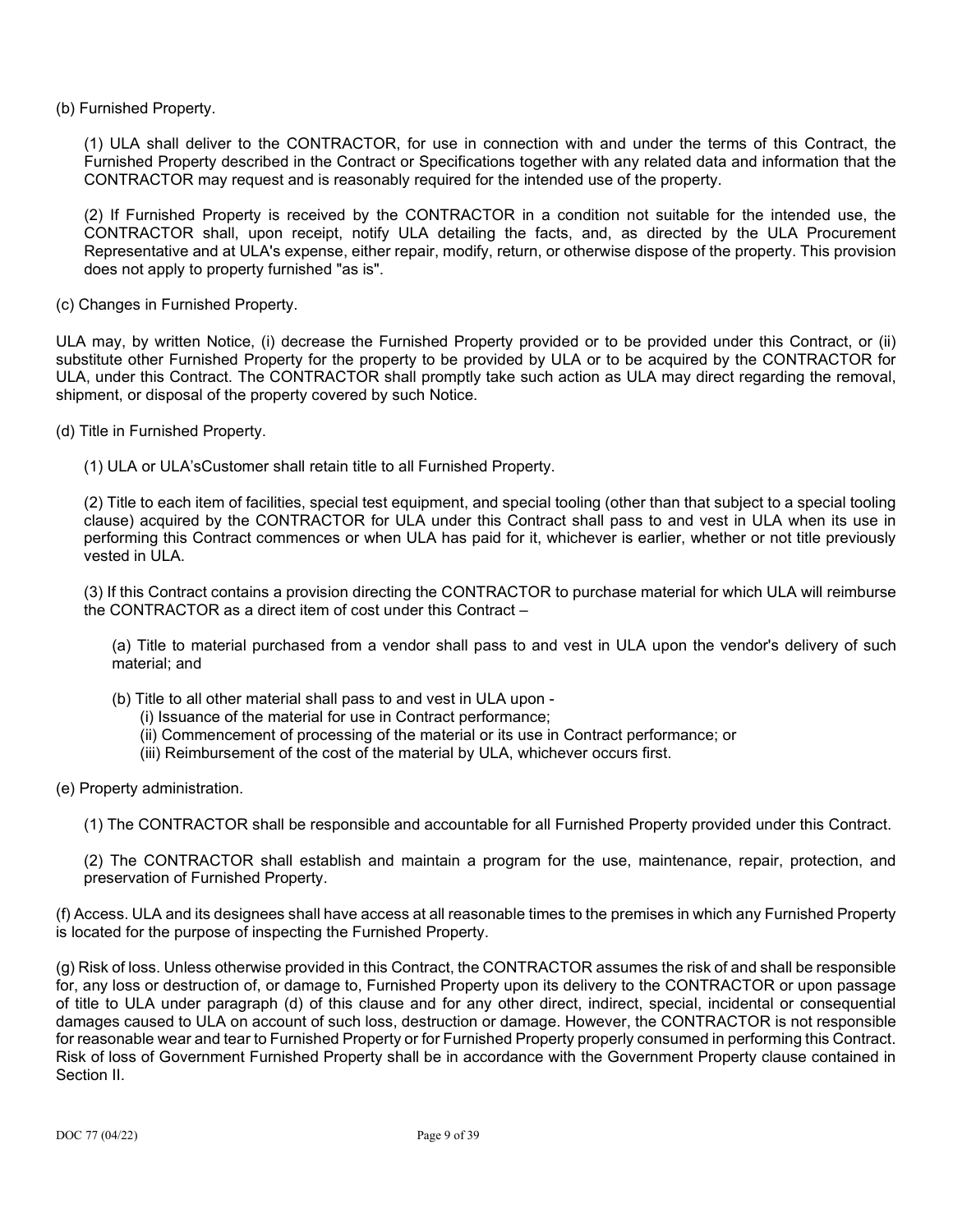(b) Furnished Property.

(1) ULA shall deliver to the CONTRACTOR, for use in connection with and under the terms of this Contract, the Furnished Property described in the Contract or Specifications together with any related data and information that the CONTRACTOR may request and is reasonably required for the intended use of the property.

(2) If Furnished Property is received by the CONTRACTOR in a condition not suitable for the intended use, the CONTRACTOR shall, upon receipt, notify ULA detailing the facts, and, as directed by the ULA Procurement Representative and at ULA's expense, either repair, modify, return, or otherwise dispose of the property. This provision does not apply to property furnished "as is".

(c) Changes in Furnished Property.

ULA may, by written Notice, (i) decrease the Furnished Property provided or to be provided under this Contract, or (ii) substitute other Furnished Property for the property to be provided by ULA or to be acquired by the CONTRACTOR for ULA, under this Contract. The CONTRACTOR shall promptly take such action as ULA may direct regarding the removal, shipment, or disposal of the property covered by such Notice.

(d) Title in Furnished Property.

(1) ULA or ULA'sCustomer shall retain title to all Furnished Property.

(2) Title to each item of facilities, special test equipment, and special tooling (other than that subject to a special tooling clause) acquired by the CONTRACTOR for ULA under this Contract shall pass to and vest in ULA when its use in performing this Contract commences or when ULA has paid for it, whichever is earlier, whether or not title previously vested in ULA.

(3) If this Contract contains a provision directing the CONTRACTOR to purchase material for which ULA will reimburse the CONTRACTOR as a direct item of cost under this Contract –

(a) Title to material purchased from a vendor shall pass to and vest in ULA upon the vendor's delivery of such material; and

(b) Title to all other material shall pass to and vest in ULA upon -
(i) Issuance of the material for use in Contract performance;
(ii) Commencement of processing of the material or its use in Contract performance; or
(iii) Reimbursement of the cost of the material by ULA, whichever occurs first.

(e) Property administration.

(1) The CONTRACTOR shall be responsible and accountable for all Furnished Property provided under this Contract.

(2) The CONTRACTOR shall establish and maintain a program for the use, maintenance, repair, protection, and preservation of Furnished Property.

(f) Access. ULA and its designees shall have access at all reasonable times to the premises in which any Furnished Property is located for the purpose of inspecting the Furnished Property.

(g) Risk of loss. Unless otherwise provided in this Contract, the CONTRACTOR assumes the risk of and shall be responsible for, any loss or destruction of, or damage to, Furnished Property upon its delivery to the CONTRACTOR or upon passage of title to ULA under paragraph (d) of this clause and for any other direct, indirect, special, incidental or consequential damages caused to ULA on account of such loss, destruction or damage. However, the CONTRACTOR is not responsible for reasonable wear and tear to Furnished Property or for Furnished Property properly consumed in performing this Contract. Risk of loss of Government Furnished Property shall be in accordance with the Government Property clause contained in Section II.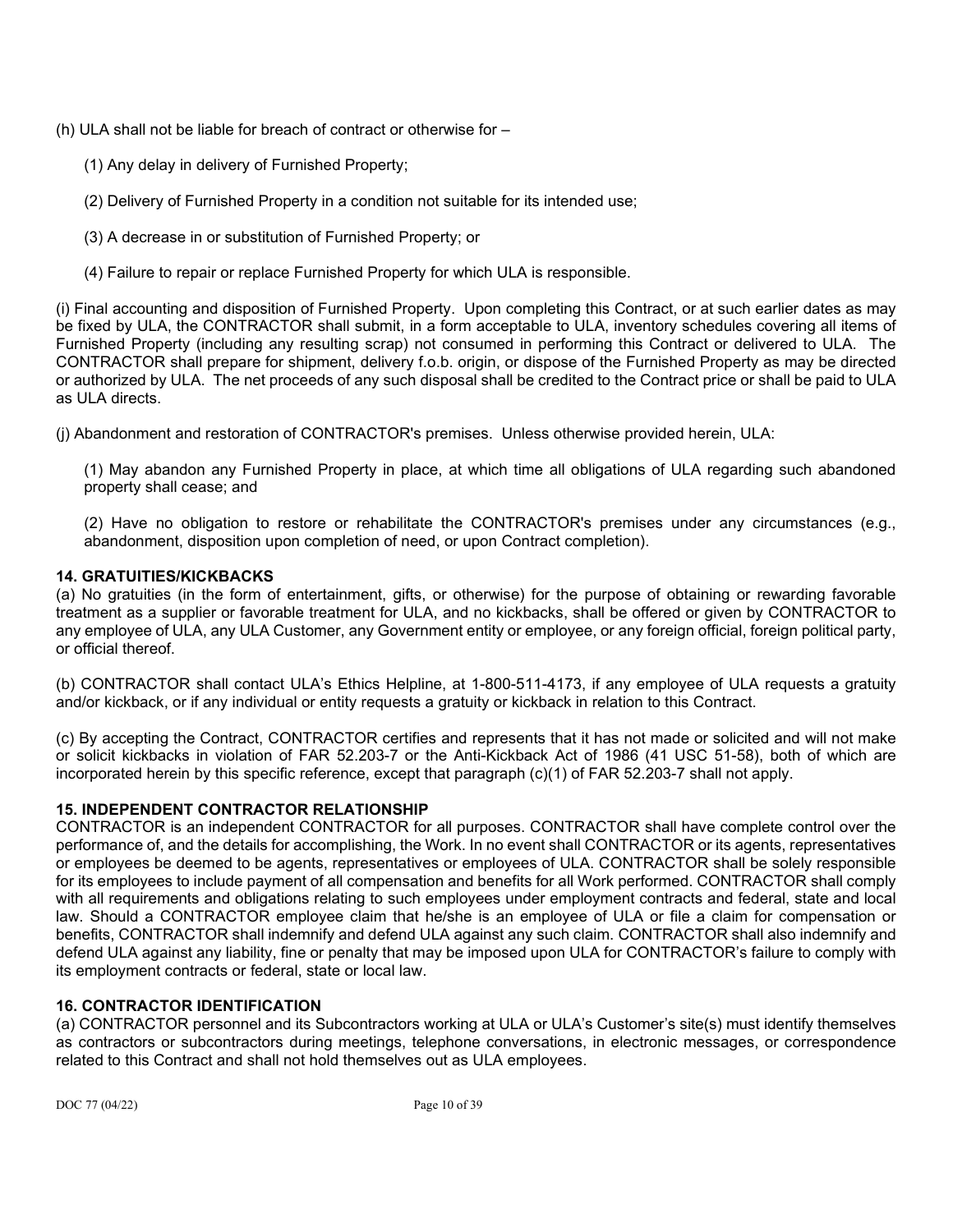(h) ULA shall not be liable for breach of contract or otherwise for –

(1) Any delay in delivery of Furnished Property;

(2) Delivery of Furnished Property in a condition not suitable for its intended use;

(3) A decrease in or substitution of Furnished Property; or

(4) Failure to repair or replace Furnished Property for which ULA is responsible.

(i) Final accounting and disposition of Furnished Property. Upon completing this Contract, or at such earlier dates as may be fixed by ULA, the CONTRACTOR shall submit, in a form acceptable to ULA, inventory schedules covering all items of Furnished Property (including any resulting scrap) not consumed in performing this Contract or delivered to ULA. The CONTRACTOR shall prepare for shipment, delivery f.o.b. origin, or dispose of the Furnished Property as may be directed or authorized by ULA. The net proceeds of any such disposal shall be credited to the Contract price or shall be paid to ULA as ULA directs.

(j) Abandonment and restoration of CONTRACTOR's premises. Unless otherwise provided herein, ULA:

(1) May abandon any Furnished Property in place, at which time all obligations of ULA regarding such abandoned property shall cease; and

(2) Have no obligation to restore or rehabilitate the CONTRACTOR's premises under any circumstances (e.g., abandonment, disposition upon completion of need, or upon Contract completion).

**14. GRATUITIES/KICKBACKS**

(a) No gratuities (in the form of entertainment, gifts, or otherwise) for the purpose of obtaining or rewarding favorable treatment as a supplier or favorable treatment for ULA, and no kickbacks, shall be offered or given by CONTRACTOR to any employee of ULA, any ULA Customer, any Government entity or employee, or any foreign official, foreign political party, or official thereof.

(b) CONTRACTOR shall contact ULA's Ethics Helpline, at 1-800-511-4173, if any employee of ULA requests a gratuity and/or kickback, or if any individual or entity requests a gratuity or kickback in relation to this Contract.

(c) By accepting the Contract, CONTRACTOR certifies and represents that it has not made or solicited and will not make or solicit kickbacks in violation of FAR 52.203-7 or the Anti-Kickback Act of 1986 (41 USC 51-58), both of which are incorporated herein by this specific reference, except that paragraph (c)(1) of FAR 52.203-7 shall not apply.

**15. INDEPENDENT CONTRACTOR RELATIONSHIP**

CONTRACTOR is an independent CONTRACTOR for all purposes. CONTRACTOR shall have complete control over the performance of, and the details for accomplishing, the Work. In no event shall CONTRACTOR or its agents, representatives or employees be deemed to be agents, representatives or employees of ULA. CONTRACTOR shall be solely responsible for its employees to include payment of all compensation and benefits for all Work performed. CONTRACTOR shall comply with all requirements and obligations relating to such employees under employment contracts and federal, state and local law. Should a CONTRACTOR employee claim that he/she is an employee of ULA or file a claim for compensation or benefits, CONTRACTOR shall indemnify and defend ULA against any such claim. CONTRACTOR shall also indemnify and defend ULA against any liability, fine or penalty that may be imposed upon ULA for CONTRACTOR's failure to comply with its employment contracts or federal, state or local law.

**16. CONTRACTOR IDENTIFICATION**

(a) CONTRACTOR personnel and its Subcontractors working at ULA or ULA's Customer's site(s) must identify themselves as contractors or subcontractors during meetings, telephone conversations, in electronic messages, or correspondence related to this Contract and shall not hold themselves out as ULA employees.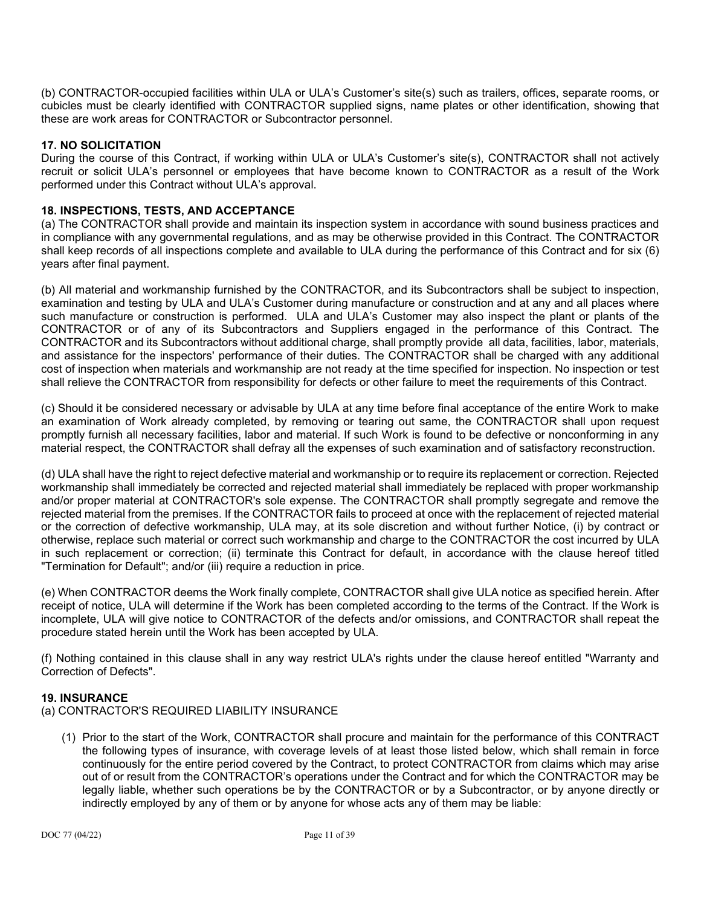(b) CONTRACTOR-occupied facilities within ULA or ULA's Customer's site(s) such as trailers, offices, separate rooms, or cubicles must be clearly identified with CONTRACTOR supplied signs, name plates or other identification, showing that these are work areas for CONTRACTOR or Subcontractor personnel.

## 17. NO SOLICITATION

During the course of this Contract, if working within ULA or ULA's Customer's site(s), CONTRACTOR shall not actively recruit or solicit ULA's personnel or employees that have become known to CONTRACTOR as a result of the Work performed under this Contract without ULA's approval.

## 18. INSPECTIONS, TESTS, AND ACCEPTANCE

(a) The CONTRACTOR shall provide and maintain its inspection system in accordance with sound business practices and in compliance with any governmental regulations, and as may be otherwise provided in this Contract. The CONTRACTOR shall keep records of all inspections complete and available to ULA during the performance of this Contract and for six (6) years after final payment.

(b) All material and workmanship furnished by the CONTRACTOR, and its Subcontractors shall be subject to inspection, examination and testing by ULA and ULA's Customer during manufacture or construction and at any and all places where such manufacture or construction is performed. ULA and ULA's Customer may also inspect the plant or plants of the CONTRACTOR or of any of its Subcontractors and Suppliers engaged in the performance of this Contract. The CONTRACTOR and its Subcontractors without additional charge, shall promptly provide all data, facilities, labor, materials, and assistance for the inspectors' performance of their duties. The CONTRACTOR shall be charged with any additional cost of inspection when materials and workmanship are not ready at the time specified for inspection. No inspection or test shall relieve the CONTRACTOR from responsibility for defects or other failure to meet the requirements of this Contract.

(c) Should it be considered necessary or advisable by ULA at any time before final acceptance of the entire Work to make an examination of Work already completed, by removing or tearing out same, the CONTRACTOR shall upon request promptly furnish all necessary facilities, labor and material. If such Work is found to be defective or nonconforming in any material respect, the CONTRACTOR shall defray all the expenses of such examination and of satisfactory reconstruction.

(d) ULA shall have the right to reject defective material and workmanship or to require its replacement or correction. Rejected workmanship shall immediately be corrected and rejected material shall immediately be replaced with proper workmanship and/or proper material at CONTRACTOR's sole expense. The CONTRACTOR shall promptly segregate and remove the rejected material from the premises. If the CONTRACTOR fails to proceed at once with the replacement of rejected material or the correction of defective workmanship, ULA may, at its sole discretion and without further Notice, (i) by contract or otherwise, replace such material or correct such workmanship and charge to the CONTRACTOR the cost incurred by ULA in such replacement or correction; (ii) terminate this Contract for default, in accordance with the clause hereof titled "Termination for Default"; and/or (iii) require a reduction in price.

(e) When CONTRACTOR deems the Work finally complete, CONTRACTOR shall give ULA notice as specified herein. After receipt of notice, ULA will determine if the Work has been completed according to the terms of the Contract. If the Work is incomplete, ULA will give notice to CONTRACTOR of the defects and/or omissions, and CONTRACTOR shall repeat the procedure stated herein until the Work has been accepted by ULA.

(f) Nothing contained in this clause shall in any way restrict ULA's rights under the clause hereof entitled "Warranty and Correction of Defects".

## 19. INSURANCE

(a) CONTRACTOR'S REQUIRED LIABILITY INSURANCE

(1) Prior to the start of the Work, CONTRACTOR shall procure and maintain for the performance of this CONTRACT the following types of insurance, with coverage levels of at least those listed below, which shall remain in force continuously for the entire period covered by the Contract, to protect CONTRACTOR from claims which may arise out of or result from the CONTRACTOR's operations under the Contract and for which the CONTRACTOR may be legally liable, whether such operations be by the CONTRACTOR or by a Subcontractor, or by anyone directly or indirectly employed by any of them or by anyone for whose acts any of them may be liable: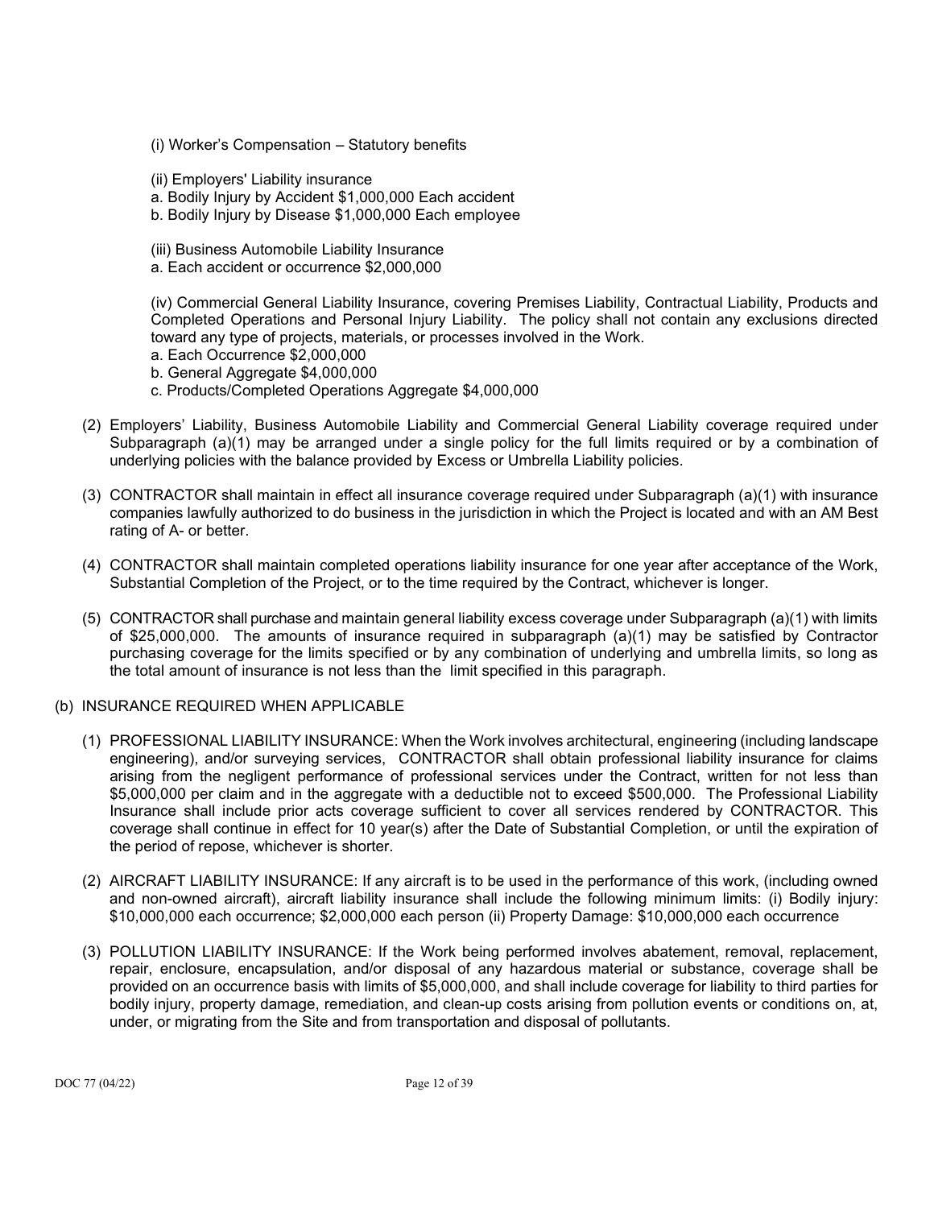(i) Worker's Compensation – Statutory benefits

(ii) Employers' Liability insurance
a. Bodily Injury by Accident $1,000,000 Each accident
b. Bodily Injury by Disease $1,000,000 Each employee

(iii) Business Automobile Liability Insurance
a. Each accident or occurrence $2,000,000

(iv) Commercial General Liability Insurance, covering Premises Liability, Contractual Liability, Products and Completed Operations and Personal Injury Liability. The policy shall not contain any exclusions directed toward any type of projects, materials, or processes involved in the Work.
a. Each Occurrence $2,000,000
b. General Aggregate $4,000,000
c. Products/Completed Operations Aggregate $4,000,000

(2) Employers' Liability, Business Automobile Liability and Commercial General Liability coverage required under Subparagraph (a)(1) may be arranged under a single policy for the full limits required or by a combination of underlying policies with the balance provided by Excess or Umbrella Liability policies.

(3) CONTRACTOR shall maintain in effect all insurance coverage required under Subparagraph (a)(1) with insurance companies lawfully authorized to do business in the jurisdiction in which the Project is located and with an AM Best rating of A- or better.

(4) CONTRACTOR shall maintain completed operations liability insurance for one year after acceptance of the Work, Substantial Completion of the Project, or to the time required by the Contract, whichever is longer.

(5) CONTRACTOR shall purchase and maintain general liability excess coverage under Subparagraph (a)(1) with limits of $25,000,000. The amounts of insurance required in subparagraph (a)(1) may be satisfied by Contractor purchasing coverage for the limits specified or by any combination of underlying and umbrella limits, so long as the total amount of insurance is not less than the limit specified in this paragraph.

(b) INSURANCE REQUIRED WHEN APPLICABLE

(1) PROFESSIONAL LIABILITY INSURANCE: When the Work involves architectural, engineering (including landscape engineering), and/or surveying services, CONTRACTOR shall obtain professional liability insurance for claims arising from the negligent performance of professional services under the Contract, written for not less than $5,000,000 per claim and in the aggregate with a deductible not to exceed $500,000. The Professional Liability Insurance shall include prior acts coverage sufficient to cover all services rendered by CONTRACTOR. This coverage shall continue in effect for 10 year(s) after the Date of Substantial Completion, or until the expiration of the period of repose, whichever is shorter.

(2) AIRCRAFT LIABILITY INSURANCE: If any aircraft is to be used in the performance of this work, (including owned and non-owned aircraft), aircraft liability insurance shall include the following minimum limits: (i) Bodily injury: $10,000,000 each occurrence; $2,000,000 each person (ii) Property Damage: $10,000,000 each occurrence

(3) POLLUTION LIABILITY INSURANCE: If the Work being performed involves abatement, removal, replacement, repair, enclosure, encapsulation, and/or disposal of any hazardous material or substance, coverage shall be provided on an occurrence basis with limits of $5,000,000, and shall include coverage for liability to third parties for bodily injury, property damage, remediation, and clean-up costs arising from pollution events or conditions on, at, under, or migrating from the Site and from transportation and disposal of pollutants.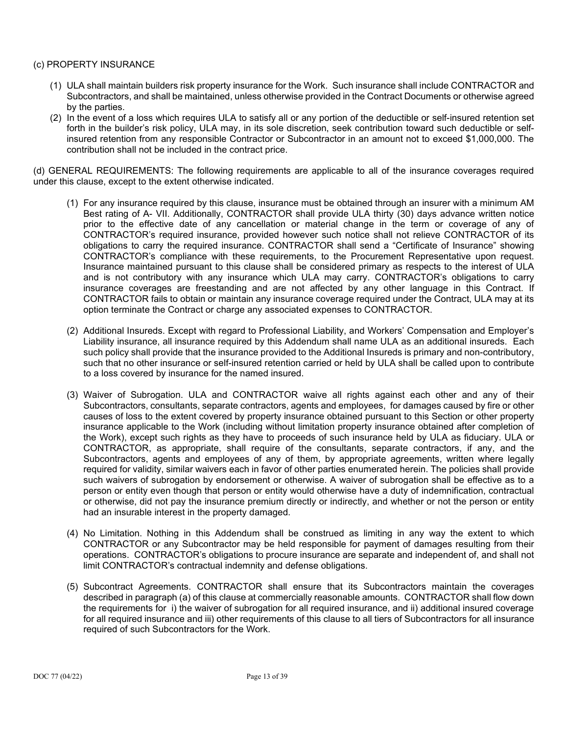(c) PROPERTY INSURANCE

1. ULA shall maintain builders risk property insurance for the Work. Such insurance shall include CONTRACTOR and Subcontractors, and shall be maintained, unless otherwise provided in the Contract Documents or otherwise agreed by the parties.
2. In the event of a loss which requires ULA to satisfy all or any portion of the deductible or self-insured retention set forth in the builder's risk policy, ULA may, in its sole discretion, seek contribution toward such deductible or self-insured retention from any responsible Contractor or Subcontractor in an amount not to exceed $1,000,000. The contribution shall not be included in the contract price.

(d) GENERAL REQUIREMENTS: The following requirements are applicable to all of the insurance coverages required under this clause, except to the extent otherwise indicated.

1. For any insurance required by this clause, insurance must be obtained through an insurer with a minimum AM Best rating of A- VII. Additionally, CONTRACTOR shall provide ULA thirty (30) days advance written notice prior to the effective date of any cancellation or material change in the term or coverage of any of CONTRACTOR's required insurance, provided however such notice shall not relieve CONTRACTOR of its obligations to carry the required insurance. CONTRACTOR shall send a "Certificate of Insurance" showing CONTRACTOR's compliance with these requirements, to the Procurement Representative upon request. Insurance maintained pursuant to this clause shall be considered primary as respects to the interest of ULA and is not contributory with any insurance which ULA may carry. CONTRACTOR's obligations to carry insurance coverages are freestanding and are not affected by any other language in this Contract. If CONTRACTOR fails to obtain or maintain any insurance coverage required under the Contract, ULA may at its option terminate the Contract or charge any associated expenses to CONTRACTOR.

2. Additional Insureds. Except with regard to Professional Liability, and Workers' Compensation and Employer's Liability insurance, all insurance required by this Addendum shall name ULA as an additional insureds. Each such policy shall provide that the insurance provided to the Additional Insureds is primary and non-contributory, such that no other insurance or self-insured retention carried or held by ULA shall be called upon to contribute to a loss covered by insurance for the named insured.

3. Waiver of Subrogation. ULA and CONTRACTOR waive all rights against each other and any of their Subcontractors, consultants, separate contractors, agents and employees, for damages caused by fire or other causes of loss to the extent covered by property insurance obtained pursuant to this Section or other property insurance applicable to the Work (including without limitation property insurance obtained after completion of the Work), except such rights as they have to proceeds of such insurance held by ULA as fiduciary. ULA or CONTRACTOR, as appropriate, shall require of the consultants, separate contractors, if any, and the Subcontractors, agents and employees of any of them, by appropriate agreements, written where legally required for validity, similar waivers each in favor of other parties enumerated herein. The policies shall provide such waivers of subrogation by endorsement or otherwise. A waiver of subrogation shall be effective as to a person or entity even though that person or entity would otherwise have a duty of indemnification, contractual or otherwise, did not pay the insurance premium directly or indirectly, and whether or not the person or entity had an insurable interest in the property damaged.

4. No Limitation. Nothing in this Addendum shall be construed as limiting in any way the extent to which CONTRACTOR or any Subcontractor may be held responsible for payment of damages resulting from their operations. CONTRACTOR's obligations to procure insurance are separate and independent of, and shall not limit CONTRACTOR's contractual indemnity and defense obligations.

5. Subcontract Agreements. CONTRACTOR shall ensure that its Subcontractors maintain the coverages described in paragraph (a) of this clause at commercially reasonable amounts. CONTRACTOR shall flow down the requirements for i) the waiver of subrogation for all required insurance, and ii) additional insured coverage for all required insurance and iii) other requirements of this clause to all tiers of Subcontractors for all insurance required of such Subcontractors for the Work.

DOC 77 (04/22)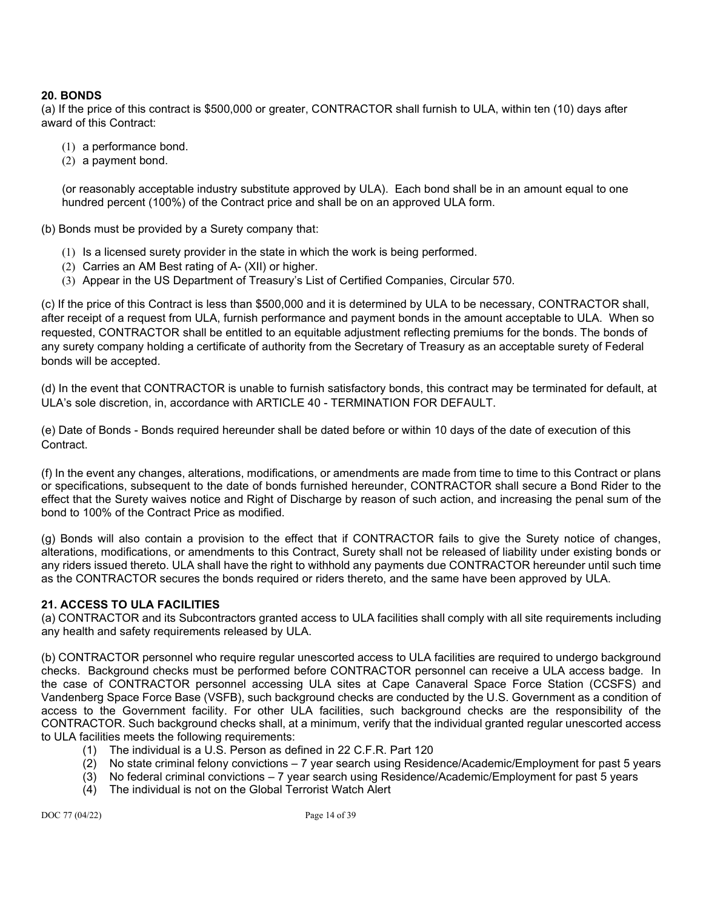## 20. BONDS

(a) If the price of this contract is $500,000 or greater, CONTRACTOR shall furnish to ULA, within ten (10) days after award of this Contract:

(1) a performance bond.
(2) a payment bond.

(or reasonably acceptable industry substitute approved by ULA). Each bond shall be in an amount equal to one hundred percent (100%) of the Contract price and shall be on an approved ULA form.

(b) Bonds must be provided by a Surety company that:

(1) Is a licensed surety provider in the state in which the work is being performed.
(2) Carries an AM Best rating of A- (XII) or higher.
(3) Appear in the US Department of Treasury's List of Certified Companies, Circular 570.

(c) If the price of this Contract is less than $500,000 and it is determined by ULA to be necessary, CONTRACTOR shall, after receipt of a request from ULA, furnish performance and payment bonds in the amount acceptable to ULA. When so requested, CONTRACTOR shall be entitled to an equitable adjustment reflecting premiums for the bonds. The bonds of any surety company holding a certificate of authority from the Secretary of Treasury as an acceptable surety of Federal bonds will be accepted.

(d) In the event that CONTRACTOR is unable to furnish satisfactory bonds, this contract may be terminated for default, at ULA's sole discretion, in, accordance with ARTICLE 40 - TERMINATION FOR DEFAULT.

(e) Date of Bonds - Bonds required hereunder shall be dated before or within 10 days of the date of execution of this Contract.

(f) In the event any changes, alterations, modifications, or amendments are made from time to time to this Contract or plans or specifications, subsequent to the date of bonds furnished hereunder, CONTRACTOR shall secure a Bond Rider to the effect that the Surety waives notice and Right of Discharge by reason of such action, and increasing the penal sum of the bond to 100% of the Contract Price as modified.

(g) Bonds will also contain a provision to the effect that if CONTRACTOR fails to give the Surety notice of changes, alterations, modifications, or amendments to this Contract, Surety shall not be released of liability under existing bonds or any riders issued thereto. ULA shall have the right to withhold any payments due CONTRACTOR hereunder until such time as the CONTRACTOR secures the bonds required or riders thereto, and the same have been approved by ULA.

## 21. ACCESS TO ULA FACILITIES

(a) CONTRACTOR and its Subcontractors granted access to ULA facilities shall comply with all site requirements including any health and safety requirements released by ULA.

(b) CONTRACTOR personnel who require regular unescorted access to ULA facilities are required to undergo background checks. Background checks must be performed before CONTRACTOR personnel can receive a ULA access badge. In the case of CONTRACTOR personnel accessing ULA sites at Cape Canaveral Space Force Station (CCSFS) and Vandenberg Space Force Base (VSFB), such background checks are conducted by the U.S. Government as a condition of access to the Government facility. For other ULA facilities, such background checks are the responsibility of the CONTRACTOR. Such background checks shall, at a minimum, verify that the individual granted regular unescorted access to ULA facilities meets the following requirements:

(1) The individual is a U.S. Person as defined in 22 C.F.R. Part 120
(2) No state criminal felony convictions – 7 year search using Residence/Academic/Employment for past 5 years
(3) No federal criminal convictions – 7 year search using Residence/Academic/Employment for past 5 years
(4) The individual is not on the Global Terrorist Watch Alert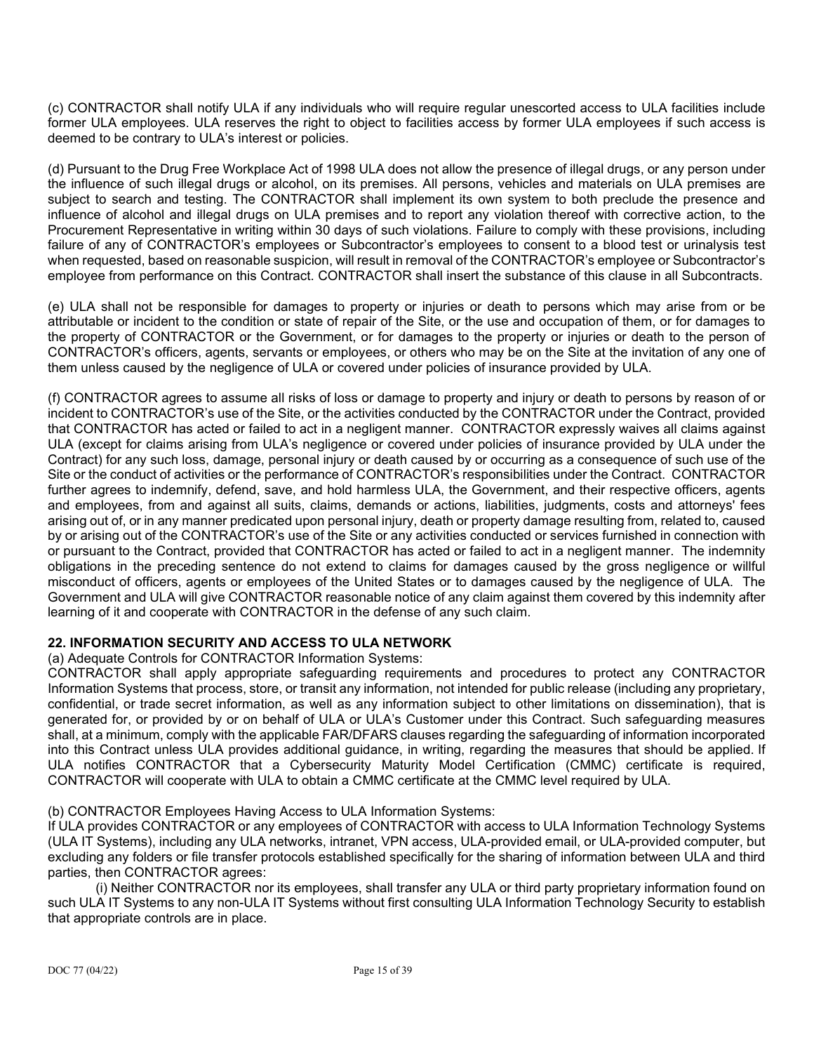(c) CONTRACTOR shall notify ULA if any individuals who will require regular unescorted access to ULA facilities include former ULA employees. ULA reserves the right to object to facilities access by former ULA employees if such access is deemed to be contrary to ULA's interest or policies.

(d) Pursuant to the Drug Free Workplace Act of 1998 ULA does not allow the presence of illegal drugs, or any person under the influence of such illegal drugs or alcohol, on its premises. All persons, vehicles and materials on ULA premises are subject to search and testing. The CONTRACTOR shall implement its own system to both preclude the presence and influence of alcohol and illegal drugs on ULA premises and to report any violation thereof with corrective action, to the Procurement Representative in writing within 30 days of such violations. Failure to comply with these provisions, including failure of any of CONTRACTOR's employees or Subcontractor's employees to consent to a blood test or urinalysis test when requested, based on reasonable suspicion, will result in removal of the CONTRACTOR's employee or Subcontractor's employee from performance on this Contract. CONTRACTOR shall insert the substance of this clause in all Subcontracts.

(e) ULA shall not be responsible for damages to property or injuries or death to persons which may arise from or be attributable or incident to the condition or state of repair of the Site, or the use and occupation of them, or for damages to the property of CONTRACTOR or the Government, or for damages to the property or injuries or death to the person of CONTRACTOR's officers, agents, servants or employees, or others who may be on the Site at the invitation of any one of them unless caused by the negligence of ULA or covered under policies of insurance provided by ULA.

(f) CONTRACTOR agrees to assume all risks of loss or damage to property and injury or death to persons by reason of or incident to CONTRACTOR's use of the Site, or the activities conducted by the CONTRACTOR under the Contract, provided that CONTRACTOR has acted or failed to act in a negligent manner. CONTRACTOR expressly waives all claims against ULA (except for claims arising from ULA's negligence or covered under policies of insurance provided by ULA under the Contract) for any such loss, damage, personal injury or death caused by or occurring as a consequence of such use of the Site or the conduct of activities or the performance of CONTRACTOR's responsibilities under the Contract. CONTRACTOR further agrees to indemnify, defend, save, and hold harmless ULA, the Government, and their respective officers, agents and employees, from and against all suits, claims, demands or actions, liabilities, judgments, costs and attorneys' fees arising out of, or in any manner predicated upon personal injury, death or property damage resulting from, related to, caused by or arising out of the CONTRACTOR's use of the Site or any activities conducted or services furnished in connection with or pursuant to the Contract, provided that CONTRACTOR has acted or failed to act in a negligent manner. The indemnity obligations in the preceding sentence do not extend to claims for damages caused by the gross negligence or willful misconduct of officers, agents or employees of the United States or to damages caused by the negligence of ULA. The Government and ULA will give CONTRACTOR reasonable notice of any claim against them covered by this indemnity after learning of it and cooperate with CONTRACTOR in the defense of any such claim.

## 22. INFORMATION SECURITY AND ACCESS TO ULA NETWORK

(a) Adequate Controls for CONTRACTOR Information Systems:
CONTRACTOR shall apply appropriate safeguarding requirements and procedures to protect any CONTRACTOR Information Systems that process, store, or transit any information, not intended for public release (including any proprietary, confidential, or trade secret information, as well as any information subject to other limitations on dissemination), that is generated for, or provided by or on behalf of ULA or ULA's Customer under this Contract. Such safeguarding measures shall, at a minimum, comply with the applicable FAR/DFARS clauses regarding the safeguarding of information incorporated into this Contract unless ULA provides additional guidance, in writing, regarding the measures that should be applied. If ULA notifies CONTRACTOR that a Cybersecurity Maturity Model Certification (CMMC) certificate is required, CONTRACTOR will cooperate with ULA to obtain a CMMC certificate at the CMMC level required by ULA.

(b) CONTRACTOR Employees Having Access to ULA Information Systems:
If ULA provides CONTRACTOR or any employees of CONTRACTOR with access to ULA Information Technology Systems (ULA IT Systems), including any ULA networks, intranet, VPN access, ULA-provided email, or ULA-provided computer, but excluding any folders or file transfer protocols established specifically for the sharing of information between ULA and third parties, then CONTRACTOR agrees:

(i) Neither CONTRACTOR nor its employees, shall transfer any ULA or third party proprietary information found on such ULA IT Systems to any non-ULA IT Systems without first consulting ULA Information Technology Security to establish that appropriate controls are in place.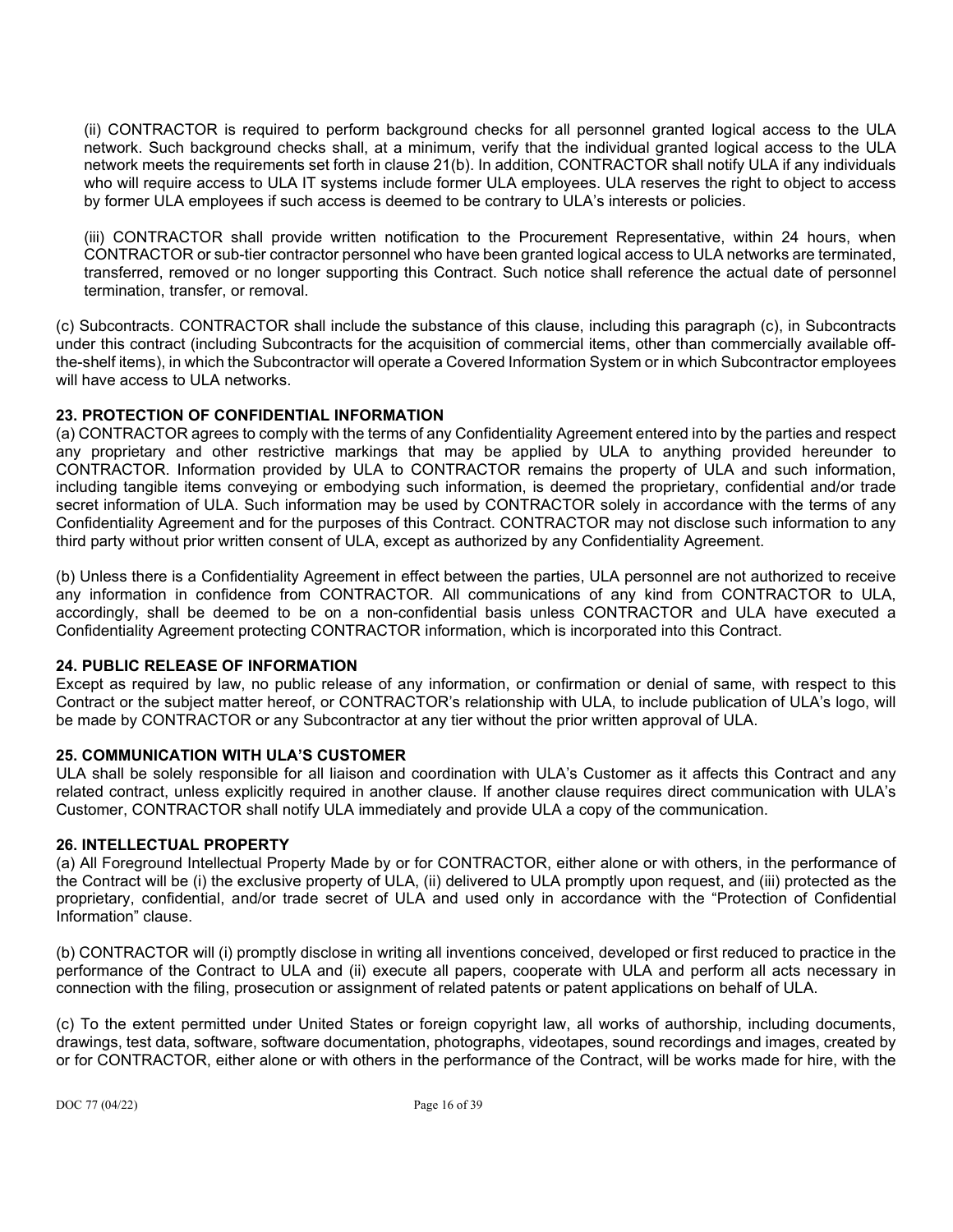(ii) CONTRACTOR is required to perform background checks for all personnel granted logical access to the ULA network. Such background checks shall, at a minimum, verify that the individual granted logical access to the ULA network meets the requirements set forth in clause 21(b). In addition, CONTRACTOR shall notify ULA if any individuals who will require access to ULA IT systems include former ULA employees. ULA reserves the right to object to access by former ULA employees if such access is deemed to be contrary to ULA's interests or policies.

(iii) CONTRACTOR shall provide written notification to the Procurement Representative, within 24 hours, when CONTRACTOR or sub-tier contractor personnel who have been granted logical access to ULA networks are terminated, transferred, removed or no longer supporting this Contract. Such notice shall reference the actual date of personnel termination, transfer, or removal.

(c) Subcontracts. CONTRACTOR shall include the substance of this clause, including this paragraph (c), in Subcontracts under this contract (including Subcontracts for the acquisition of commercial items, other than commercially available off-the-shelf items), in which the Subcontractor will operate a Covered Information System or in which Subcontractor employees will have access to ULA networks.

**23. PROTECTION OF CONFIDENTIAL INFORMATION**

(a) CONTRACTOR agrees to comply with the terms of any Confidentiality Agreement entered into by the parties and respect any proprietary and other restrictive markings that may be applied by ULA to anything provided hereunder to CONTRACTOR. Information provided by ULA to CONTRACTOR remains the property of ULA and such information, including tangible items conveying or embodying such information, is deemed the proprietary, confidential and/or trade secret information of ULA. Such information may be used by CONTRACTOR solely in accordance with the terms of any Confidentiality Agreement and for the purposes of this Contract. CONTRACTOR may not disclose such information to any third party without prior written consent of ULA, except as authorized by any Confidentiality Agreement.

(b) Unless there is a Confidentiality Agreement in effect between the parties, ULA personnel are not authorized to receive any information in confidence from CONTRACTOR. All communications of any kind from CONTRACTOR to ULA, accordingly, shall be deemed to be on a non-confidential basis unless CONTRACTOR and ULA have executed a Confidentiality Agreement protecting CONTRACTOR information, which is incorporated into this Contract.

**24. PUBLIC RELEASE OF INFORMATION**

Except as required by law, no public release of any information, or confirmation or denial of same, with respect to this Contract or the subject matter hereof, or CONTRACTOR's relationship with ULA, to include publication of ULA's logo, will be made by CONTRACTOR or any Subcontractor at any tier without the prior written approval of ULA.

**25. COMMUNICATION WITH ULA'S CUSTOMER**

ULA shall be solely responsible for all liaison and coordination with ULA's Customer as it affects this Contract and any related contract, unless explicitly required in another clause. If another clause requires direct communication with ULA's Customer, CONTRACTOR shall notify ULA immediately and provide ULA a copy of the communication.

**26. INTELLECTUAL PROPERTY**

(a) All Foreground Intellectual Property Made by or for CONTRACTOR, either alone or with others, in the performance of the Contract will be (i) the exclusive property of ULA, (ii) delivered to ULA promptly upon request, and (iii) protected as the proprietary, confidential, and/or trade secret of ULA and used only in accordance with the "Protection of Confidential Information" clause.

(b) CONTRACTOR will (i) promptly disclose in writing all inventions conceived, developed or first reduced to practice in the performance of the Contract to ULA and (ii) execute all papers, cooperate with ULA and perform all acts necessary in connection with the filing, prosecution or assignment of related patents or patent applications on behalf of ULA.

(c) To the extent permitted under United States or foreign copyright law, all works of authorship, including documents, drawings, test data, software, software documentation, photographs, videotapes, sound recordings and images, created by or for CONTRACTOR, either alone or with others in the performance of the Contract, will be works made for hire, with the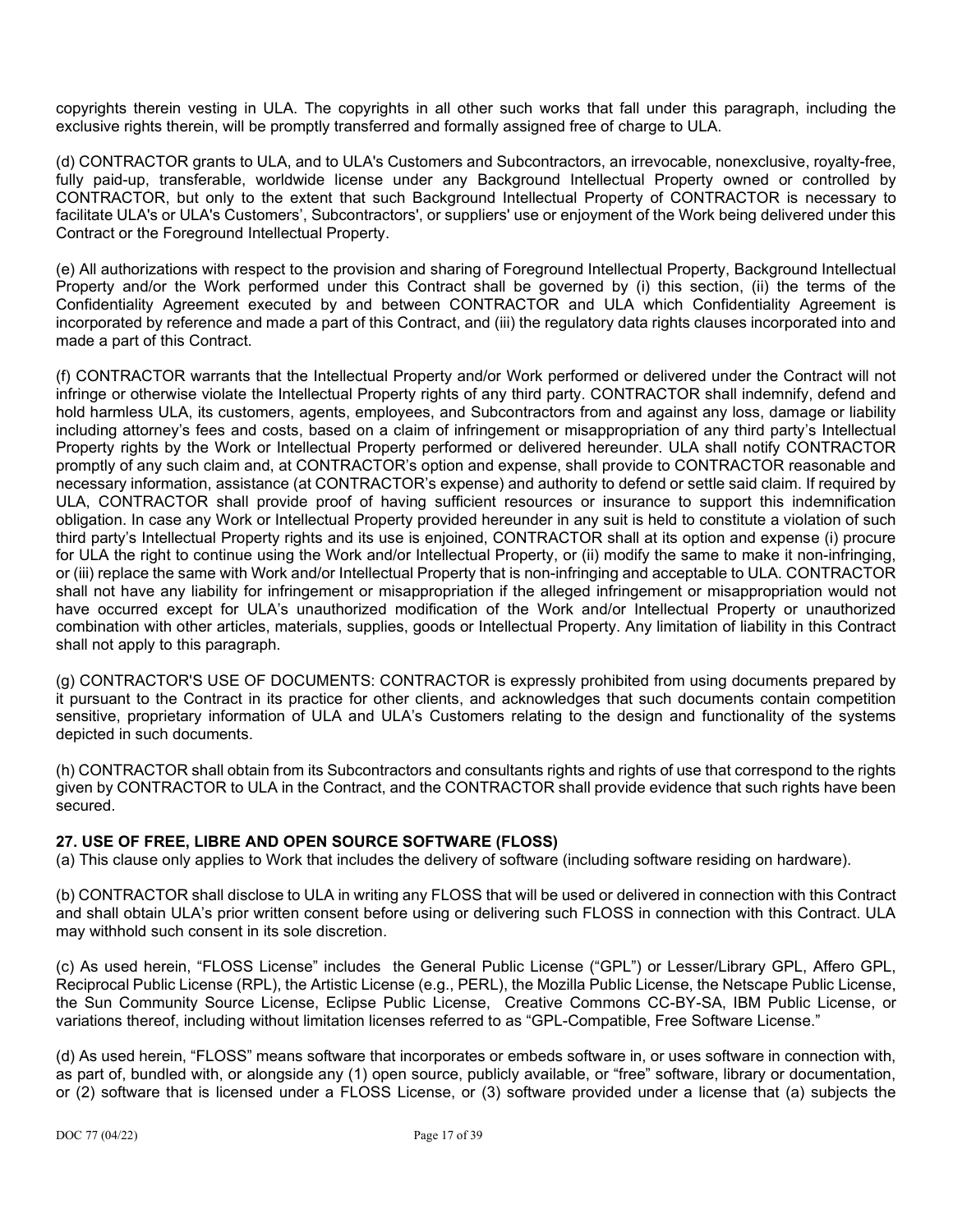copyrights therein vesting in ULA. The copyrights in all other such works that fall under this paragraph, including the exclusive rights therein, will be promptly transferred and formally assigned free of charge to ULA.

(d) CONTRACTOR grants to ULA, and to ULA's Customers and Subcontractors, an irrevocable, nonexclusive, royalty-free, fully paid-up, transferable, worldwide license under any Background Intellectual Property owned or controlled by CONTRACTOR, but only to the extent that such Background Intellectual Property of CONTRACTOR is necessary to facilitate ULA's or ULA's Customers', Subcontractors', or suppliers' use or enjoyment of the Work being delivered under this Contract or the Foreground Intellectual Property.

(e) All authorizations with respect to the provision and sharing of Foreground Intellectual Property, Background Intellectual Property and/or the Work performed under this Contract shall be governed by (i) this section, (ii) the terms of the Confidentiality Agreement executed by and between CONTRACTOR and ULA which Confidentiality Agreement is incorporated by reference and made a part of this Contract, and (iii) the regulatory data rights clauses incorporated into and made a part of this Contract.

(f) CONTRACTOR warrants that the Intellectual Property and/or Work performed or delivered under the Contract will not infringe or otherwise violate the Intellectual Property rights of any third party. CONTRACTOR shall indemnify, defend and hold harmless ULA, its customers, agents, employees, and Subcontractors from and against any loss, damage or liability including attorney's fees and costs, based on a claim of infringement or misappropriation of any third party's Intellectual Property rights by the Work or Intellectual Property performed or delivered hereunder. ULA shall notify CONTRACTOR promptly of any such claim and, at CONTRACTOR's option and expense, shall provide to CONTRACTOR reasonable and necessary information, assistance (at CONTRACTOR's expense) and authority to defend or settle said claim. If required by ULA, CONTRACTOR shall provide proof of having sufficient resources or insurance to support this indemnification obligation. In case any Work or Intellectual Property provided hereunder in any suit is held to constitute a violation of such third party's Intellectual Property rights and its use is enjoined, CONTRACTOR shall at its option and expense (i) procure for ULA the right to continue using the Work and/or Intellectual Property, or (ii) modify the same to make it non-infringing, or (iii) replace the same with Work and/or Intellectual Property that is non-infringing and acceptable to ULA. CONTRACTOR shall not have any liability for infringement or misappropriation if the alleged infringement or misappropriation would not have occurred except for ULA's unauthorized modification of the Work and/or Intellectual Property or unauthorized combination with other articles, materials, supplies, goods or Intellectual Property. Any limitation of liability in this Contract shall not apply to this paragraph.

(g) CONTRACTOR'S USE OF DOCUMENTS: CONTRACTOR is expressly prohibited from using documents prepared by it pursuant to the Contract in its practice for other clients, and acknowledges that such documents contain competition sensitive, proprietary information of ULA and ULA's Customers relating to the design and functionality of the systems depicted in such documents.

(h) CONTRACTOR shall obtain from its Subcontractors and consultants rights and rights of use that correspond to the rights given by CONTRACTOR to ULA in the Contract, and the CONTRACTOR shall provide evidence that such rights have been secured.

**27. USE OF FREE, LIBRE AND OPEN SOURCE SOFTWARE (FLOSS)**

(a) This clause only applies to Work that includes the delivery of software (including software residing on hardware).

(b) CONTRACTOR shall disclose to ULA in writing any FLOSS that will be used or delivered in connection with this Contract and shall obtain ULA's prior written consent before using or delivering such FLOSS in connection with this Contract. ULA may withhold such consent in its sole discretion.

(c) As used herein, "FLOSS License" includes the General Public License ("GPL") or Lesser/Library GPL, Affero GPL, Reciprocal Public License (RPL), the Artistic License (e.g., PERL), the Mozilla Public License, the Netscape Public License, the Sun Community Source License, Eclipse Public License, Creative Commons CC-BY-SA, IBM Public License, or variations thereof, including without limitation licenses referred to as "GPL-Compatible, Free Software License."

(d) As used herein, "FLOSS" means software that incorporates or embeds software in, or uses software in connection with, as part of, bundled with, or alongside any (1) open source, publicly available, or "free" software, library or documentation, or (2) software that is licensed under a FLOSS License, or (3) software provided under a license that (a) subjects the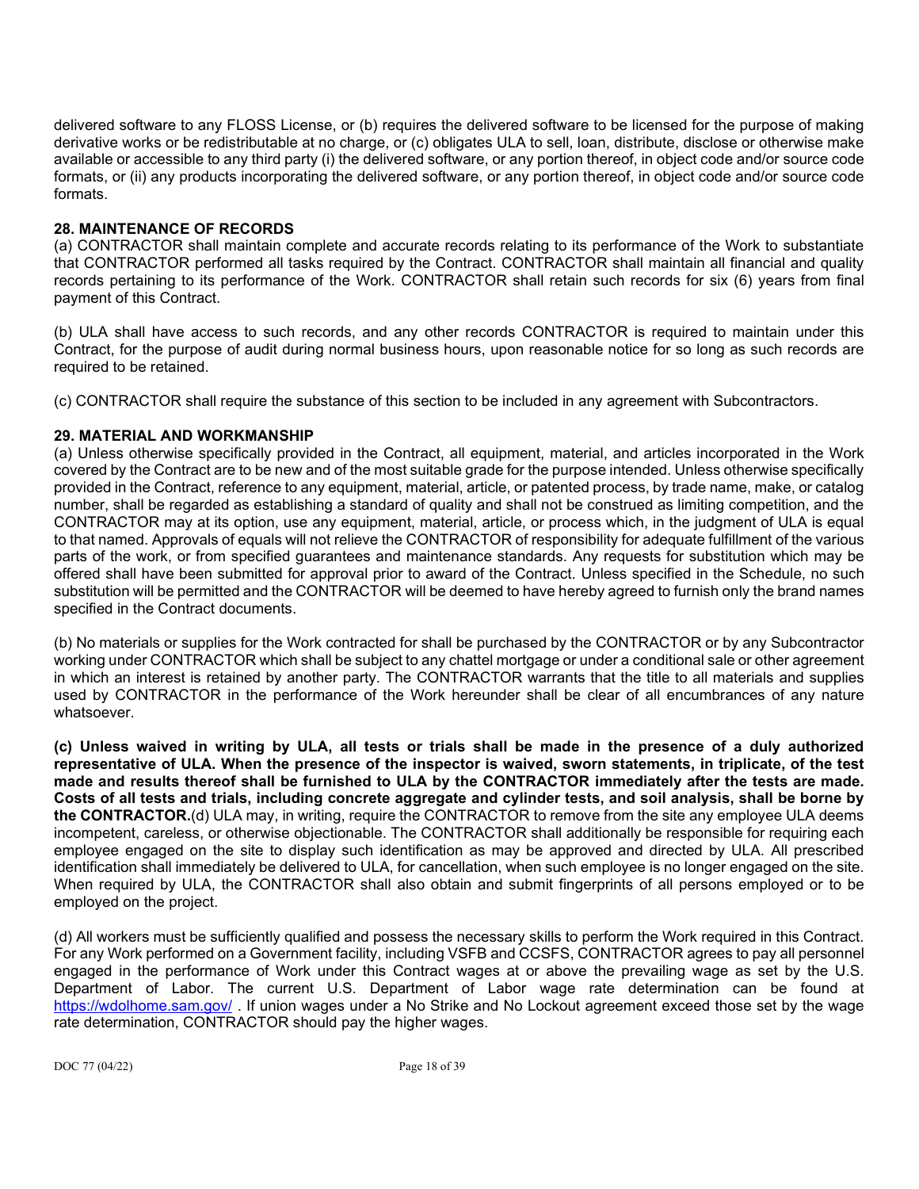delivered software to any FLOSS License, or (b) requires the delivered software to be licensed for the purpose of making derivative works or be redistributable at no charge, or (c) obligates ULA to sell, loan, distribute, disclose or otherwise make available or accessible to any third party (i) the delivered software, or any portion thereof, in object code and/or source code formats, or (ii) any products incorporating the delivered software, or any portion thereof, in object code and/or source code formats.

**28. MAINTENANCE OF RECORDS**

(a) CONTRACTOR shall maintain complete and accurate records relating to its performance of the Work to substantiate that CONTRACTOR performed all tasks required by the Contract. CONTRACTOR shall maintain all financial and quality records pertaining to its performance of the Work. CONTRACTOR shall retain such records for six (6) years from final payment of this Contract.

(b) ULA shall have access to such records, and any other records CONTRACTOR is required to maintain under this Contract, for the purpose of audit during normal business hours, upon reasonable notice for so long as such records are required to be retained.

(c) CONTRACTOR shall require the substance of this section to be included in any agreement with Subcontractors.

**29. MATERIAL AND WORKMANSHIP**

(a) Unless otherwise specifically provided in the Contract, all equipment, material, and articles incorporated in the Work covered by the Contract are to be new and of the most suitable grade for the purpose intended. Unless otherwise specifically provided in the Contract, reference to any equipment, material, article, or patented process, by trade name, make, or catalog number, shall be regarded as establishing a standard of quality and shall not be construed as limiting competition, and the CONTRACTOR may at its option, use any equipment, material, article, or process which, in the judgment of ULA is equal to that named. Approvals of equals will not relieve the CONTRACTOR of responsibility for adequate fulfillment of the various parts of the work, or from specified guarantees and maintenance standards. Any requests for substitution which may be offered shall have been submitted for approval prior to award of the Contract. Unless specified in the Schedule, no such substitution will be permitted and the CONTRACTOR will be deemed to have hereby agreed to furnish only the brand names specified in the Contract documents.

(b) No materials or supplies for the Work contracted for shall be purchased by the CONTRACTOR or by any Subcontractor working under CONTRACTOR which shall be subject to any chattel mortgage or under a conditional sale or other agreement in which an interest is retained by another party. The CONTRACTOR warrants that the title to all materials and supplies used by CONTRACTOR in the performance of the Work hereunder shall be clear of all encumbrances of any nature whatsoever.

**(c) Unless waived in writing by ULA, all tests or trials shall be made in the presence of a duly authorized representative of ULA. When the presence of the inspector is waived, sworn statements, in triplicate, of the test made and results thereof shall be furnished to ULA by the CONTRACTOR immediately after the tests are made. Costs of all tests and trials, including concrete aggregate and cylinder tests, and soil analysis, shall be borne by the CONTRACTOR.**(d) ULA may, in writing, require the CONTRACTOR to remove from the site any employee ULA deems incompetent, careless, or otherwise objectionable. The CONTRACTOR shall additionally be responsible for requiring each employee engaged on the site to display such identification as may be approved and directed by ULA. All prescribed identification shall immediately be delivered to ULA, for cancellation, when such employee is no longer engaged on the site. When required by ULA, the CONTRACTOR shall also obtain and submit fingerprints of all persons employed or to be employed on the project.

(d) All workers must be sufficiently qualified and possess the necessary skills to perform the Work required in this Contract. For any Work performed on a Government facility, including VSFB and CCSFS, CONTRACTOR agrees to pay all personnel engaged in the performance of Work under this Contract wages at or above the prevailing wage as set by the U.S. Department of Labor. The current U.S. Department of Labor wage rate determination can be found at https://wdolhome.sam.gov/ . If union wages under a No Strike and No Lockout agreement exceed those set by the wage rate determination, CONTRACTOR should pay the higher wages.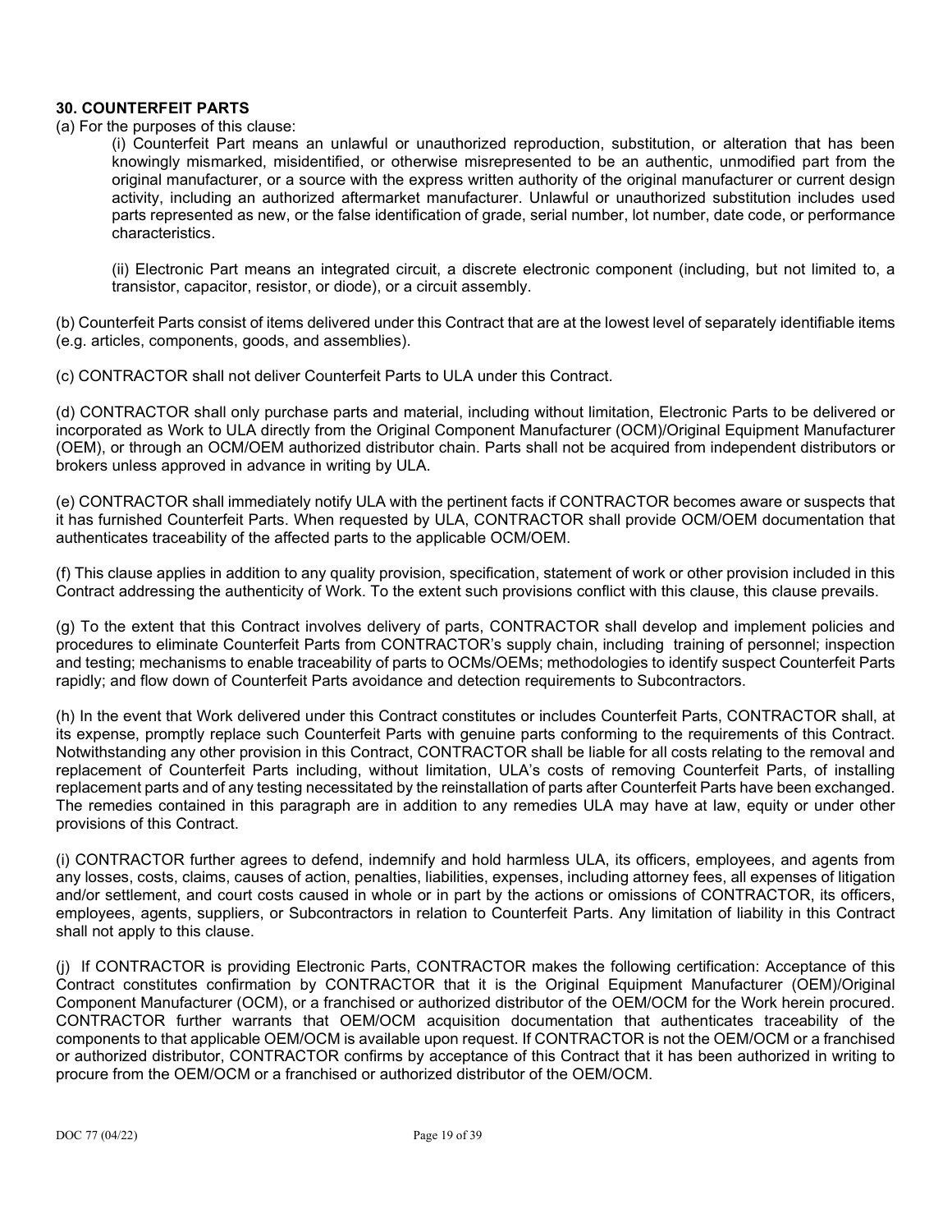**30. COUNTERFEIT PARTS**

(a) For the purposes of this clause:

(i) Counterfeit Part means an unlawful or unauthorized reproduction, substitution, or alteration that has been knowingly mismarked, misidentified, or otherwise misrepresented to be an authentic, unmodified part from the original manufacturer, or a source with the express written authority of the original manufacturer or current design activity, including an authorized aftermarket manufacturer. Unlawful or unauthorized substitution includes used parts represented as new, or the false identification of grade, serial number, lot number, date code, or performance characteristics.

(ii) Electronic Part means an integrated circuit, a discrete electronic component (including, but not limited to, a transistor, capacitor, resistor, or diode), or a circuit assembly.

(b) Counterfeit Parts consist of items delivered under this Contract that are at the lowest level of separately identifiable items (e.g. articles, components, goods, and assemblies).

(c) CONTRACTOR shall not deliver Counterfeit Parts to ULA under this Contract.

(d) CONTRACTOR shall only purchase parts and material, including without limitation, Electronic Parts to be delivered or incorporated as Work to ULA directly from the Original Component Manufacturer (OCM)/Original Equipment Manufacturer (OEM), or through an OCM/OEM authorized distributor chain. Parts shall not be acquired from independent distributors or brokers unless approved in advance in writing by ULA.

(e) CONTRACTOR shall immediately notify ULA with the pertinent facts if CONTRACTOR becomes aware or suspects that it has furnished Counterfeit Parts. When requested by ULA, CONTRACTOR shall provide OCM/OEM documentation that authenticates traceability of the affected parts to the applicable OCM/OEM.

(f) This clause applies in addition to any quality provision, specification, statement of work or other provision included in this Contract addressing the authenticity of Work. To the extent such provisions conflict with this clause, this clause prevails.

(g) To the extent that this Contract involves delivery of parts, CONTRACTOR shall develop and implement policies and procedures to eliminate Counterfeit Parts from CONTRACTOR's supply chain, including training of personnel; inspection and testing; mechanisms to enable traceability of parts to OCMs/OEMs; methodologies to identify suspect Counterfeit Parts rapidly; and flow down of Counterfeit Parts avoidance and detection requirements to Subcontractors.

(h) In the event that Work delivered under this Contract constitutes or includes Counterfeit Parts, CONTRACTOR shall, at its expense, promptly replace such Counterfeit Parts with genuine parts conforming to the requirements of this Contract. Notwithstanding any other provision in this Contract, CONTRACTOR shall be liable for all costs relating to the removal and replacement of Counterfeit Parts including, without limitation, ULA's costs of removing Counterfeit Parts, of installing replacement parts and of any testing necessitated by the reinstallation of parts after Counterfeit Parts have been exchanged. The remedies contained in this paragraph are in addition to any remedies ULA may have at law, equity or under other provisions of this Contract.

(i) CONTRACTOR further agrees to defend, indemnify and hold harmless ULA, its officers, employees, and agents from any losses, costs, claims, causes of action, penalties, liabilities, expenses, including attorney fees, all expenses of litigation and/or settlement, and court costs caused in whole or in part by the actions or omissions of CONTRACTOR, its officers, employees, agents, suppliers, or Subcontractors in relation to Counterfeit Parts. Any limitation of liability in this Contract shall not apply to this clause.

(j) If CONTRACTOR is providing Electronic Parts, CONTRACTOR makes the following certification: Acceptance of this Contract constitutes confirmation by CONTRACTOR that it is the Original Equipment Manufacturer (OEM)/Original Component Manufacturer (OCM), or a franchised or authorized distributor of the OEM/OCM for the Work herein procured. CONTRACTOR further warrants that OEM/OCM acquisition documentation that authenticates traceability of the components to that applicable OEM/OCM is available upon request. If CONTRACTOR is not the OEM/OCM or a franchised or authorized distributor, CONTRACTOR confirms by acceptance of this Contract that it has been authorized in writing to procure from the OEM/OCM or a franchised or authorized distributor of the OEM/OCM.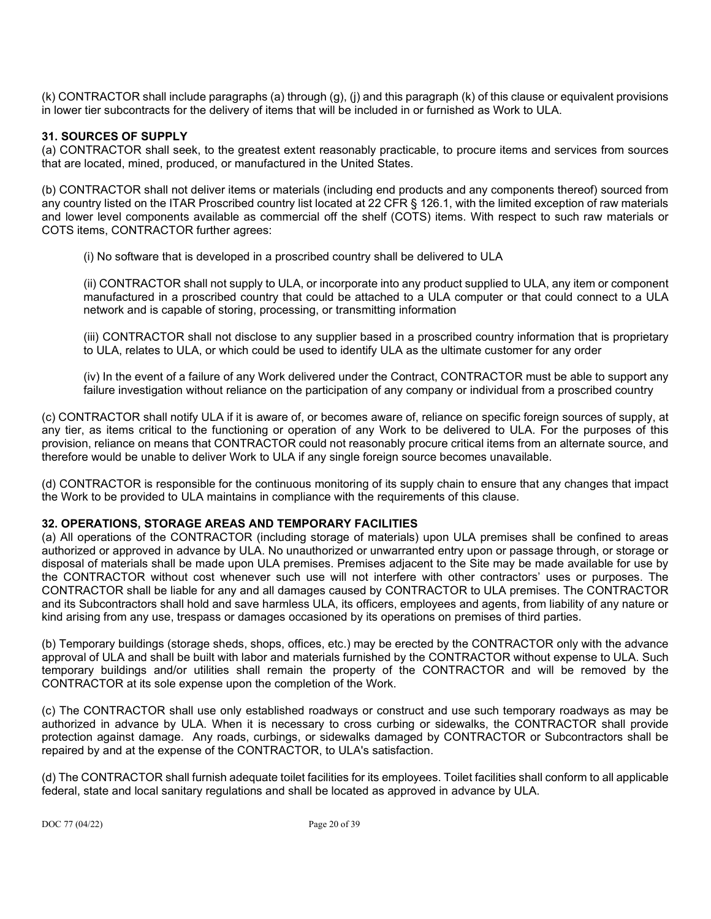(k) CONTRACTOR shall include paragraphs (a) through (g), (j) and this paragraph (k) of this clause or equivalent provisions in lower tier subcontracts for the delivery of items that will be included in or furnished as Work to ULA.

**31. SOURCES OF SUPPLY**

(a) CONTRACTOR shall seek, to the greatest extent reasonably practicable, to procure items and services from sources that are located, mined, produced, or manufactured in the United States.

(b) CONTRACTOR shall not deliver items or materials (including end products and any components thereof) sourced from any country listed on the ITAR Proscribed country list located at 22 CFR § 126.1, with the limited exception of raw materials and lower level components available as commercial off the shelf (COTS) items. With respect to such raw materials or COTS items, CONTRACTOR further agrees:

(i) No software that is developed in a proscribed country shall be delivered to ULA

(ii) CONTRACTOR shall not supply to ULA, or incorporate into any product supplied to ULA, any item or component manufactured in a proscribed country that could be attached to a ULA computer or that could connect to a ULA network and is capable of storing, processing, or transmitting information

(iii) CONTRACTOR shall not disclose to any supplier based in a proscribed country information that is proprietary to ULA, relates to ULA, or which could be used to identify ULA as the ultimate customer for any order

(iv) In the event of a failure of any Work delivered under the Contract, CONTRACTOR must be able to support any failure investigation without reliance on the participation of any company or individual from a proscribed country

(c) CONTRACTOR shall notify ULA if it is aware of, or becomes aware of, reliance on specific foreign sources of supply, at any tier, as items critical to the functioning or operation of any Work to be delivered to ULA. For the purposes of this provision, reliance on means that CONTRACTOR could not reasonably procure critical items from an alternate source, and therefore would be unable to deliver Work to ULA if any single foreign source becomes unavailable.

(d) CONTRACTOR is responsible for the continuous monitoring of its supply chain to ensure that any changes that impact the Work to be provided to ULA maintains in compliance with the requirements of this clause.

**32. OPERATIONS, STORAGE AREAS AND TEMPORARY FACILITIES**

(a) All operations of the CONTRACTOR (including storage of materials) upon ULA premises shall be confined to areas authorized or approved in advance by ULA. No unauthorized or unwarranted entry upon or passage through, or storage or disposal of materials shall be made upon ULA premises. Premises adjacent to the Site may be made available for use by the CONTRACTOR without cost whenever such use will not interfere with other contractors' uses or purposes. The CONTRACTOR shall be liable for any and all damages caused by CONTRACTOR to ULA premises. The CONTRACTOR and its Subcontractors shall hold and save harmless ULA, its officers, employees and agents, from liability of any nature or kind arising from any use, trespass or damages occasioned by its operations on premises of third parties.

(b) Temporary buildings (storage sheds, shops, offices, etc.) may be erected by the CONTRACTOR only with the advance approval of ULA and shall be built with labor and materials furnished by the CONTRACTOR without expense to ULA. Such temporary buildings and/or utilities shall remain the property of the CONTRACTOR and will be removed by the CONTRACTOR at its sole expense upon the completion of the Work.

(c) The CONTRACTOR shall use only established roadways or construct and use such temporary roadways as may be authorized in advance by ULA. When it is necessary to cross curbing or sidewalks, the CONTRACTOR shall provide protection against damage. Any roads, curbings, or sidewalks damaged by CONTRACTOR or Subcontractors shall be repaired by and at the expense of the CONTRACTOR, to ULA's satisfaction.

(d) The CONTRACTOR shall furnish adequate toilet facilities for its employees. Toilet facilities shall conform to all applicable federal, state and local sanitary regulations and shall be located as approved in advance by ULA.

DOC 77 (04/22)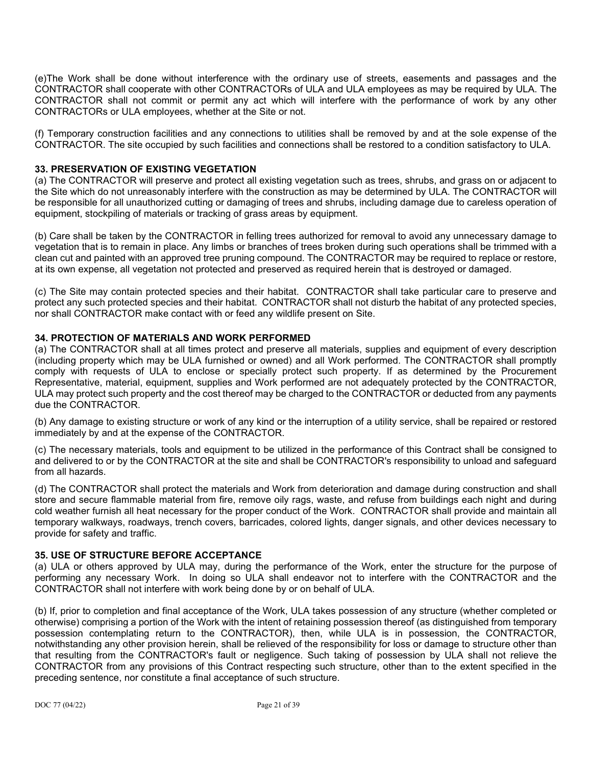(e)The Work shall be done without interference with the ordinary use of streets, easements and passages and the CONTRACTOR shall cooperate with other CONTRACTORs of ULA and ULA employees as may be required by ULA. The CONTRACTOR shall not commit or permit any act which will interfere with the performance of work by any other CONTRACTORs or ULA employees, whether at the Site or not.

(f) Temporary construction facilities and any connections to utilities shall be removed by and at the sole expense of the CONTRACTOR. The site occupied by such facilities and connections shall be restored to a condition satisfactory to ULA.

**33. PRESERVATION OF EXISTING VEGETATION**

(a) The CONTRACTOR will preserve and protect all existing vegetation such as trees, shrubs, and grass on or adjacent to the Site which do not unreasonably interfere with the construction as may be determined by ULA. The CONTRACTOR will be responsible for all unauthorized cutting or damaging of trees and shrubs, including damage due to careless operation of equipment, stockpiling of materials or tracking of grass areas by equipment.

(b) Care shall be taken by the CONTRACTOR in felling trees authorized for removal to avoid any unnecessary damage to vegetation that is to remain in place. Any limbs or branches of trees broken during such operations shall be trimmed with a clean cut and painted with an approved tree pruning compound. The CONTRACTOR may be required to replace or restore, at its own expense, all vegetation not protected and preserved as required herein that is destroyed or damaged.

(c) The Site may contain protected species and their habitat. CONTRACTOR shall take particular care to preserve and protect any such protected species and their habitat. CONTRACTOR shall not disturb the habitat of any protected species, nor shall CONTRACTOR make contact with or feed any wildlife present on Site.

**34. PROTECTION OF MATERIALS AND WORK PERFORMED**

(a) The CONTRACTOR shall at all times protect and preserve all materials, supplies and equipment of every description (including property which may be ULA furnished or owned) and all Work performed. The CONTRACTOR shall promptly comply with requests of ULA to enclose or specially protect such property. If as determined by the Procurement Representative, material, equipment, supplies and Work performed are not adequately protected by the CONTRACTOR, ULA may protect such property and the cost thereof may be charged to the CONTRACTOR or deducted from any payments due the CONTRACTOR.

(b) Any damage to existing structure or work of any kind or the interruption of a utility service, shall be repaired or restored immediately by and at the expense of the CONTRACTOR.

(c) The necessary materials, tools and equipment to be utilized in the performance of this Contract shall be consigned to and delivered to or by the CONTRACTOR at the site and shall be CONTRACTOR's responsibility to unload and safeguard from all hazards.

(d) The CONTRACTOR shall protect the materials and Work from deterioration and damage during construction and shall store and secure flammable material from fire, remove oily rags, waste, and refuse from buildings each night and during cold weather furnish all heat necessary for the proper conduct of the Work. CONTRACTOR shall provide and maintain all temporary walkways, roadways, trench covers, barricades, colored lights, danger signals, and other devices necessary to provide for safety and traffic.

**35. USE OF STRUCTURE BEFORE ACCEPTANCE**

(a) ULA or others approved by ULA may, during the performance of the Work, enter the structure for the purpose of performing any necessary Work. In doing so ULA shall endeavor not to interfere with the CONTRACTOR and the CONTRACTOR shall not interfere with work being done by or on behalf of ULA.

(b) If, prior to completion and final acceptance of the Work, ULA takes possession of any structure (whether completed or otherwise) comprising a portion of the Work with the intent of retaining possession thereof (as distinguished from temporary possession contemplating return to the CONTRACTOR), then, while ULA is in possession, the CONTRACTOR, notwithstanding any other provision herein, shall be relieved of the responsibility for loss or damage to structure other than that resulting from the CONTRACTOR's fault or negligence. Such taking of possession by ULA shall not relieve the CONTRACTOR from any provisions of this Contract respecting such structure, other than to the extent specified in the preceding sentence, nor constitute a final acceptance of such structure.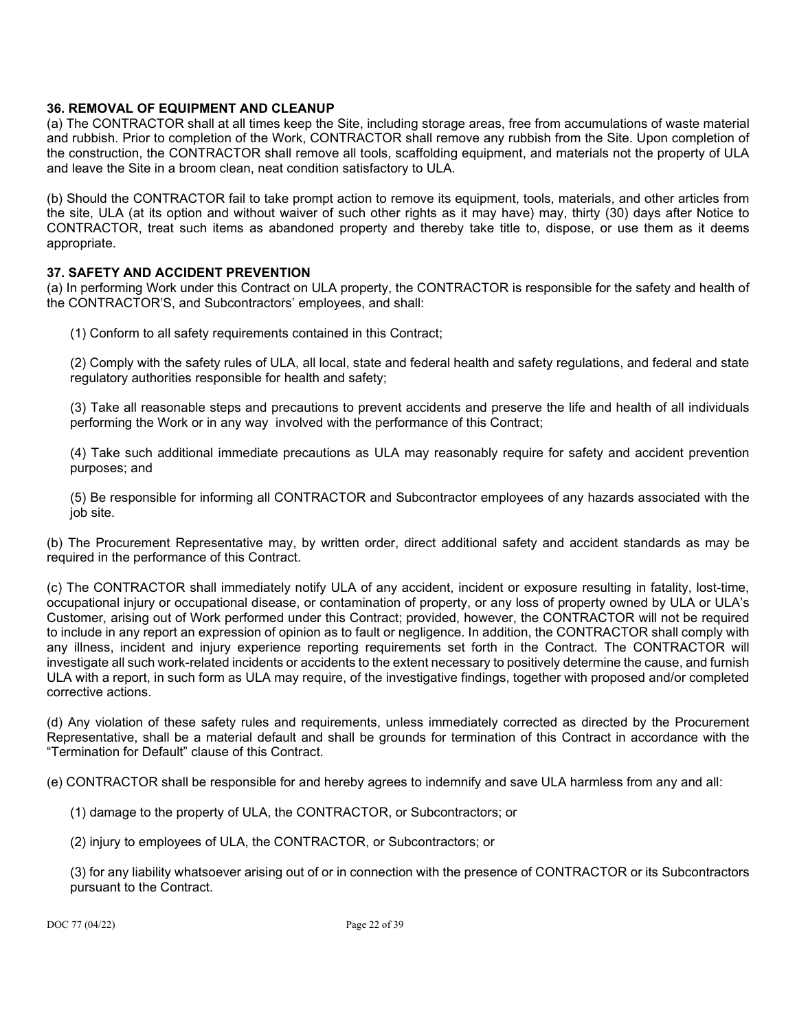### 36. REMOVAL OF EQUIPMENT AND CLEANUP

(a) The CONTRACTOR shall at all times keep the Site, including storage areas, free from accumulations of waste material and rubbish. Prior to completion of the Work, CONTRACTOR shall remove any rubbish from the Site. Upon completion of the construction, the CONTRACTOR shall remove all tools, scaffolding equipment, and materials not the property of ULA and leave the Site in a broom clean, neat condition satisfactory to ULA.

(b) Should the CONTRACTOR fail to take prompt action to remove its equipment, tools, materials, and other articles from the site, ULA (at its option and without waiver of such other rights as it may have) may, thirty (30) days after Notice to CONTRACTOR, treat such items as abandoned property and thereby take title to, dispose, or use them as it deems appropriate.

### 37. SAFETY AND ACCIDENT PREVENTION

(a) In performing Work under this Contract on ULA property, the CONTRACTOR is responsible for the safety and health of the CONTRACTOR'S, and Subcontractors' employees, and shall:

(1) Conform to all safety requirements contained in this Contract;

(2) Comply with the safety rules of ULA, all local, state and federal health and safety regulations, and federal and state regulatory authorities responsible for health and safety;

(3) Take all reasonable steps and precautions to prevent accidents and preserve the life and health of all individuals performing the Work or in any way involved with the performance of this Contract;

(4) Take such additional immediate precautions as ULA may reasonably require for safety and accident prevention purposes; and

(5) Be responsible for informing all CONTRACTOR and Subcontractor employees of any hazards associated with the job site.

(b) The Procurement Representative may, by written order, direct additional safety and accident standards as may be required in the performance of this Contract.

(c) The CONTRACTOR shall immediately notify ULA of any accident, incident or exposure resulting in fatality, lost-time, occupational injury or occupational disease, or contamination of property, or any loss of property owned by ULA or ULA's Customer, arising out of Work performed under this Contract; provided, however, the CONTRACTOR will not be required to include in any report an expression of opinion as to fault or negligence. In addition, the CONTRACTOR shall comply with any illness, incident and injury experience reporting requirements set forth in the Contract. The CONTRACTOR will investigate all such work-related incidents or accidents to the extent necessary to positively determine the cause, and furnish ULA with a report, in such form as ULA may require, of the investigative findings, together with proposed and/or completed corrective actions.

(d) Any violation of these safety rules and requirements, unless immediately corrected as directed by the Procurement Representative, shall be a material default and shall be grounds for termination of this Contract in accordance with the "Termination for Default" clause of this Contract.

(e) CONTRACTOR shall be responsible for and hereby agrees to indemnify and save ULA harmless from any and all:

(1) damage to the property of ULA, the CONTRACTOR, or Subcontractors; or

(2) injury to employees of ULA, the CONTRACTOR, or Subcontractors; or

(3) for any liability whatsoever arising out of or in connection with the presence of CONTRACTOR or its Subcontractors pursuant to the Contract.

DOC 77 (04/22)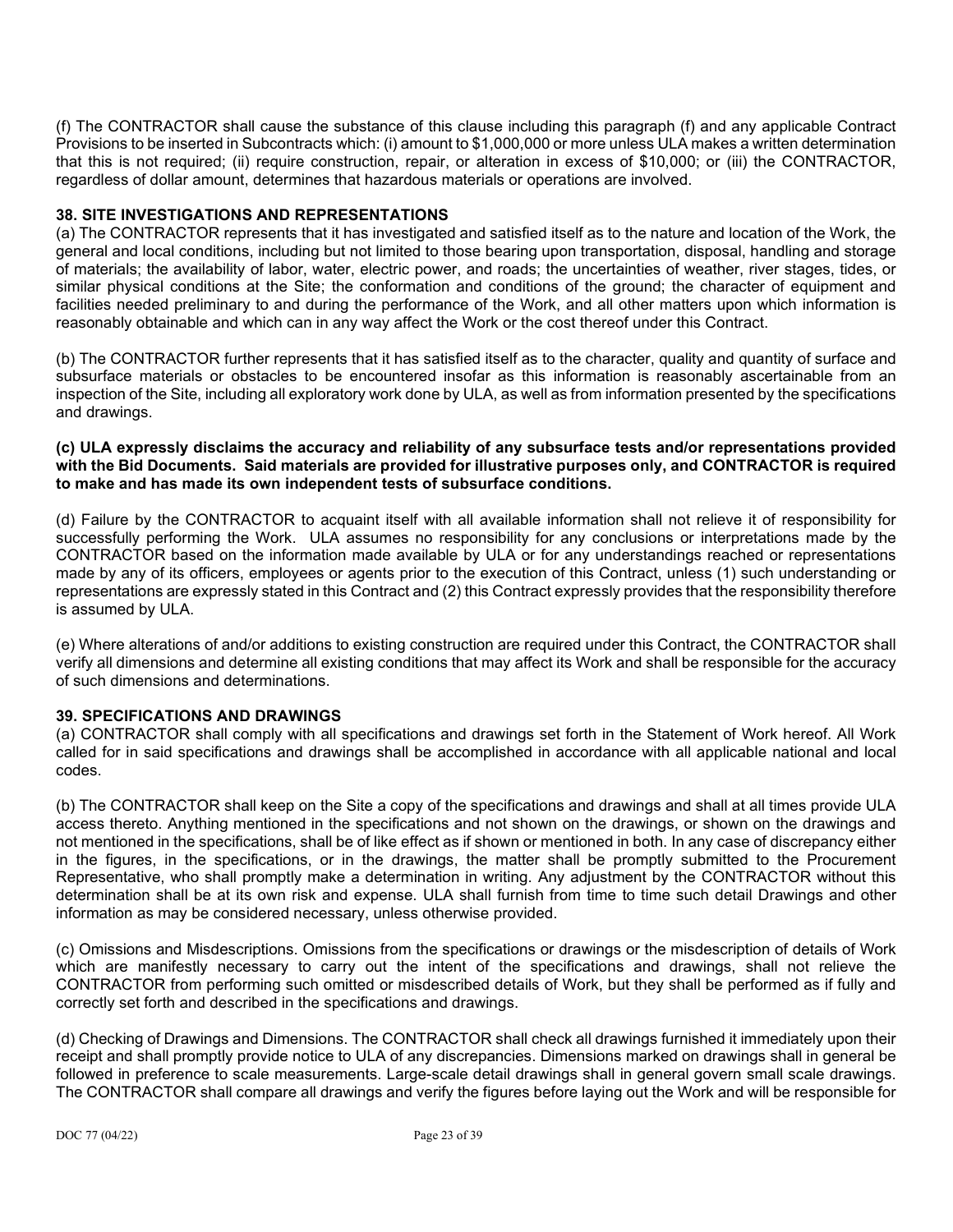(f) The CONTRACTOR shall cause the substance of this clause including this paragraph (f) and any applicable Contract Provisions to be inserted in Subcontracts which: (i) amount to $1,000,000 or more unless ULA makes a written determination that this is not required; (ii) require construction, repair, or alteration in excess of $10,000; or (iii) the CONTRACTOR, regardless of dollar amount, determines that hazardous materials or operations are involved.

## 38. SITE INVESTIGATIONS AND REPRESENTATIONS

(a) The CONTRACTOR represents that it has investigated and satisfied itself as to the nature and location of the Work, the general and local conditions, including but not limited to those bearing upon transportation, disposal, handling and storage of materials; the availability of labor, water, electric power, and roads; the uncertainties of weather, river stages, tides, or similar physical conditions at the Site; the conformation and conditions of the ground; the character of equipment and facilities needed preliminary to and during the performance of the Work, and all other matters upon which information is reasonably obtainable and which can in any way affect the Work or the cost thereof under this Contract.

(b) The CONTRACTOR further represents that it has satisfied itself as to the character, quality and quantity of surface and subsurface materials or obstacles to be encountered insofar as this information is reasonably ascertainable from an inspection of the Site, including all exploratory work done by ULA, as well as from information presented by the specifications and drawings.

**(c) ULA expressly disclaims the accuracy and reliability of any subsurface tests and/or representations provided with the Bid Documents. Said materials are provided for illustrative purposes only, and CONTRACTOR is required to make and has made its own independent tests of subsurface conditions.**

(d) Failure by the CONTRACTOR to acquaint itself with all available information shall not relieve it of responsibility for successfully performing the Work. ULA assumes no responsibility for any conclusions or interpretations made by the CONTRACTOR based on the information made available by ULA or for any understandings reached or representations made by any of its officers, employees or agents prior to the execution of this Contract, unless (1) such understanding or representations are expressly stated in this Contract and (2) this Contract expressly provides that the responsibility therefore is assumed by ULA.

(e) Where alterations of and/or additions to existing construction are required under this Contract, the CONTRACTOR shall verify all dimensions and determine all existing conditions that may affect its Work and shall be responsible for the accuracy of such dimensions and determinations.

## 39. SPECIFICATIONS AND DRAWINGS

(a) CONTRACTOR shall comply with all specifications and drawings set forth in the Statement of Work hereof. All Work called for in said specifications and drawings shall be accomplished in accordance with all applicable national and local codes.

(b) The CONTRACTOR shall keep on the Site a copy of the specifications and drawings and shall at all times provide ULA access thereto. Anything mentioned in the specifications and not shown on the drawings, or shown on the drawings and not mentioned in the specifications, shall be of like effect as if shown or mentioned in both. In any case of discrepancy either in the figures, in the specifications, or in the drawings, the matter shall be promptly submitted to the Procurement Representative, who shall promptly make a determination in writing. Any adjustment by the CONTRACTOR without this determination shall be at its own risk and expense. ULA shall furnish from time to time such detail Drawings and other information as may be considered necessary, unless otherwise provided.

(c) Omissions and Misdescriptions. Omissions from the specifications or drawings or the misdescription of details of Work which are manifestly necessary to carry out the intent of the specifications and drawings, shall not relieve the CONTRACTOR from performing such omitted or misdescribed details of Work, but they shall be performed as if fully and correctly set forth and described in the specifications and drawings.

(d) Checking of Drawings and Dimensions. The CONTRACTOR shall check all drawings furnished it immediately upon their receipt and shall promptly provide notice to ULA of any discrepancies. Dimensions marked on drawings shall in general be followed in preference to scale measurements. Large-scale detail drawings shall in general govern small scale drawings. The CONTRACTOR shall compare all drawings and verify the figures before laying out the Work and will be responsible for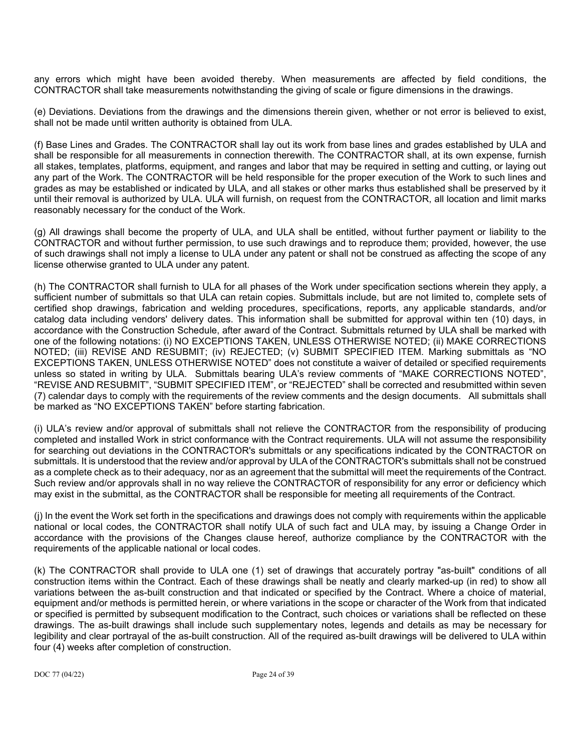any errors which might have been avoided thereby. When measurements are affected by field conditions, the CONTRACTOR shall take measurements notwithstanding the giving of scale or figure dimensions in the drawings.

(e) Deviations. Deviations from the drawings and the dimensions therein given, whether or not error is believed to exist, shall not be made until written authority is obtained from ULA.

(f) Base Lines and Grades. The CONTRACTOR shall lay out its work from base lines and grades established by ULA and shall be responsible for all measurements in connection therewith. The CONTRACTOR shall, at its own expense, furnish all stakes, templates, platforms, equipment, and ranges and labor that may be required in setting and cutting, or laying out any part of the Work. The CONTRACTOR will be held responsible for the proper execution of the Work to such lines and grades as may be established or indicated by ULA, and all stakes or other marks thus established shall be preserved by it until their removal is authorized by ULA. ULA will furnish, on request from the CONTRACTOR, all location and limit marks reasonably necessary for the conduct of the Work.

(g) All drawings shall become the property of ULA, and ULA shall be entitled, without further payment or liability to the CONTRACTOR and without further permission, to use such drawings and to reproduce them; provided, however, the use of such drawings shall not imply a license to ULA under any patent or shall not be construed as affecting the scope of any license otherwise granted to ULA under any patent.

(h) The CONTRACTOR shall furnish to ULA for all phases of the Work under specification sections wherein they apply, a sufficient number of submittals so that ULA can retain copies. Submittals include, but are not limited to, complete sets of certified shop drawings, fabrication and welding procedures, specifications, reports, any applicable standards, and/or catalog data including vendors' delivery dates. This information shall be submitted for approval within ten (10) days, in accordance with the Construction Schedule, after award of the Contract. Submittals returned by ULA shall be marked with one of the following notations: (i) NO EXCEPTIONS TAKEN, UNLESS OTHERWISE NOTED; (ii) MAKE CORRECTIONS NOTED; (iii) REVISE AND RESUBMIT; (iv) REJECTED; (v) SUBMIT SPECIFIED ITEM. Marking submittals as "NO EXCEPTIONS TAKEN, UNLESS OTHERWISE NOTED" does not constitute a waiver of detailed or specified requirements unless so stated in writing by ULA. Submittals bearing ULA's review comments of "MAKE CORRECTIONS NOTED", "REVISE AND RESUBMIT", "SUBMIT SPECIFIED ITEM", or "REJECTED" shall be corrected and resubmitted within seven (7) calendar days to comply with the requirements of the review comments and the design documents. All submittals shall be marked as "NO EXCEPTIONS TAKEN" before starting fabrication.

(i) ULA's review and/or approval of submittals shall not relieve the CONTRACTOR from the responsibility of producing completed and installed Work in strict conformance with the Contract requirements. ULA will not assume the responsibility for searching out deviations in the CONTRACTOR's submittals or any specifications indicated by the CONTRACTOR on submittals. It is understood that the review and/or approval by ULA of the CONTRACTOR's submittals shall not be construed as a complete check as to their adequacy, nor as an agreement that the submittal will meet the requirements of the Contract. Such review and/or approvals shall in no way relieve the CONTRACTOR of responsibility for any error or deficiency which may exist in the submittal, as the CONTRACTOR shall be responsible for meeting all requirements of the Contract.

(j) In the event the Work set forth in the specifications and drawings does not comply with requirements within the applicable national or local codes, the CONTRACTOR shall notify ULA of such fact and ULA may, by issuing a Change Order in accordance with the provisions of the Changes clause hereof, authorize compliance by the CONTRACTOR with the requirements of the applicable national or local codes.

(k) The CONTRACTOR shall provide to ULA one (1) set of drawings that accurately portray "as-built" conditions of all construction items within the Contract. Each of these drawings shall be neatly and clearly marked-up (in red) to show all variations between the as-built construction and that indicated or specified by the Contract. Where a choice of material, equipment and/or methods is permitted herein, or where variations in the scope or character of the Work from that indicated or specified is permitted by subsequent modification to the Contract, such choices or variations shall be reflected on these drawings. The as-built drawings shall include such supplementary notes, legends and details as may be necessary for legibility and clear portrayal of the as-built construction. All of the required as-built drawings will be delivered to ULA within four (4) weeks after completion of construction.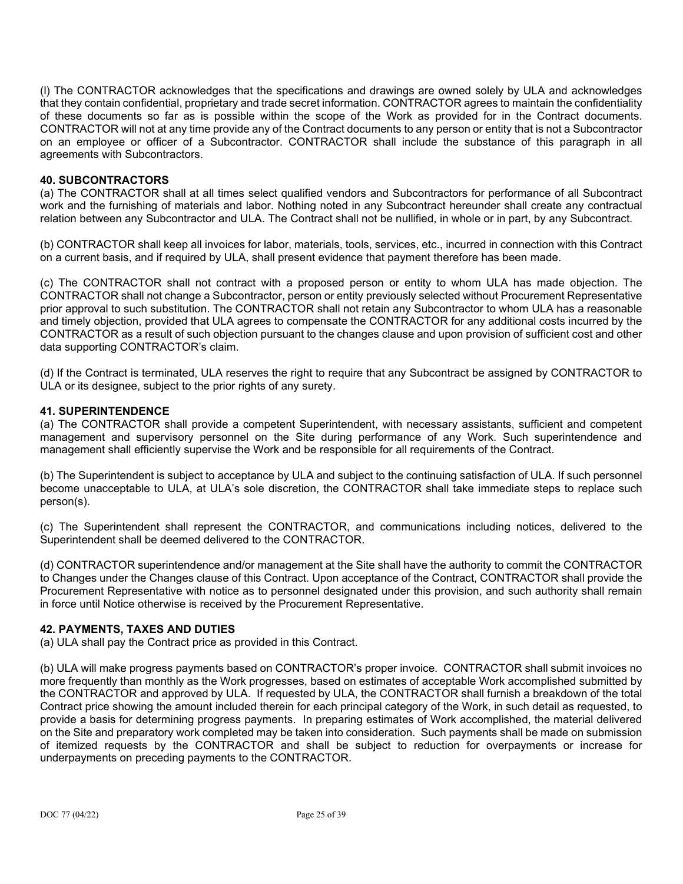(l) The CONTRACTOR acknowledges that the specifications and drawings are owned solely by ULA and acknowledges that they contain confidential, proprietary and trade secret information. CONTRACTOR agrees to maintain the confidentiality of these documents so far as is possible within the scope of the Work as provided for in the Contract documents. CONTRACTOR will not at any time provide any of the Contract documents to any person or entity that is not a Subcontractor on an employee or officer of a Subcontractor. CONTRACTOR shall include the substance of this paragraph in all agreements with Subcontractors.

**40. SUBCONTRACTORS**

(a) The CONTRACTOR shall at all times select qualified vendors and Subcontractors for performance of all Subcontract work and the furnishing of materials and labor. Nothing noted in any Subcontract hereunder shall create any contractual relation between any Subcontractor and ULA. The Contract shall not be nullified, in whole or in part, by any Subcontract.

(b) CONTRACTOR shall keep all invoices for labor, materials, tools, services, etc., incurred in connection with this Contract on a current basis, and if required by ULA, shall present evidence that payment therefore has been made.

(c) The CONTRACTOR shall not contract with a proposed person or entity to whom ULA has made objection. The CONTRACTOR shall not change a Subcontractor, person or entity previously selected without Procurement Representative prior approval to such substitution. The CONTRACTOR shall not retain any Subcontractor to whom ULA has a reasonable and timely objection, provided that ULA agrees to compensate the CONTRACTOR for any additional costs incurred by the CONTRACTOR as a result of such objection pursuant to the changes clause and upon provision of sufficient cost and other data supporting CONTRACTOR's claim.

(d) If the Contract is terminated, ULA reserves the right to require that any Subcontract be assigned by CONTRACTOR to ULA or its designee, subject to the prior rights of any surety.

**41. SUPERINTENDENCE**

(a) The CONTRACTOR shall provide a competent Superintendent, with necessary assistants, sufficient and competent management and supervisory personnel on the Site during performance of any Work. Such superintendence and management shall efficiently supervise the Work and be responsible for all requirements of the Contract.

(b) The Superintendent is subject to acceptance by ULA and subject to the continuing satisfaction of ULA. If such personnel become unacceptable to ULA, at ULA's sole discretion, the CONTRACTOR shall take immediate steps to replace such person(s).

(c) The Superintendent shall represent the CONTRACTOR, and communications including notices, delivered to the Superintendent shall be deemed delivered to the CONTRACTOR.

(d) CONTRACTOR superintendence and/or management at the Site shall have the authority to commit the CONTRACTOR to Changes under the Changes clause of this Contract. Upon acceptance of the Contract, CONTRACTOR shall provide the Procurement Representative with notice as to personnel designated under this provision, and such authority shall remain in force until Notice otherwise is received by the Procurement Representative.

**42. PAYMENTS, TAXES AND DUTIES**

(a) ULA shall pay the Contract price as provided in this Contract.

(b) ULA will make progress payments based on CONTRACTOR's proper invoice. CONTRACTOR shall submit invoices no more frequently than monthly as the Work progresses, based on estimates of acceptable Work accomplished submitted by the CONTRACTOR and approved by ULA. If requested by ULA, the CONTRACTOR shall furnish a breakdown of the total Contract price showing the amount included therein for each principal category of the Work, in such detail as requested, to provide a basis for determining progress payments. In preparing estimates of Work accomplished, the material delivered on the Site and preparatory work completed may be taken into consideration. Such payments shall be made on submission of itemized requests by the CONTRACTOR and shall be subject to reduction for overpayments or increase for underpayments on preceding payments to the CONTRACTOR.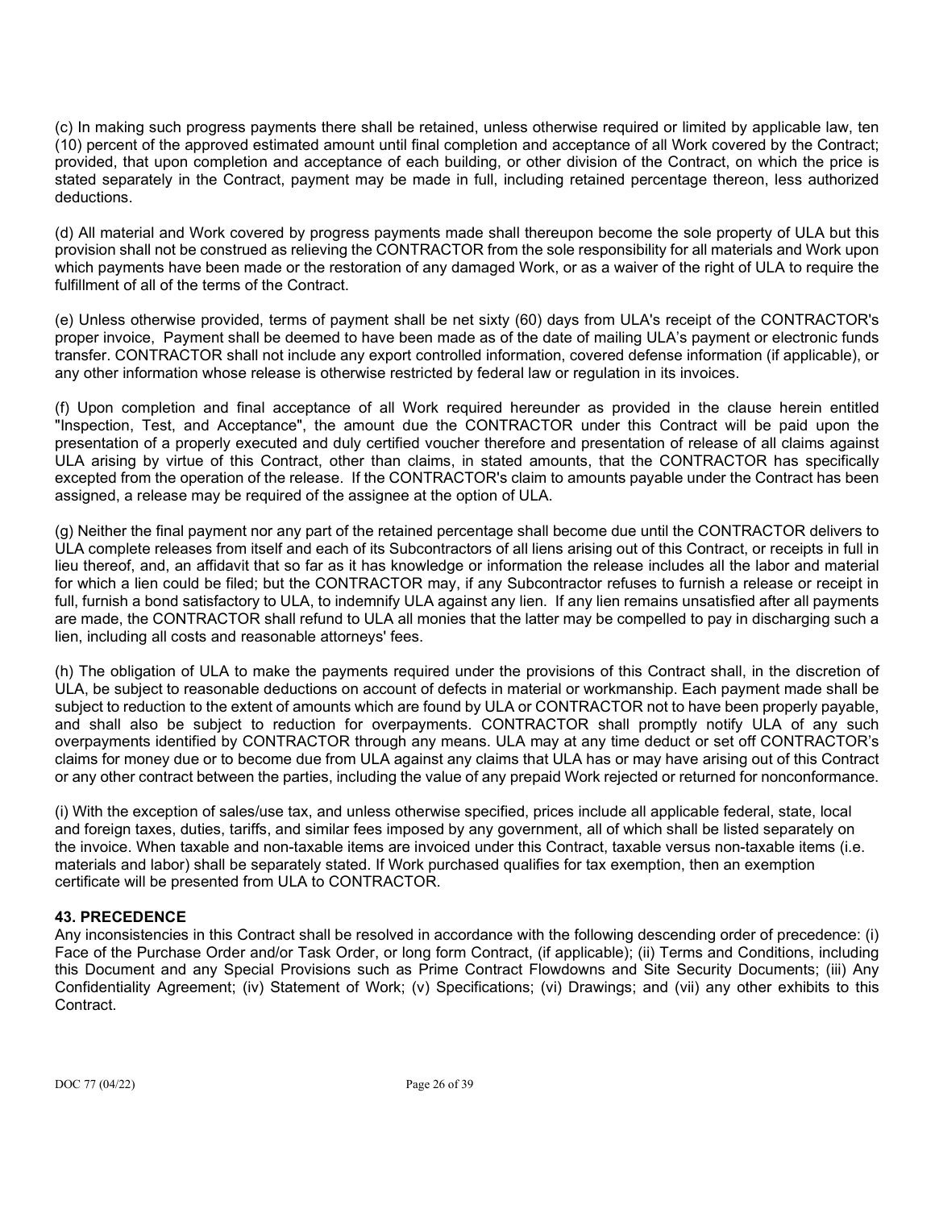(c) In making such progress payments there shall be retained, unless otherwise required or limited by applicable law, ten (10) percent of the approved estimated amount until final completion and acceptance of all Work covered by the Contract; provided, that upon completion and acceptance of each building, or other division of the Contract, on which the price is stated separately in the Contract, payment may be made in full, including retained percentage thereon, less authorized deductions.

(d) All material and Work covered by progress payments made shall thereupon become the sole property of ULA but this provision shall not be construed as relieving the CONTRACTOR from the sole responsibility for all materials and Work upon which payments have been made or the restoration of any damaged Work, or as a waiver of the right of ULA to require the fulfillment of all of the terms of the Contract.

(e) Unless otherwise provided, terms of payment shall be net sixty (60) days from ULA's receipt of the CONTRACTOR's proper invoice, Payment shall be deemed to have been made as of the date of mailing ULA's payment or electronic funds transfer. CONTRACTOR shall not include any export controlled information, covered defense information (if applicable), or any other information whose release is otherwise restricted by federal law or regulation in its invoices.

(f) Upon completion and final acceptance of all Work required hereunder as provided in the clause herein entitled "Inspection, Test, and Acceptance", the amount due the CONTRACTOR under this Contract will be paid upon the presentation of a properly executed and duly certified voucher therefore and presentation of release of all claims against ULA arising by virtue of this Contract, other than claims, in stated amounts, that the CONTRACTOR has specifically excepted from the operation of the release. If the CONTRACTOR's claim to amounts payable under the Contract has been assigned, a release may be required of the assignee at the option of ULA.

(g) Neither the final payment nor any part of the retained percentage shall become due until the CONTRACTOR delivers to ULA complete releases from itself and each of its Subcontractors of all liens arising out of this Contract, or receipts in full in lieu thereof, and, an affidavit that so far as it has knowledge or information the release includes all the labor and material for which a lien could be filed; but the CONTRACTOR may, if any Subcontractor refuses to furnish a release or receipt in full, furnish a bond satisfactory to ULA, to indemnify ULA against any lien. If any lien remains unsatisfied after all payments are made, the CONTRACTOR shall refund to ULA all monies that the latter may be compelled to pay in discharging such a lien, including all costs and reasonable attorneys' fees.

(h) The obligation of ULA to make the payments required under the provisions of this Contract shall, in the discretion of ULA, be subject to reasonable deductions on account of defects in material or workmanship. Each payment made shall be subject to reduction to the extent of amounts which are found by ULA or CONTRACTOR not to have been properly payable, and shall also be subject to reduction for overpayments. CONTRACTOR shall promptly notify ULA of any such overpayments identified by CONTRACTOR through any means. ULA may at any time deduct or set off CONTRACTOR's claims for money due or to become due from ULA against any claims that ULA has or may have arising out of this Contract or any other contract between the parties, including the value of any prepaid Work rejected or returned for nonconformance.

(i) With the exception of sales/use tax, and unless otherwise specified, prices include all applicable federal, state, local and foreign taxes, duties, tariffs, and similar fees imposed by any government, all of which shall be listed separately on the invoice. When taxable and non-taxable items are invoiced under this Contract, taxable versus non-taxable items (i.e. materials and labor) shall be separately stated. If Work purchased qualifies for tax exemption, then an exemption certificate will be presented from ULA to CONTRACTOR.

**43. PRECEDENCE**

Any inconsistencies in this Contract shall be resolved in accordance with the following descending order of precedence: (i) Face of the Purchase Order and/or Task Order, or long form Contract, (if applicable); (ii) Terms and Conditions, including this Document and any Special Provisions such as Prime Contract Flowdowns and Site Security Documents; (iii) Any Confidentiality Agreement; (iv) Statement of Work; (v) Specifications; (vi) Drawings; and (vii) any other exhibits to this Contract.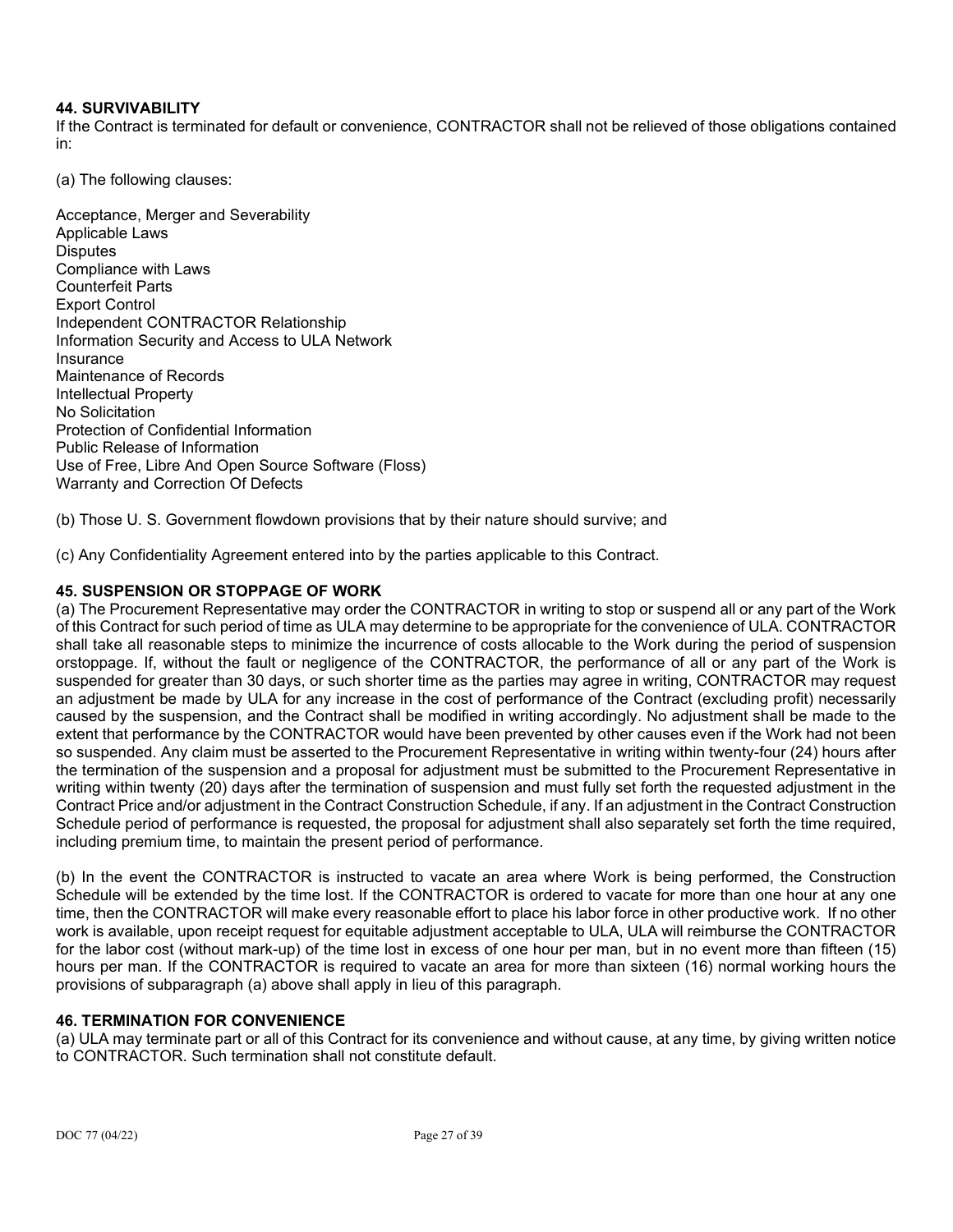### 44. SURVIVABILITY

If the Contract is terminated for default or convenience, CONTRACTOR shall not be relieved of those obligations contained in:

(a) The following clauses:

Acceptance, Merger and Severability
Applicable Laws
Disputes
Compliance with Laws
Counterfeit Parts
Export Control
Independent CONTRACTOR Relationship
Information Security and Access to ULA Network
Insurance
Maintenance of Records
Intellectual Property
No Solicitation
Protection of Confidential Information
Public Release of Information
Use of Free, Libre And Open Source Software (Floss)
Warranty and Correction Of Defects

(b) Those U. S. Government flowdown provisions that by their nature should survive; and

(c) Any Confidentiality Agreement entered into by the parties applicable to this Contract.

### 45. SUSPENSION OR STOPPAGE OF WORK

(a) The Procurement Representative may order the CONTRACTOR in writing to stop or suspend all or any part of the Work of this Contract for such period of time as ULA may determine to be appropriate for the convenience of ULA. CONTRACTOR shall take all reasonable steps to minimize the incurrence of costs allocable to the Work during the period of suspension orstoppage. If, without the fault or negligence of the CONTRACTOR, the performance of all or any part of the Work is suspended for greater than 30 days, or such shorter time as the parties may agree in writing, CONTRACTOR may request an adjustment be made by ULA for any increase in the cost of performance of the Contract (excluding profit) necessarily caused by the suspension, and the Contract shall be modified in writing accordingly. No adjustment shall be made to the extent that performance by the CONTRACTOR would have been prevented by other causes even if the Work had not been so suspended. Any claim must be asserted to the Procurement Representative in writing within twenty-four (24) hours after the termination of the suspension and a proposal for adjustment must be submitted to the Procurement Representative in writing within twenty (20) days after the termination of suspension and must fully set forth the requested adjustment in the Contract Price and/or adjustment in the Contract Construction Schedule, if any. If an adjustment in the Contract Construction Schedule period of performance is requested, the proposal for adjustment shall also separately set forth the time required, including premium time, to maintain the present period of performance.

(b) In the event the CONTRACTOR is instructed to vacate an area where Work is being performed, the Construction Schedule will be extended by the time lost. If the CONTRACTOR is ordered to vacate for more than one hour at any one time, then the CONTRACTOR will make every reasonable effort to place his labor force in other productive work. If no other work is available, upon receipt request for equitable adjustment acceptable to ULA, ULA will reimburse the CONTRACTOR for the labor cost (without mark-up) of the time lost in excess of one hour per man, but in no event more than fifteen (15) hours per man. If the CONTRACTOR is required to vacate an area for more than sixteen (16) normal working hours the provisions of subparagraph (a) above shall apply in lieu of this paragraph.

### 46. TERMINATION FOR CONVENIENCE

(a) ULA may terminate part or all of this Contract for its convenience and without cause, at any time, by giving written notice to CONTRACTOR. Such termination shall not constitute default.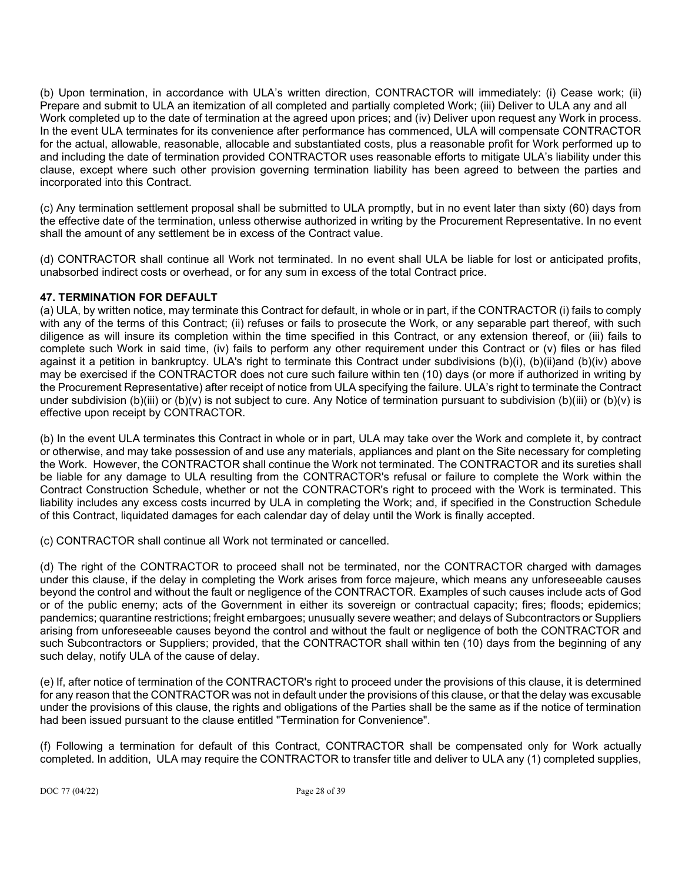(b) Upon termination, in accordance with ULA's written direction, CONTRACTOR will immediately: (i) Cease work; (ii) Prepare and submit to ULA an itemization of all completed and partially completed Work; (iii) Deliver to ULA any and all Work completed up to the date of termination at the agreed upon prices; and (iv) Deliver upon request any Work in process. In the event ULA terminates for its convenience after performance has commenced, ULA will compensate CONTRACTOR for the actual, allowable, reasonable, allocable and substantiated costs, plus a reasonable profit for Work performed up to and including the date of termination provided CONTRACTOR uses reasonable efforts to mitigate ULA's liability under this clause, except where such other provision governing termination liability has been agreed to between the parties and incorporated into this Contract.

(c) Any termination settlement proposal shall be submitted to ULA promptly, but in no event later than sixty (60) days from the effective date of the termination, unless otherwise authorized in writing by the Procurement Representative. In no event shall the amount of any settlement be in excess of the Contract value.

(d) CONTRACTOR shall continue all Work not terminated. In no event shall ULA be liable for lost or anticipated profits, unabsorbed indirect costs or overhead, or for any sum in excess of the total Contract price.

**47. TERMINATION FOR DEFAULT**

(a) ULA, by written notice, may terminate this Contract for default, in whole or in part, if the CONTRACTOR (i) fails to comply with any of the terms of this Contract; (ii) refuses or fails to prosecute the Work, or any separable part thereof, with such diligence as will insure its completion within the time specified in this Contract, or any extension thereof, or (iii) fails to complete such Work in said time, (iv) fails to perform any other requirement under this Contract or (v) files or has filed against it a petition in bankruptcy. ULA's right to terminate this Contract under subdivisions (b)(i), (b)(ii)and (b)(iv) above may be exercised if the CONTRACTOR does not cure such failure within ten (10) days (or more if authorized in writing by the Procurement Representative) after receipt of notice from ULA specifying the failure. ULA's right to terminate the Contract under subdivision (b)(iii) or (b)(v) is not subject to cure. Any Notice of termination pursuant to subdivision (b)(iii) or (b)(v) is effective upon receipt by CONTRACTOR.

(b) In the event ULA terminates this Contract in whole or in part, ULA may take over the Work and complete it, by contract or otherwise, and may take possession of and use any materials, appliances and plant on the Site necessary for completing the Work. However, the CONTRACTOR shall continue the Work not terminated. The CONTRACTOR and its sureties shall be liable for any damage to ULA resulting from the CONTRACTOR's refusal or failure to complete the Work within the Contract Construction Schedule, whether or not the CONTRACTOR's right to proceed with the Work is terminated. This liability includes any excess costs incurred by ULA in completing the Work; and, if specified in the Construction Schedule of this Contract, liquidated damages for each calendar day of delay until the Work is finally accepted.

(c) CONTRACTOR shall continue all Work not terminated or cancelled.

(d) The right of the CONTRACTOR to proceed shall not be terminated, nor the CONTRACTOR charged with damages under this clause, if the delay in completing the Work arises from force majeure, which means any unforeseeable causes beyond the control and without the fault or negligence of the CONTRACTOR. Examples of such causes include acts of God or of the public enemy; acts of the Government in either its sovereign or contractual capacity; fires; floods; epidemics; pandemics; quarantine restrictions; freight embargoes; unusually severe weather; and delays of Subcontractors or Suppliers arising from unforeseeable causes beyond the control and without the fault or negligence of both the CONTRACTOR and such Subcontractors or Suppliers; provided, that the CONTRACTOR shall within ten (10) days from the beginning of any such delay, notify ULA of the cause of delay.

(e) If, after notice of termination of the CONTRACTOR's right to proceed under the provisions of this clause, it is determined for any reason that the CONTRACTOR was not in default under the provisions of this clause, or that the delay was excusable under the provisions of this clause, the rights and obligations of the Parties shall be the same as if the notice of termination had been issued pursuant to the clause entitled "Termination for Convenience".

(f) Following a termination for default of this Contract, CONTRACTOR shall be compensated only for Work actually completed. In addition, ULA may require the CONTRACTOR to transfer title and deliver to ULA any (1) completed supplies,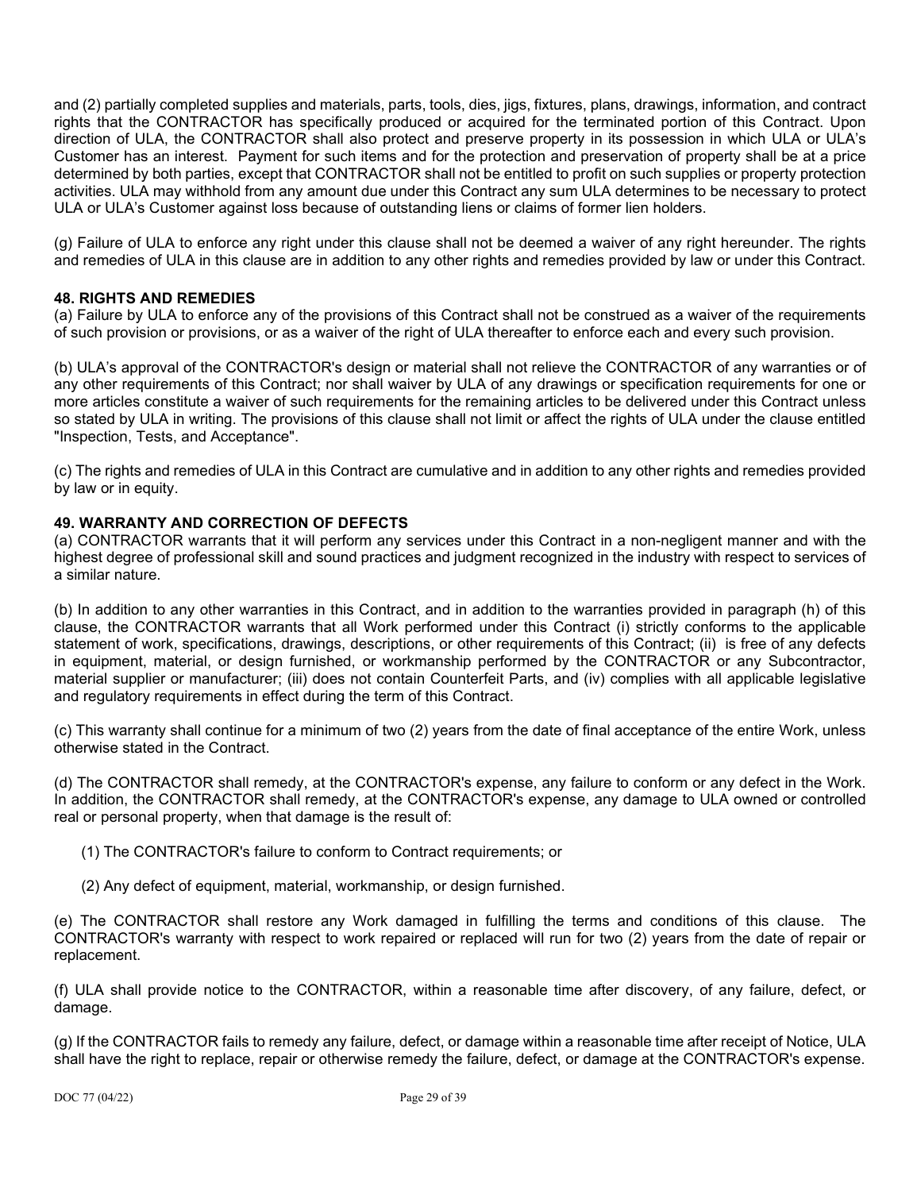and (2) partially completed supplies and materials, parts, tools, dies, jigs, fixtures, plans, drawings, information, and contract rights that the CONTRACTOR has specifically produced or acquired for the terminated portion of this Contract. Upon direction of ULA, the CONTRACTOR shall also protect and preserve property in its possession in which ULA or ULA's Customer has an interest. Payment for such items and for the protection and preservation of property shall be at a price determined by both parties, except that CONTRACTOR shall not be entitled to profit on such supplies or property protection activities. ULA may withhold from any amount due under this Contract any sum ULA determines to be necessary to protect ULA or ULA's Customer against loss because of outstanding liens or claims of former lien holders.

(g) Failure of ULA to enforce any right under this clause shall not be deemed a waiver of any right hereunder. The rights and remedies of ULA in this clause are in addition to any other rights and remedies provided by law or under this Contract.

### 48. RIGHTS AND REMEDIES

(a) Failure by ULA to enforce any of the provisions of this Contract shall not be construed as a waiver of the requirements of such provision or provisions, or as a waiver of the right of ULA thereafter to enforce each and every such provision.

(b) ULA's approval of the CONTRACTOR's design or material shall not relieve the CONTRACTOR of any warranties or of any other requirements of this Contract; nor shall waiver by ULA of any drawings or specification requirements for one or more articles constitute a waiver of such requirements for the remaining articles to be delivered under this Contract unless so stated by ULA in writing. The provisions of this clause shall not limit or affect the rights of ULA under the clause entitled "Inspection, Tests, and Acceptance".

(c) The rights and remedies of ULA in this Contract are cumulative and in addition to any other rights and remedies provided by law or in equity.

### 49. WARRANTY AND CORRECTION OF DEFECTS

(a) CONTRACTOR warrants that it will perform any services under this Contract in a non-negligent manner and with the highest degree of professional skill and sound practices and judgment recognized in the industry with respect to services of a similar nature.

(b) In addition to any other warranties in this Contract, and in addition to the warranties provided in paragraph (h) of this clause, the CONTRACTOR warrants that all Work performed under this Contract (i) strictly conforms to the applicable statement of work, specifications, drawings, descriptions, or other requirements of this Contract; (ii) is free of any defects in equipment, material, or design furnished, or workmanship performed by the CONTRACTOR or any Subcontractor, material supplier or manufacturer; (iii) does not contain Counterfeit Parts, and (iv) complies with all applicable legislative and regulatory requirements in effect during the term of this Contract.

(c) This warranty shall continue for a minimum of two (2) years from the date of final acceptance of the entire Work, unless otherwise stated in the Contract.

(d) The CONTRACTOR shall remedy, at the CONTRACTOR's expense, any failure to conform or any defect in the Work. In addition, the CONTRACTOR shall remedy, at the CONTRACTOR's expense, any damage to ULA owned or controlled real or personal property, when that damage is the result of:

(1) The CONTRACTOR's failure to conform to Contract requirements; or

(2) Any defect of equipment, material, workmanship, or design furnished.

(e) The CONTRACTOR shall restore any Work damaged in fulfilling the terms and conditions of this clause. The CONTRACTOR's warranty with respect to work repaired or replaced will run for two (2) years from the date of repair or replacement.

(f) ULA shall provide notice to the CONTRACTOR, within a reasonable time after discovery, of any failure, defect, or damage.

(g) If the CONTRACTOR fails to remedy any failure, defect, or damage within a reasonable time after receipt of Notice, ULA shall have the right to replace, repair or otherwise remedy the failure, defect, or damage at the CONTRACTOR's expense.

DOC 77 (04/22)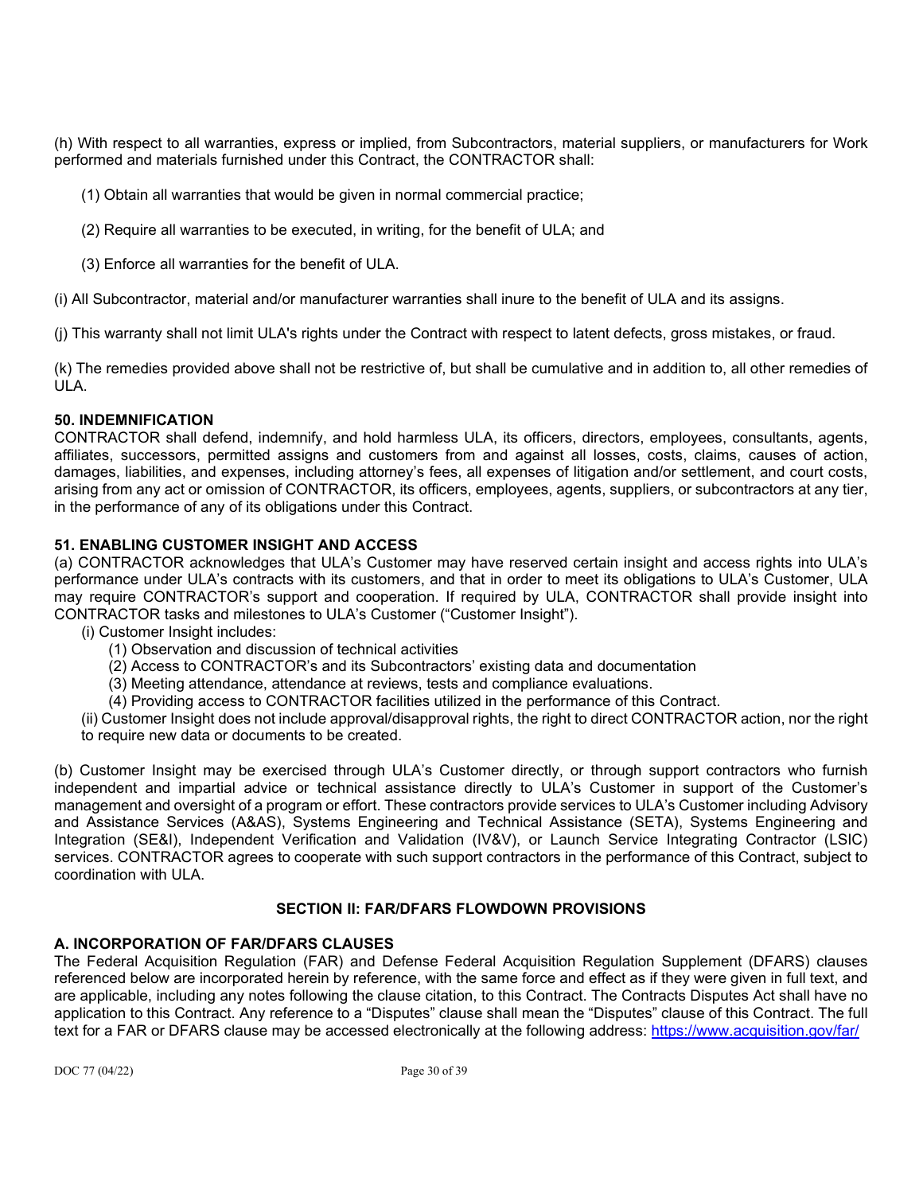(h) With respect to all warranties, express or implied, from Subcontractors, material suppliers, or manufacturers for Work performed and materials furnished under this Contract, the CONTRACTOR shall:

(1) Obtain all warranties that would be given in normal commercial practice;

(2) Require all warranties to be executed, in writing, for the benefit of ULA; and

(3) Enforce all warranties for the benefit of ULA.

(i) All Subcontractor, material and/or manufacturer warranties shall inure to the benefit of ULA and its assigns.

(j) This warranty shall not limit ULA's rights under the Contract with respect to latent defects, gross mistakes, or fraud.

(k) The remedies provided above shall not be restrictive of, but shall be cumulative and in addition to, all other remedies of ULA.

### 50. INDEMNIFICATION

CONTRACTOR shall defend, indemnify, and hold harmless ULA, its officers, directors, employees, consultants, agents, affiliates, successors, permitted assigns and customers from and against all losses, costs, claims, causes of action, damages, liabilities, and expenses, including attorney's fees, all expenses of litigation and/or settlement, and court costs, arising from any act or omission of CONTRACTOR, its officers, employees, agents, suppliers, or subcontractors at any tier, in the performance of any of its obligations under this Contract.

### 51. ENABLING CUSTOMER INSIGHT AND ACCESS

(a) CONTRACTOR acknowledges that ULA's Customer may have reserved certain insight and access rights into ULA's performance under ULA's contracts with its customers, and that in order to meet its obligations to ULA's Customer, ULA may require CONTRACTOR's support and cooperation. If required by ULA, CONTRACTOR shall provide insight into CONTRACTOR tasks and milestones to ULA's Customer ("Customer Insight").

(i) Customer Insight includes:

(1) Observation and discussion of technical activities

(2) Access to CONTRACTOR's and its Subcontractors' existing data and documentation

(3) Meeting attendance, attendance at reviews, tests and compliance evaluations.

(4) Providing access to CONTRACTOR facilities utilized in the performance of this Contract.

(ii) Customer Insight does not include approval/disapproval rights, the right to direct CONTRACTOR action, nor the right to require new data or documents to be created.

(b) Customer Insight may be exercised through ULA's Customer directly, or through support contractors who furnish independent and impartial advice or technical assistance directly to ULA's Customer in support of the Customer's management and oversight of a program or effort. These contractors provide services to ULA's Customer including Advisory and Assistance Services (A&AS), Systems Engineering and Technical Assistance (SETA), Systems Engineering and Integration (SE&I), Independent Verification and Validation (IV&V), or Launch Service Integrating Contractor (LSIC) services. CONTRACTOR agrees to cooperate with such support contractors in the performance of this Contract, subject to coordination with ULA.

## SECTION II: FAR/DFARS FLOWDOWN PROVISIONS

### A. INCORPORATION OF FAR/DFARS CLAUSES

The Federal Acquisition Regulation (FAR) and Defense Federal Acquisition Regulation Supplement (DFARS) clauses referenced below are incorporated herein by reference, with the same force and effect as if they were given in full text, and are applicable, including any notes following the clause citation, to this Contract. The Contracts Disputes Act shall have no application to this Contract. Any reference to a "Disputes" clause shall mean the "Disputes" clause of this Contract. The full text for a FAR or DFARS clause may be accessed electronically at the following address: https://www.acquisition.gov/far/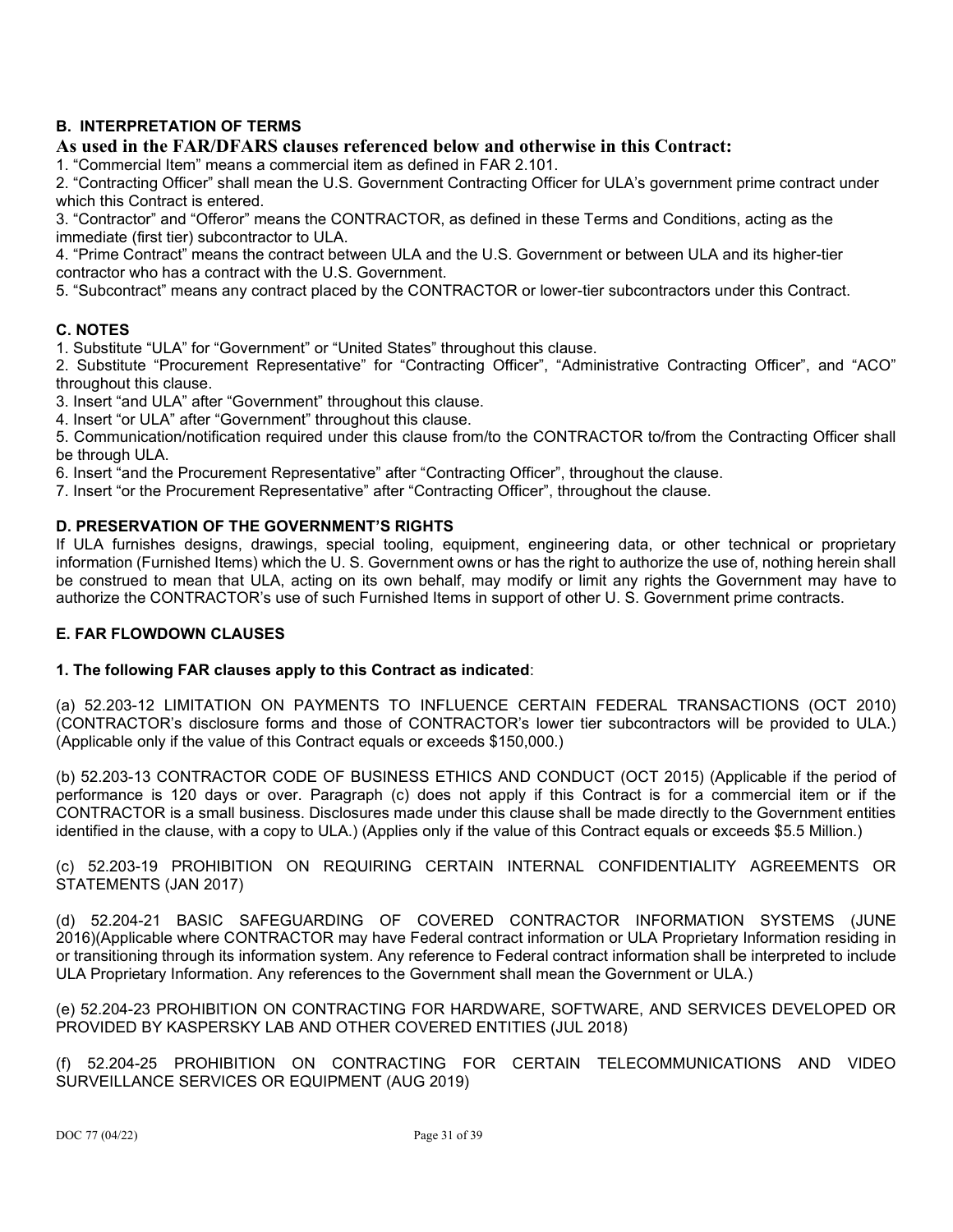## B. INTERPRETATION OF TERMS

**As used in the FAR/DFARS clauses referenced below and otherwise in this Contract:**

1. "Commercial Item" means a commercial item as defined in FAR 2.101.
2. "Contracting Officer" shall mean the U.S. Government Contracting Officer for ULA's government prime contract under which this Contract is entered.
3. "Contractor" and "Offeror" means the CONTRACTOR, as defined in these Terms and Conditions, acting as the immediate (first tier) subcontractor to ULA.
4. "Prime Contract" means the contract between ULA and the U.S. Government or between ULA and its higher-tier contractor who has a contract with the U.S. Government.
5. "Subcontract" means any contract placed by the CONTRACTOR or lower-tier subcontractors under this Contract.

## C. NOTES

1. Substitute "ULA" for "Government" or "United States" throughout this clause.
2. Substitute "Procurement Representative" for "Contracting Officer", "Administrative Contracting Officer", and "ACO" throughout this clause.
3. Insert "and ULA" after "Government" throughout this clause.
4. Insert "or ULA" after "Government" throughout this clause.
5. Communication/notification required under this clause from/to the CONTRACTOR to/from the Contracting Officer shall be through ULA.
6. Insert "and the Procurement Representative" after "Contracting Officer", throughout the clause.
7. Insert "or the Procurement Representative" after "Contracting Officer", throughout the clause.

## D. PRESERVATION OF THE GOVERNMENT'S RIGHTS

If ULA furnishes designs, drawings, special tooling, equipment, engineering data, or other technical or proprietary information (Furnished Items) which the U. S. Government owns or has the right to authorize the use of, nothing herein shall be construed to mean that ULA, acting on its own behalf, may modify or limit any rights the Government may have to authorize the CONTRACTOR's use of such Furnished Items in support of other U. S. Government prime contracts.

## E. FAR FLOWDOWN CLAUSES

**1. The following FAR clauses apply to this Contract as indicated**:

(a) 52.203-12 LIMITATION ON PAYMENTS TO INFLUENCE CERTAIN FEDERAL TRANSACTIONS (OCT 2010) (CONTRACTOR's disclosure forms and those of CONTRACTOR's lower tier subcontractors will be provided to ULA.) (Applicable only if the value of this Contract equals or exceeds $150,000.)

(b) 52.203-13 CONTRACTOR CODE OF BUSINESS ETHICS AND CONDUCT (OCT 2015) (Applicable if the period of performance is 120 days or over. Paragraph (c) does not apply if this Contract is for a commercial item or if the CONTRACTOR is a small business. Disclosures made under this clause shall be made directly to the Government entities identified in the clause, with a copy to ULA.) (Applies only if the value of this Contract equals or exceeds $5.5 Million.)

(c) 52.203-19 PROHIBITION ON REQUIRING CERTAIN INTERNAL CONFIDENTIALITY AGREEMENTS OR STATEMENTS (JAN 2017)

(d) 52.204-21 BASIC SAFEGUARDING OF COVERED CONTRACTOR INFORMATION SYSTEMS (JUNE 2016)(Applicable where CONTRACTOR may have Federal contract information or ULA Proprietary Information residing in or transitioning through its information system. Any reference to Federal contract information shall be interpreted to include ULA Proprietary Information. Any references to the Government shall mean the Government or ULA.)

(e) 52.204-23 PROHIBITION ON CONTRACTING FOR HARDWARE, SOFTWARE, AND SERVICES DEVELOPED OR PROVIDED BY KASPERSKY LAB AND OTHER COVERED ENTITIES (JUL 2018)

(f) 52.204-25 PROHIBITION ON CONTRACTING FOR CERTAIN TELECOMMUNICATIONS AND VIDEO SURVEILLANCE SERVICES OR EQUIPMENT (AUG 2019)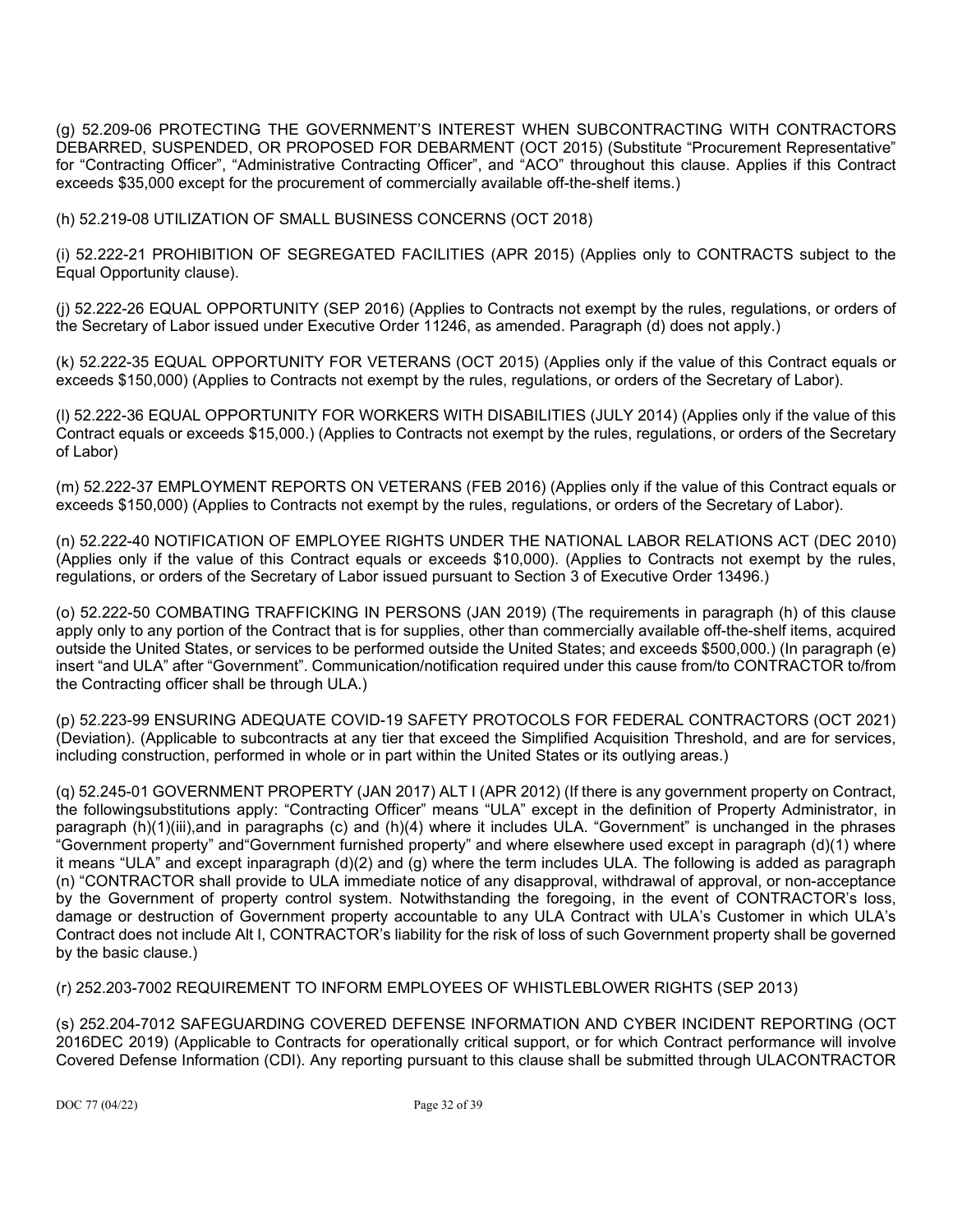(g) 52.209-06 PROTECTING THE GOVERNMENT'S INTEREST WHEN SUBCONTRACTING WITH CONTRACTORS DEBARRED, SUSPENDED, OR PROPOSED FOR DEBARMENT (OCT 2015) (Substitute "Procurement Representative" for "Contracting Officer", "Administrative Contracting Officer", and "ACO" throughout this clause. Applies if this Contract exceeds $35,000 except for the procurement of commercially available off-the-shelf items.)

(h) 52.219-08 UTILIZATION OF SMALL BUSINESS CONCERNS (OCT 2018)

(i) 52.222-21 PROHIBITION OF SEGREGATED FACILITIES (APR 2015) (Applies only to CONTRACTS subject to the Equal Opportunity clause).

(j) 52.222-26 EQUAL OPPORTUNITY (SEP 2016) (Applies to Contracts not exempt by the rules, regulations, or orders of the Secretary of Labor issued under Executive Order 11246, as amended. Paragraph (d) does not apply.)

(k) 52.222-35 EQUAL OPPORTUNITY FOR VETERANS (OCT 2015) (Applies only if the value of this Contract equals or exceeds $150,000) (Applies to Contracts not exempt by the rules, regulations, or orders of the Secretary of Labor).

(l) 52.222-36 EQUAL OPPORTUNITY FOR WORKERS WITH DISABILITIES (JULY 2014) (Applies only if the value of this Contract equals or exceeds $15,000.) (Applies to Contracts not exempt by the rules, regulations, or orders of the Secretary of Labor)

(m) 52.222-37 EMPLOYMENT REPORTS ON VETERANS (FEB 2016) (Applies only if the value of this Contract equals or exceeds $150,000) (Applies to Contracts not exempt by the rules, regulations, or orders of the Secretary of Labor).

(n) 52.222-40 NOTIFICATION OF EMPLOYEE RIGHTS UNDER THE NATIONAL LABOR RELATIONS ACT (DEC 2010) (Applies only if the value of this Contract equals or exceeds $10,000). (Applies to Contracts not exempt by the rules, regulations, or orders of the Secretary of Labor issued pursuant to Section 3 of Executive Order 13496.)

(o) 52.222-50 COMBATING TRAFFICKING IN PERSONS (JAN 2019) (The requirements in paragraph (h) of this clause apply only to any portion of the Contract that is for supplies, other than commercially available off-the-shelf items, acquired outside the United States, or services to be performed outside the United States; and exceeds $500,000.) (In paragraph (e) insert "and ULA" after "Government". Communication/notification required under this cause from/to CONTRACTOR to/from the Contracting officer shall be through ULA.)

(p) 52.223-99 ENSURING ADEQUATE COVID-19 SAFETY PROTOCOLS FOR FEDERAL CONTRACTORS (OCT 2021) (Deviation). (Applicable to subcontracts at any tier that exceed the Simplified Acquisition Threshold, and are for services, including construction, performed in whole or in part within the United States or its outlying areas.)

(q) 52.245-01 GOVERNMENT PROPERTY (JAN 2017) ALT I (APR 2012) (If there is any government property on Contract, the followingsubstitutions apply: "Contracting Officer" means "ULA" except in the definition of Property Administrator, in paragraph (h)(1)(iii),and in paragraphs (c) and (h)(4) where it includes ULA. "Government" is unchanged in the phrases "Government property" and"Government furnished property" and where elsewhere used except in paragraph (d)(1) where it means "ULA" and except inparagraph (d)(2) and (g) where the term includes ULA. The following is added as paragraph (n) "CONTRACTOR shall provide to ULA immediate notice of any disapproval, withdrawal of approval, or non-acceptance by the Government of property control system. Notwithstanding the foregoing, in the event of CONTRACTOR's loss, damage or destruction of Government property accountable to any ULA Contract with ULA's Customer in which ULA's Contract does not include Alt I, CONTRACTOR's liability for the risk of loss of such Government property shall be governed by the basic clause.)

(r) 252.203-7002 REQUIREMENT TO INFORM EMPLOYEES OF WHISTLEBLOWER RIGHTS (SEP 2013)

(s) 252.204-7012 SAFEGUARDING COVERED DEFENSE INFORMATION AND CYBER INCIDENT REPORTING (OCT 2016DEC 2019) (Applicable to Contracts for operationally critical support, or for which Contract performance will involve Covered Defense Information (CDI). Any reporting pursuant to this clause shall be submitted through ULACONTRACTOR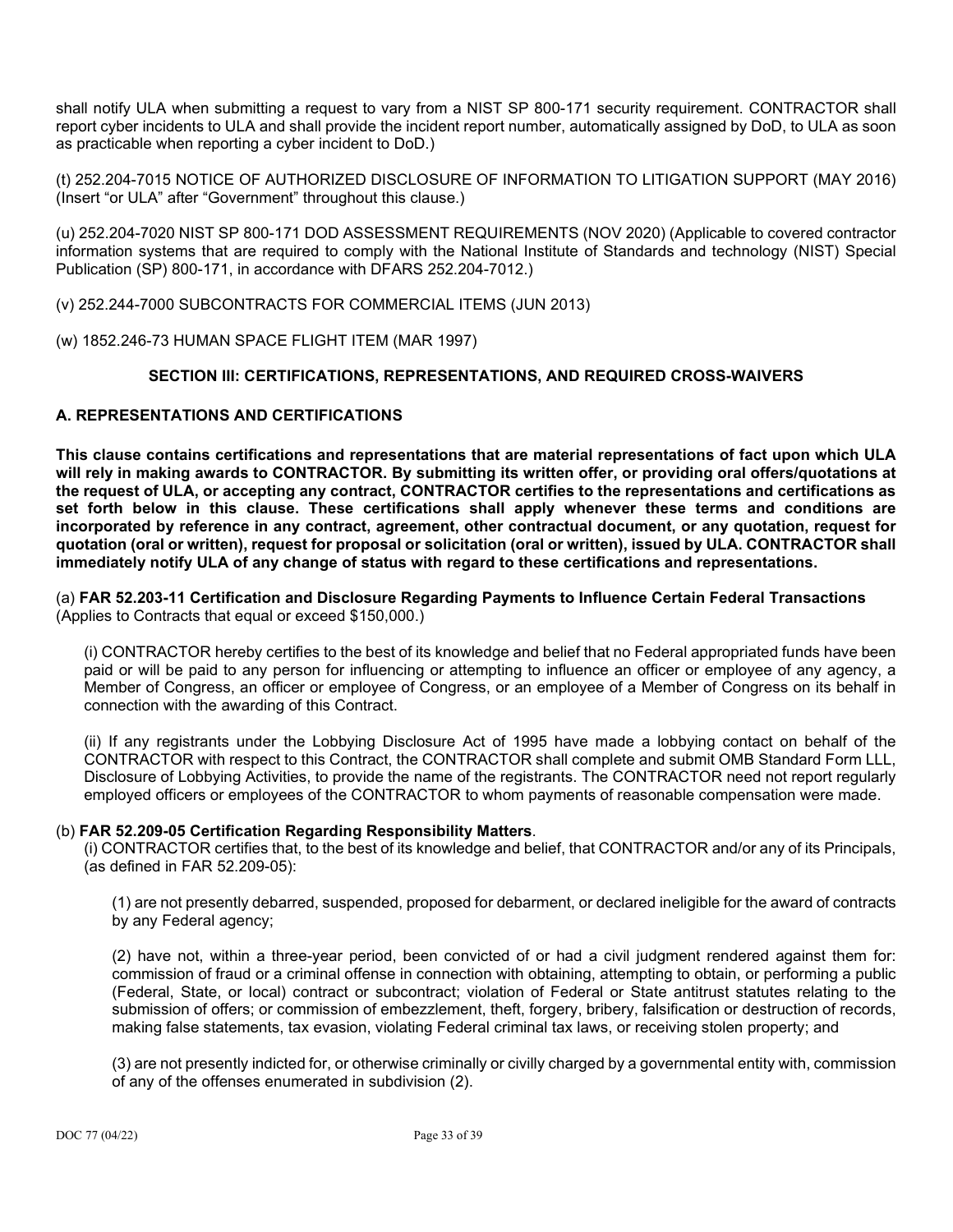shall notify ULA when submitting a request to vary from a NIST SP 800-171 security requirement. CONTRACTOR shall report cyber incidents to ULA and shall provide the incident report number, automatically assigned by DoD, to ULA as soon as practicable when reporting a cyber incident to DoD.)

(t) 252.204-7015 NOTICE OF AUTHORIZED DISCLOSURE OF INFORMATION TO LITIGATION SUPPORT (MAY 2016) (Insert "or ULA" after "Government" throughout this clause.)

(u) 252.204-7020 NIST SP 800-171 DOD ASSESSMENT REQUIREMENTS (NOV 2020) (Applicable to covered contractor information systems that are required to comply with the National Institute of Standards and technology (NIST) Special Publication (SP) 800-171, in accordance with DFARS 252.204-7012.)

(v) 252.244-7000 SUBCONTRACTS FOR COMMERCIAL ITEMS (JUN 2013)

(w) 1852.246-73 HUMAN SPACE FLIGHT ITEM (MAR 1997)

## SECTION III: CERTIFICATIONS, REPRESENTATIONS, AND REQUIRED CROSS-WAIVERS

### A. REPRESENTATIONS AND CERTIFICATIONS

**This clause contains certifications and representations that are material representations of fact upon which ULA will rely in making awards to CONTRACTOR. By submitting its written offer, or providing oral offers/quotations at the request of ULA, or accepting any contract, CONTRACTOR certifies to the representations and certifications as set forth below in this clause. These certifications shall apply whenever these terms and conditions are incorporated by reference in any contract, agreement, other contractual document, or any quotation, request for quotation (oral or written), request for proposal or solicitation (oral or written), issued by ULA. CONTRACTOR shall immediately notify ULA of any change of status with regard to these certifications and representations.**

(a) **FAR 52.203-11 Certification and Disclosure Regarding Payments to Influence Certain Federal Transactions** (Applies to Contracts that equal or exceed $150,000.)

(i) CONTRACTOR hereby certifies to the best of its knowledge and belief that no Federal appropriated funds have been paid or will be paid to any person for influencing or attempting to influence an officer or employee of any agency, a Member of Congress, an officer or employee of Congress, or an employee of a Member of Congress on its behalf in connection with the awarding of this Contract.

(ii) If any registrants under the Lobbying Disclosure Act of 1995 have made a lobbying contact on behalf of the CONTRACTOR with respect to this Contract, the CONTRACTOR shall complete and submit OMB Standard Form LLL, Disclosure of Lobbying Activities, to provide the name of the registrants. The CONTRACTOR need not report regularly employed officers or employees of the CONTRACTOR to whom payments of reasonable compensation were made.

(b) **FAR 52.209-05 Certification Regarding Responsibility Matters**.

(i) CONTRACTOR certifies that, to the best of its knowledge and belief, that CONTRACTOR and/or any of its Principals, (as defined in FAR 52.209-05):

(1) are not presently debarred, suspended, proposed for debarment, or declared ineligible for the award of contracts by any Federal agency;

(2) have not, within a three-year period, been convicted of or had a civil judgment rendered against them for: commission of fraud or a criminal offense in connection with obtaining, attempting to obtain, or performing a public (Federal, State, or local) contract or subcontract; violation of Federal or State antitrust statutes relating to the submission of offers; or commission of embezzlement, theft, forgery, bribery, falsification or destruction of records, making false statements, tax evasion, violating Federal criminal tax laws, or receiving stolen property; and

(3) are not presently indicted for, or otherwise criminally or civilly charged by a governmental entity with, commission of any of the offenses enumerated in subdivision (2).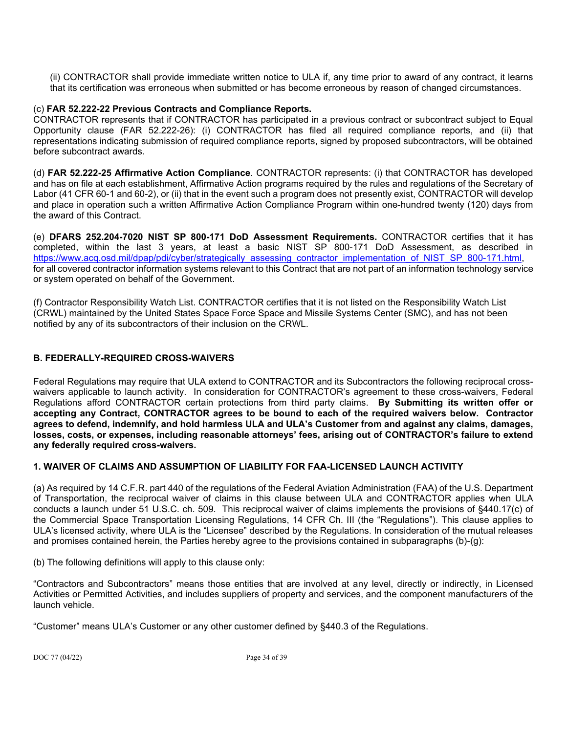(ii) CONTRACTOR shall provide immediate written notice to ULA if, any time prior to award of any contract, it learns that its certification was erroneous when submitted or has become erroneous by reason of changed circumstances.

(c) **FAR 52.222-22 Previous Contracts and Compliance Reports.**
CONTRACTOR represents that if CONTRACTOR has participated in a previous contract or subcontract subject to Equal Opportunity clause (FAR 52.222-26): (i) CONTRACTOR has filed all required compliance reports, and (ii) that representations indicating submission of required compliance reports, signed by proposed subcontractors, will be obtained before subcontract awards.

(d) **FAR 52.222-25 Affirmative Action Compliance**. CONTRACTOR represents: (i) that CONTRACTOR has developed and has on file at each establishment, Affirmative Action programs required by the rules and regulations of the Secretary of Labor (41 CFR 60-1 and 60-2), or (ii) that in the event such a program does not presently exist, CONTRACTOR will develop and place in operation such a written Affirmative Action Compliance Program within one-hundred twenty (120) days from the award of this Contract.

(e) **DFARS 252.204-7020 NIST SP 800-171 DoD Assessment Requirements.** CONTRACTOR certifies that it has completed, within the last 3 years, at least a basic NIST SP 800-171 DoD Assessment, as described in https://www.acq.osd.mil/dpap/pdi/cyber/strategically_assessing_contractor_implementation_of_NIST_SP_800-171.html, for all covered contractor information systems relevant to this Contract that are not part of an information technology service or system operated on behalf of the Government.

(f) Contractor Responsibility Watch List. CONTRACTOR certifies that it is not listed on the Responsibility Watch List (CRWL) maintained by the United States Space Force Space and Missile Systems Center (SMC), and has not been notified by any of its subcontractors of their inclusion on the CRWL.

## B. FEDERALLY-REQUIRED CROSS-WAIVERS

Federal Regulations may require that ULA extend to CONTRACTOR and its Subcontractors the following reciprocal cross-waivers applicable to launch activity. In consideration for CONTRACTOR's agreement to these cross-waivers, Federal Regulations afford CONTRACTOR certain protections from third party claims. **By Submitting its written offer or accepting any Contract, CONTRACTOR agrees to be bound to each of the required waivers below. Contractor agrees to defend, indemnify, and hold harmless ULA and ULA's Customer from and against any claims, damages, losses, costs, or expenses, including reasonable attorneys' fees, arising out of CONTRACTOR's failure to extend any federally required cross-waivers.**

### 1. WAIVER OF CLAIMS AND ASSUMPTION OF LIABILITY FOR FAA-LICENSED LAUNCH ACTIVITY

(a) As required by 14 C.F.R. part 440 of the regulations of the Federal Aviation Administration (FAA) of the U.S. Department of Transportation, the reciprocal waiver of claims in this clause between ULA and CONTRACTOR applies when ULA conducts a launch under 51 U.S.C. ch. 509. This reciprocal waiver of claims implements the provisions of §440.17(c) of the Commercial Space Transportation Licensing Regulations, 14 CFR Ch. III (the "Regulations"). This clause applies to ULA's licensed activity, where ULA is the "Licensee" described by the Regulations. In consideration of the mutual releases and promises contained herein, the Parties hereby agree to the provisions contained in subparagraphs (b)-(g):

(b) The following definitions will apply to this clause only:

"Contractors and Subcontractors" means those entities that are involved at any level, directly or indirectly, in Licensed Activities or Permitted Activities, and includes suppliers of property and services, and the component manufacturers of the launch vehicle.

"Customer" means ULA's Customer or any other customer defined by §440.3 of the Regulations.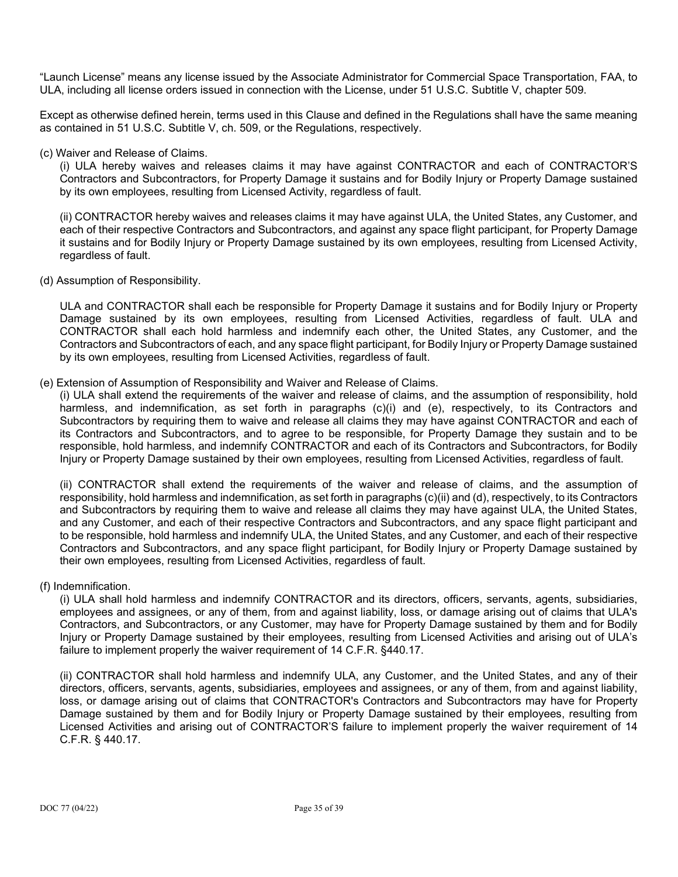"Launch License" means any license issued by the Associate Administrator for Commercial Space Transportation, FAA, to ULA, including all license orders issued in connection with the License, under 51 U.S.C. Subtitle V, chapter 509.

Except as otherwise defined herein, terms used in this Clause and defined in the Regulations shall have the same meaning as contained in 51 U.S.C. Subtitle V, ch. 509, or the Regulations, respectively.

(c) Waiver and Release of Claims.

(i) ULA hereby waives and releases claims it may have against CONTRACTOR and each of CONTRACTOR'S Contractors and Subcontractors, for Property Damage it sustains and for Bodily Injury or Property Damage sustained by its own employees, resulting from Licensed Activity, regardless of fault.

(ii) CONTRACTOR hereby waives and releases claims it may have against ULA, the United States, any Customer, and each of their respective Contractors and Subcontractors, and against any space flight participant, for Property Damage it sustains and for Bodily Injury or Property Damage sustained by its own employees, resulting from Licensed Activity, regardless of fault.

(d) Assumption of Responsibility.

ULA and CONTRACTOR shall each be responsible for Property Damage it sustains and for Bodily Injury or Property Damage sustained by its own employees, resulting from Licensed Activities, regardless of fault. ULA and CONTRACTOR shall each hold harmless and indemnify each other, the United States, any Customer, and the Contractors and Subcontractors of each, and any space flight participant, for Bodily Injury or Property Damage sustained by its own employees, resulting from Licensed Activities, regardless of fault.

(e) Extension of Assumption of Responsibility and Waiver and Release of Claims.

(i) ULA shall extend the requirements of the waiver and release of claims, and the assumption of responsibility, hold harmless, and indemnification, as set forth in paragraphs (c)(i) and (e), respectively, to its Contractors and Subcontractors by requiring them to waive and release all claims they may have against CONTRACTOR and each of its Contractors and Subcontractors, and to agree to be responsible, for Property Damage they sustain and to be responsible, hold harmless, and indemnify CONTRACTOR and each of its Contractors and Subcontractors, for Bodily Injury or Property Damage sustained by their own employees, resulting from Licensed Activities, regardless of fault.

(ii) CONTRACTOR shall extend the requirements of the waiver and release of claims, and the assumption of responsibility, hold harmless and indemnification, as set forth in paragraphs (c)(ii) and (d), respectively, to its Contractors and Subcontractors by requiring them to waive and release all claims they may have against ULA, the United States, and any Customer, and each of their respective Contractors and Subcontractors, and any space flight participant and to be responsible, hold harmless and indemnify ULA, the United States, and any Customer, and each of their respective Contractors and Subcontractors, and any space flight participant, for Bodily Injury or Property Damage sustained by their own employees, resulting from Licensed Activities, regardless of fault.

(f) Indemnification.

(i) ULA shall hold harmless and indemnify CONTRACTOR and its directors, officers, servants, agents, subsidiaries, employees and assignees, or any of them, from and against liability, loss, or damage arising out of claims that ULA's Contractors, and Subcontractors, or any Customer, may have for Property Damage sustained by them and for Bodily Injury or Property Damage sustained by their employees, resulting from Licensed Activities and arising out of ULA's failure to implement properly the waiver requirement of 14 C.F.R. §440.17.

(ii) CONTRACTOR shall hold harmless and indemnify ULA, any Customer, and the United States, and any of their directors, officers, servants, agents, subsidiaries, employees and assignees, or any of them, from and against liability, loss, or damage arising out of claims that CONTRACTOR's Contractors and Subcontractors may have for Property Damage sustained by them and for Bodily Injury or Property Damage sustained by their employees, resulting from Licensed Activities and arising out of CONTRACTOR'S failure to implement properly the waiver requirement of 14 C.F.R. § 440.17.

DOC 77 (04/22)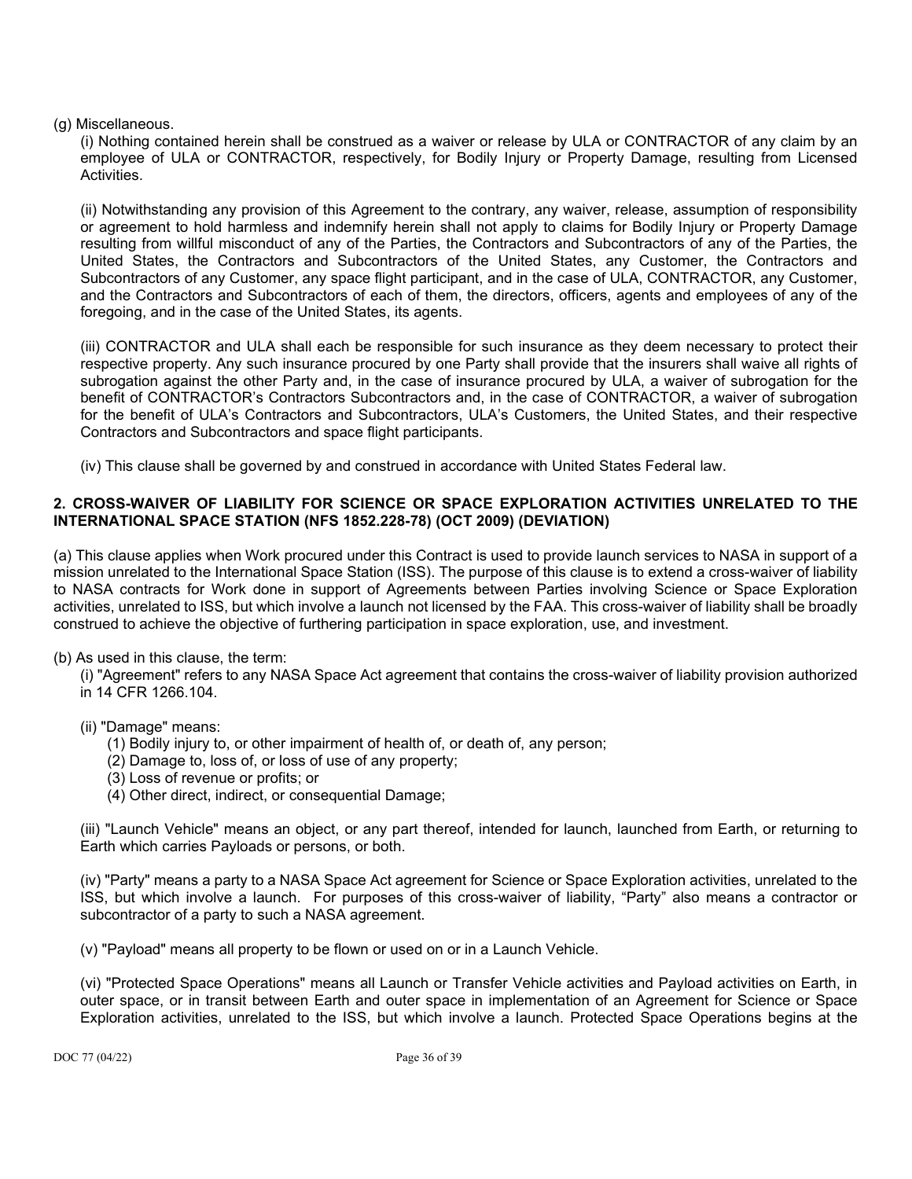(g) Miscellaneous.

(i) Nothing contained herein shall be construed as a waiver or release by ULA or CONTRACTOR of any claim by an employee of ULA or CONTRACTOR, respectively, for Bodily Injury or Property Damage, resulting from Licensed Activities.

(ii) Notwithstanding any provision of this Agreement to the contrary, any waiver, release, assumption of responsibility or agreement to hold harmless and indemnify herein shall not apply to claims for Bodily Injury or Property Damage resulting from willful misconduct of any of the Parties, the Contractors and Subcontractors of any of the Parties, the United States, the Contractors and Subcontractors of the United States, any Customer, the Contractors and Subcontractors of any Customer, any space flight participant, and in the case of ULA, CONTRACTOR, any Customer, and the Contractors and Subcontractors of each of them, the directors, officers, agents and employees of any of the foregoing, and in the case of the United States, its agents.

(iii) CONTRACTOR and ULA shall each be responsible for such insurance as they deem necessary to protect their respective property. Any such insurance procured by one Party shall provide that the insurers shall waive all rights of subrogation against the other Party and, in the case of insurance procured by ULA, a waiver of subrogation for the benefit of CONTRACTOR's Contractors Subcontractors and, in the case of CONTRACTOR, a waiver of subrogation for the benefit of ULA's Contractors and Subcontractors, ULA's Customers, the United States, and their respective Contractors and Subcontractors and space flight participants.

(iv) This clause shall be governed by and construed in accordance with United States Federal law.

## 2. CROSS-WAIVER OF LIABILITY FOR SCIENCE OR SPACE EXPLORATION ACTIVITIES UNRELATED TO THE INTERNATIONAL SPACE STATION (NFS 1852.228-78) (OCT 2009) (DEVIATION)

(a) This clause applies when Work procured under this Contract is used to provide launch services to NASA in support of a mission unrelated to the International Space Station (ISS). The purpose of this clause is to extend a cross-waiver of liability to NASA contracts for Work done in support of Agreements between Parties involving Science or Space Exploration activities, unrelated to ISS, but which involve a launch not licensed by the FAA. This cross-waiver of liability shall be broadly construed to achieve the objective of furthering participation in space exploration, use, and investment.

(b) As used in this clause, the term:

(i) "Agreement" refers to any NASA Space Act agreement that contains the cross-waiver of liability provision authorized in 14 CFR 1266.104.

(ii) "Damage" means:

(1) Bodily injury to, or other impairment of health of, or death of, any person;
(2) Damage to, loss of, or loss of use of any property;
(3) Loss of revenue or profits; or
(4) Other direct, indirect, or consequential Damage;

(iii) "Launch Vehicle" means an object, or any part thereof, intended for launch, launched from Earth, or returning to Earth which carries Payloads or persons, or both.

(iv) "Party" means a party to a NASA Space Act agreement for Science or Space Exploration activities, unrelated to the ISS, but which involve a launch. For purposes of this cross-waiver of liability, "Party" also means a contractor or subcontractor of a party to such a NASA agreement.

(v) "Payload" means all property to be flown or used on or in a Launch Vehicle.

(vi) "Protected Space Operations" means all Launch or Transfer Vehicle activities and Payload activities on Earth, in outer space, or in transit between Earth and outer space in implementation of an Agreement for Science or Space Exploration activities, unrelated to the ISS, but which involve a launch. Protected Space Operations begins at the

DOC 77 (04/22)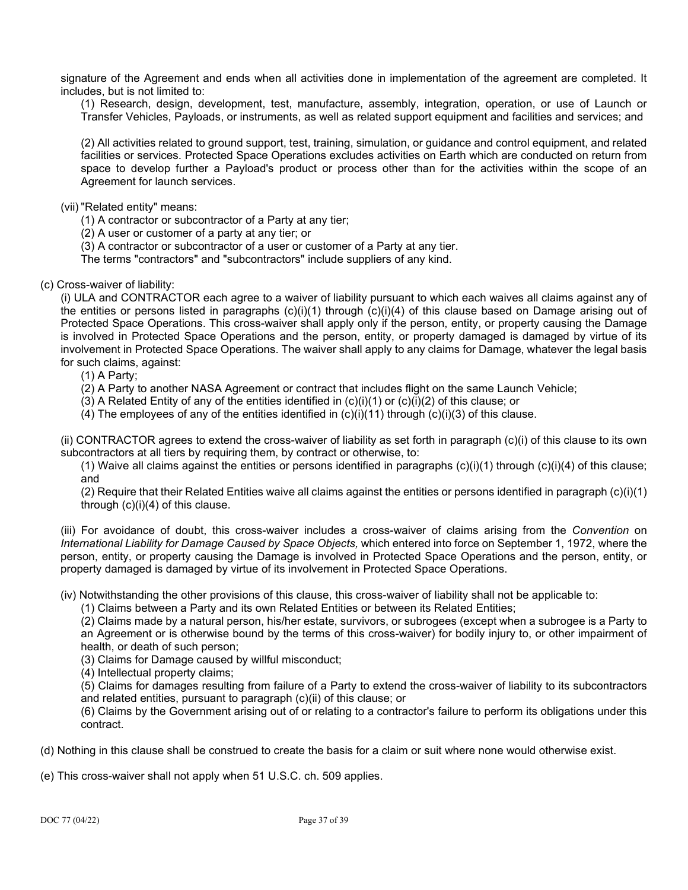signature of the Agreement and ends when all activities done in implementation of the agreement are completed. It includes, but is not limited to:

(1) Research, design, development, test, manufacture, assembly, integration, operation, or use of Launch or Transfer Vehicles, Payloads, or instruments, as well as related support equipment and facilities and services; and

(2) All activities related to ground support, test, training, simulation, or guidance and control equipment, and related facilities or services. Protected Space Operations excludes activities on Earth which are conducted on return from space to develop further a Payload's product or process other than for the activities within the scope of an Agreement for launch services.

(vii) "Related entity" means:

(1) A contractor or subcontractor of a Party at any tier;

(2) A user or customer of a party at any tier; or

(3) A contractor or subcontractor of a user or customer of a Party at any tier.

The terms "contractors" and "subcontractors" include suppliers of any kind.

(c) Cross-waiver of liability:

(i) ULA and CONTRACTOR each agree to a waiver of liability pursuant to which each waives all claims against any of the entities or persons listed in paragraphs (c)(i)(1) through (c)(i)(4) of this clause based on Damage arising out of Protected Space Operations. This cross-waiver shall apply only if the person, entity, or property causing the Damage is involved in Protected Space Operations and the person, entity, or property damaged is damaged by virtue of its involvement in Protected Space Operations. The waiver shall apply to any claims for Damage, whatever the legal basis for such claims, against:

(1) A Party;

(2) A Party to another NASA Agreement or contract that includes flight on the same Launch Vehicle;

(3) A Related Entity of any of the entities identified in (c)(i)(1) or (c)(i)(2) of this clause; or

(4) The employees of any of the entities identified in (c)(i)(11) through (c)(i)(3) of this clause.

(ii) CONTRACTOR agrees to extend the cross-waiver of liability as set forth in paragraph (c)(i) of this clause to its own subcontractors at all tiers by requiring them, by contract or otherwise, to:

(1) Waive all claims against the entities or persons identified in paragraphs (c)(i)(1) through (c)(i)(4) of this clause; and

(2) Require that their Related Entities waive all claims against the entities or persons identified in paragraph (c)(i)(1) through (c)(i)(4) of this clause.

(iii) For avoidance of doubt, this cross-waiver includes a cross-waiver of claims arising from the *Convention on International Liability for Damage Caused by Space Objects,* which entered into force on September 1, 1972, where the person, entity, or property causing the Damage is involved in Protected Space Operations and the person, entity, or property damaged is damaged by virtue of its involvement in Protected Space Operations.

(iv) Notwithstanding the other provisions of this clause, this cross-waiver of liability shall not be applicable to:

(1) Claims between a Party and its own Related Entities or between its Related Entities;

(2) Claims made by a natural person, his/her estate, survivors, or subrogees (except when a subrogee is a Party to an Agreement or is otherwise bound by the terms of this cross-waiver) for bodily injury to, or other impairment of health, or death of such person;

(3) Claims for Damage caused by willful misconduct;

(4) Intellectual property claims;

(5) Claims for damages resulting from failure of a Party to extend the cross-waiver of liability to its subcontractors and related entities, pursuant to paragraph (c)(ii) of this clause; or

(6) Claims by the Government arising out of or relating to a contractor's failure to perform its obligations under this contract.

(d) Nothing in this clause shall be construed to create the basis for a claim or suit where none would otherwise exist.

(e) This cross-waiver shall not apply when 51 U.S.C. ch. 509 applies.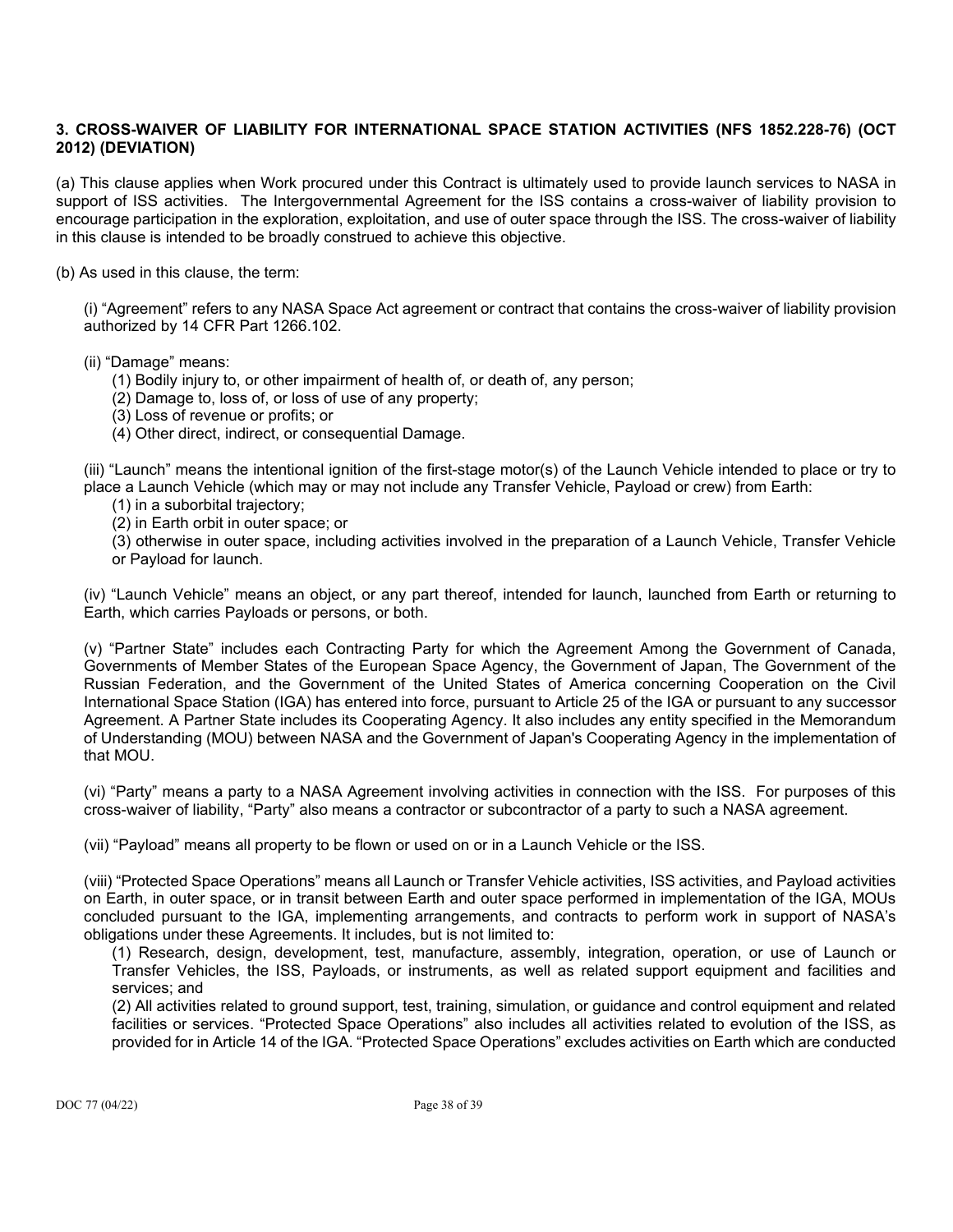### 3. CROSS-WAIVER OF LIABILITY FOR INTERNATIONAL SPACE STATION ACTIVITIES (NFS 1852.228-76) (OCT 2012) (DEVIATION)

(a) This clause applies when Work procured under this Contract is ultimately used to provide launch services to NASA in support of ISS activities. The Intergovernmental Agreement for the ISS contains a cross-waiver of liability provision to encourage participation in the exploration, exploitation, and use of outer space through the ISS. The cross-waiver of liability in this clause is intended to be broadly construed to achieve this objective.

(b) As used in this clause, the term:

(i) "Agreement" refers to any NASA Space Act agreement or contract that contains the cross-waiver of liability provision authorized by 14 CFR Part 1266.102.

(ii) "Damage" means:

(1) Bodily injury to, or other impairment of health of, or death of, any person;
(2) Damage to, loss of, or loss of use of any property;
(3) Loss of revenue or profits; or
(4) Other direct, indirect, or consequential Damage.

(iii) "Launch" means the intentional ignition of the first-stage motor(s) of the Launch Vehicle intended to place or try to place a Launch Vehicle (which may or may not include any Transfer Vehicle, Payload or crew) from Earth:

(1) in a suborbital trajectory;
(2) in Earth orbit in outer space; or
(3) otherwise in outer space, including activities involved in the preparation of a Launch Vehicle, Transfer Vehicle or Payload for launch.

(iv) "Launch Vehicle" means an object, or any part thereof, intended for launch, launched from Earth or returning to Earth, which carries Payloads or persons, or both.

(v) "Partner State" includes each Contracting Party for which the Agreement Among the Government of Canada, Governments of Member States of the European Space Agency, the Government of Japan, The Government of the Russian Federation, and the Government of the United States of America concerning Cooperation on the Civil International Space Station (IGA) has entered into force, pursuant to Article 25 of the IGA or pursuant to any successor Agreement. A Partner State includes its Cooperating Agency. It also includes any entity specified in the Memorandum of Understanding (MOU) between NASA and the Government of Japan's Cooperating Agency in the implementation of that MOU.

(vi) "Party" means a party to a NASA Agreement involving activities in connection with the ISS. For purposes of this cross-waiver of liability, "Party" also means a contractor or subcontractor of a party to such a NASA agreement.

(vii) "Payload" means all property to be flown or used on or in a Launch Vehicle or the ISS.

(viii) "Protected Space Operations" means all Launch or Transfer Vehicle activities, ISS activities, and Payload activities on Earth, in outer space, or in transit between Earth and outer space performed in implementation of the IGA, MOUs concluded pursuant to the IGA, implementing arrangements, and contracts to perform work in support of NASA's obligations under these Agreements. It includes, but is not limited to:

(1) Research, design, development, test, manufacture, assembly, integration, operation, or use of Launch or Transfer Vehicles, the ISS, Payloads, or instruments, as well as related support equipment and facilities and services; and
(2) All activities related to ground support, test, training, simulation, or guidance and control equipment and related facilities or services. "Protected Space Operations" also includes all activities related to evolution of the ISS, as provided for in Article 14 of the IGA. "Protected Space Operations" excludes activities on Earth which are conducted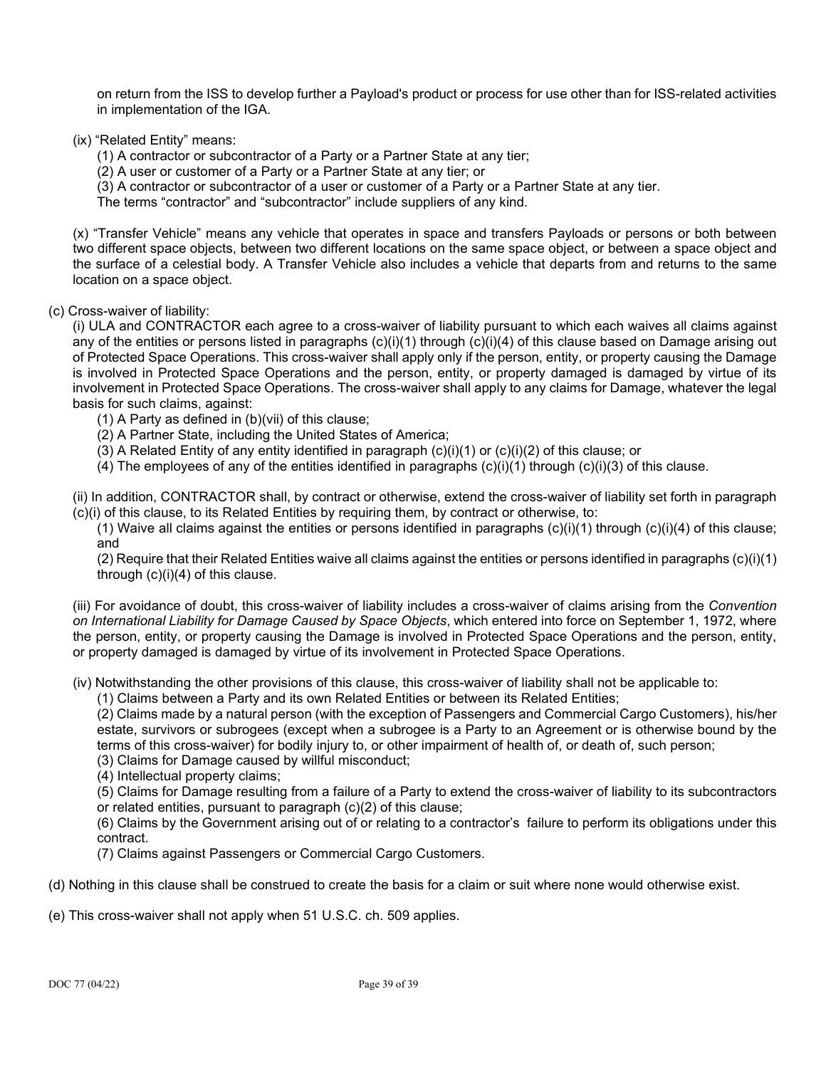on return from the ISS to develop further a Payload's product or process for use other than for ISS-related activities in implementation of the IGA.

(ix) "Related Entity" means:

(1) A contractor or subcontractor of a Party or a Partner State at any tier;

(2) A user or customer of a Party or a Partner State at any tier; or

(3) A contractor or subcontractor of a user or customer of a Party or a Partner State at any tier.

The terms "contractor" and "subcontractor" include suppliers of any kind.

(x) "Transfer Vehicle" means any vehicle that operates in space and transfers Payloads or persons or both between two different space objects, between two different locations on the same space object, or between a space object and the surface of a celestial body. A Transfer Vehicle also includes a vehicle that departs from and returns to the same location on a space object.

(c) Cross-waiver of liability:

(i) ULA and CONTRACTOR each agree to a cross-waiver of liability pursuant to which each waives all claims against any of the entities or persons listed in paragraphs (c)(i)(1) through (c)(i)(4) of this clause based on Damage arising out of Protected Space Operations. This cross-waiver shall apply only if the person, entity, or property causing the Damage is involved in Protected Space Operations and the person, entity, or property damaged is damaged by virtue of its involvement in Protected Space Operations. The cross-waiver shall apply to any claims for Damage, whatever the legal basis for such claims, against:

(1) A Party as defined in (b)(vii) of this clause;

(2) A Partner State, including the United States of America;

(3) A Related Entity of any entity identified in paragraph (c)(i)(1) or (c)(i)(2) of this clause; or

(4) The employees of any of the entities identified in paragraphs (c)(i)(1) through (c)(i)(3) of this clause.

(ii) In addition, CONTRACTOR shall, by contract or otherwise, extend the cross-waiver of liability set forth in paragraph (c)(i) of this clause, to its Related Entities by requiring them, by contract or otherwise, to:

(1) Waive all claims against the entities or persons identified in paragraphs (c)(i)(1) through (c)(i)(4) of this clause; and

(2) Require that their Related Entities waive all claims against the entities or persons identified in paragraphs (c)(i)(1) through (c)(i)(4) of this clause.

(iii) For avoidance of doubt, this cross-waiver of liability includes a cross-waiver of claims arising from the *Convention on International Liability for Damage Caused by Space Objects*, which entered into force on September 1, 1972, where the person, entity, or property causing the Damage is involved in Protected Space Operations and the person, entity, or property damaged is damaged by virtue of its involvement in Protected Space Operations.

(iv) Notwithstanding the other provisions of this clause, this cross-waiver of liability shall not be applicable to:

(1) Claims between a Party and its own Related Entities or between its Related Entities;

(2) Claims made by a natural person (with the exception of Passengers and Commercial Cargo Customers), his/her estate, survivors or subrogees (except when a subrogee is a Party to an Agreement or is otherwise bound by the terms of this cross-waiver) for bodily injury to, or other impairment of health of, or death of, such person;

(3) Claims for Damage caused by willful misconduct;

(4) Intellectual property claims;

(5) Claims for Damage resulting from a failure of a Party to extend the cross-waiver of liability to its subcontractors or related entities, pursuant to paragraph (c)(2) of this clause;

(6) Claims by the Government arising out of or relating to a contractor's failure to perform its obligations under this contract.

(7) Claims against Passengers or Commercial Cargo Customers.

(d) Nothing in this clause shall be construed to create the basis for a claim or suit where none would otherwise exist.

(e) This cross-waiver shall not apply when 51 U.S.C. ch. 509 applies.